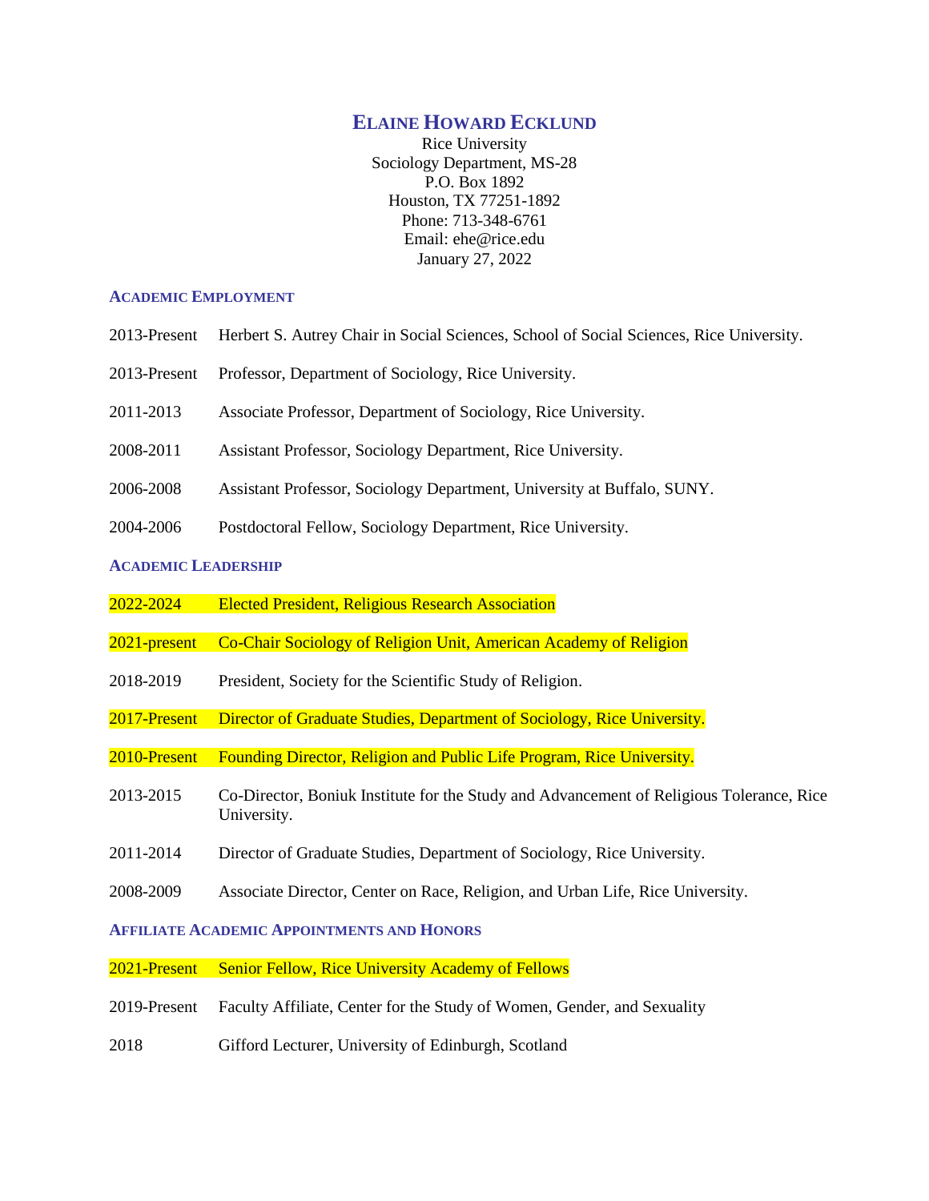# ELAINE HOWARD ECKLUND

Rice University
Sociology Department, MS-28
P.O. Box 1892
Houston, TX 77251-1892
Phone: 713-348-6761
Email: ehe@rice.edu
January 27, 2022

## ACADEMIC EMPLOYMENT

2013-Present Herbert S. Autrey Chair in Social Sciences, School of Social Sciences, Rice University.

2013-Present Professor, Department of Sociology, Rice University.

2011-2013 Associate Professor, Department of Sociology, Rice University.

2008-2011 Assistant Professor, Sociology Department, Rice University.

2006-2008 Assistant Professor, Sociology Department, University at Buffalo, SUNY.

2004-2006 Postdoctoral Fellow, Sociology Department, Rice University.

## ACADEMIC LEADERSHIP

2022-2024 Elected President, Religious Research Association

2021-present Co-Chair Sociology of Religion Unit, American Academy of Religion

2018-2019 President, Society for the Scientific Study of Religion.

2017-Present Director of Graduate Studies, Department of Sociology, Rice University.

2010-Present Founding Director, Religion and Public Life Program, Rice University.

2013-2015 Co-Director, Boniuk Institute for the Study and Advancement of Religious Tolerance, Rice University.

2011-2014 Director of Graduate Studies, Department of Sociology, Rice University.

2008-2009 Associate Director, Center on Race, Religion, and Urban Life, Rice University.

## AFFILIATE ACADEMIC APPOINTMENTS AND HONORS

2021-Present Senior Fellow, Rice University Academy of Fellows

2019-Present Faculty Affiliate, Center for the Study of Women, Gender, and Sexuality

2018 Gifford Lecturer, University of Edinburgh, Scotland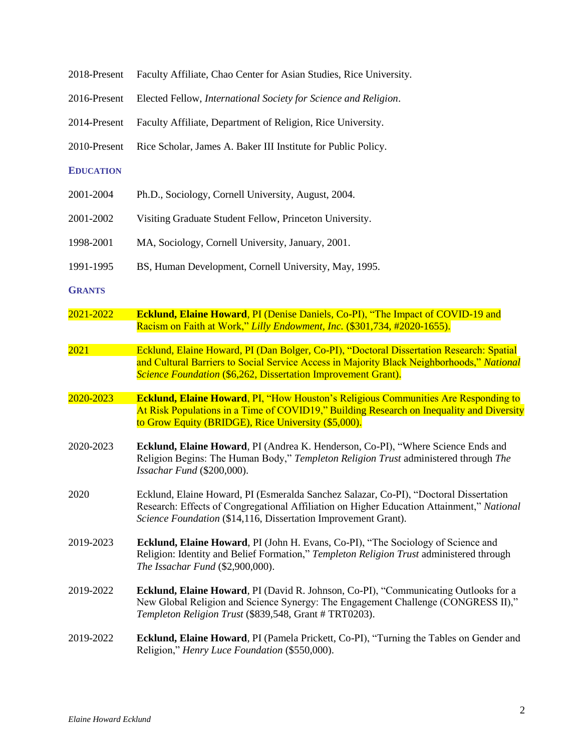2018-Present Faculty Affiliate, Chao Center for Asian Studies, Rice University.

2016-Present Elected Fellow, *International Society for Science and Religion*.

2014-Present Faculty Affiliate, Department of Religion, Rice University.

2010-Present Rice Scholar, James A. Baker III Institute for Public Policy.

## EDUCATION

2001-2004 Ph.D., Sociology, Cornell University, August, 2004.

2001-2002 Visiting Graduate Student Fellow, Princeton University.

1998-2001 MA, Sociology, Cornell University, January, 2001.

1991-1995 BS, Human Development, Cornell University, May, 1995.

## GRANTS

2021-2022 **Ecklund, Elaine Howard**, PI (Denise Daniels, Co-PI), "The Impact of COVID-19 and Racism on Faith at Work," *Lilly Endowment, Inc.* ($301,734, #2020-1655).

2021 Ecklund, Elaine Howard, PI (Dan Bolger, Co-PI), "Doctoral Dissertation Research: Spatial and Cultural Barriers to Social Service Access in Majority Black Neighborhoods," *National Science Foundation* ($6,262, Dissertation Improvement Grant).

2020-2023 **Ecklund, Elaine Howard**, PI, "How Houston's Religious Communities Are Responding to At Risk Populations in a Time of COVID19," Building Research on Inequality and Diversity to Grow Equity (BRIDGE), Rice University ($5,000).

2020-2023 **Ecklund, Elaine Howard**, PI (Andrea K. Henderson, Co-PI), "Where Science Ends and Religion Begins: The Human Body," *Templeton Religion Trust* administered through *The Issachar Fund* ($200,000).

2020 Ecklund, Elaine Howard, PI (Esmeralda Sanchez Salazar, Co-PI), "Doctoral Dissertation Research: Effects of Congregational Affiliation on Higher Education Attainment," *National Science Foundation* ($14,116, Dissertation Improvement Grant).

2019-2023 **Ecklund, Elaine Howard**, PI (John H. Evans, Co-PI), "The Sociology of Science and Religion: Identity and Belief Formation," *Templeton Religion Trust* administered through *The Issachar Fund* ($2,900,000).

2019-2022 **Ecklund, Elaine Howard**, PI (David R. Johnson, Co-PI), "Communicating Outlooks for a New Global Religion and Science Synergy: The Engagement Challenge (CONGRESS II)," *Templeton Religion Trust* ($839,548, Grant # TRT0203).

2019-2022 **Ecklund, Elaine Howard**, PI (Pamela Prickett, Co-PI), "Turning the Tables on Gender and Religion," *Henry Luce Foundation* ($550,000).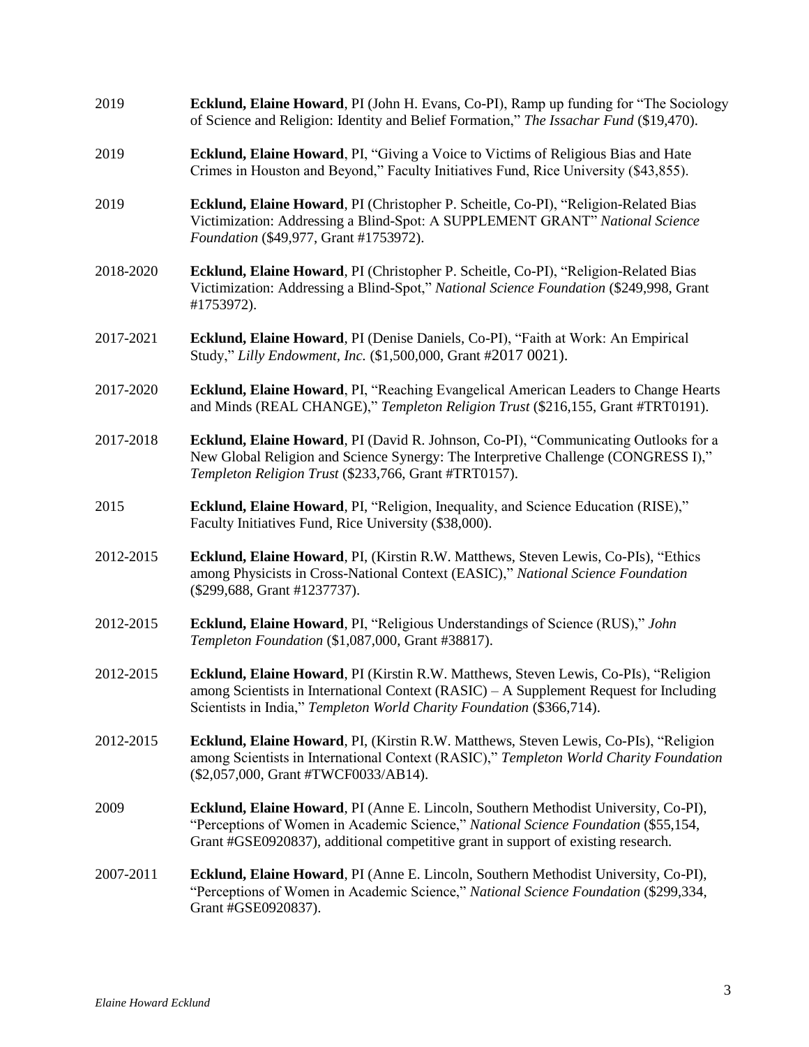2019 **Ecklund, Elaine Howard**, PI (John H. Evans, Co-PI), Ramp up funding for "The Sociology of Science and Religion: Identity and Belief Formation," *The Issachar Fund* ($19,470).

2019 **Ecklund, Elaine Howard**, PI, "Giving a Voice to Victims of Religious Bias and Hate Crimes in Houston and Beyond," Faculty Initiatives Fund, Rice University ($43,855).

2019 **Ecklund, Elaine Howard**, PI (Christopher P. Scheitle, Co-PI), "Religion-Related Bias Victimization: Addressing a Blind-Spot: A SUPPLEMENT GRANT" *National Science Foundation* ($49,977, Grant #1753972).

2018-2020 **Ecklund, Elaine Howard**, PI (Christopher P. Scheitle, Co-PI), "Religion-Related Bias Victimization: Addressing a Blind-Spot," *National Science Foundation* ($249,998, Grant #1753972).

2017-2021 **Ecklund, Elaine Howard**, PI (Denise Daniels, Co-PI), "Faith at Work: An Empirical Study," *Lilly Endowment, Inc.* ($1,500,000, Grant #2017 0021).

2017-2020 **Ecklund, Elaine Howard**, PI, "Reaching Evangelical American Leaders to Change Hearts and Minds (REAL CHANGE)," *Templeton Religion Trust* ($216,155, Grant #TRT0191).

2017-2018 **Ecklund, Elaine Howard**, PI (David R. Johnson, Co-PI), "Communicating Outlooks for a New Global Religion and Science Synergy: The Interpretive Challenge (CONGRESS I)," *Templeton Religion Trust* ($233,766, Grant #TRT0157).

2015 **Ecklund, Elaine Howard**, PI, "Religion, Inequality, and Science Education (RISE)," Faculty Initiatives Fund, Rice University ($38,000).

2012-2015 **Ecklund, Elaine Howard**, PI, (Kirstin R.W. Matthews, Steven Lewis, Co-PIs), "Ethics among Physicists in Cross-National Context (EASIC)," *National Science Foundation* ($299,688, Grant #1237737).

2012-2015 **Ecklund, Elaine Howard**, PI, "Religious Understandings of Science (RUS)," *John Templeton Foundation* ($1,087,000, Grant #38817).

2012-2015 **Ecklund, Elaine Howard**, PI (Kirstin R.W. Matthews, Steven Lewis, Co-PIs), "Religion among Scientists in International Context (RASIC) – A Supplement Request for Including Scientists in India," *Templeton World Charity Foundation* ($366,714).

2012-2015 **Ecklund, Elaine Howard**, PI, (Kirstin R.W. Matthews, Steven Lewis, Co-PIs), "Religion among Scientists in International Context (RASIC)," *Templeton World Charity Foundation* ($2,057,000, Grant #TWCF0033/AB14).

2009 **Ecklund, Elaine Howard**, PI (Anne E. Lincoln, Southern Methodist University, Co-PI), "Perceptions of Women in Academic Science," *National Science Foundation* ($55,154, Grant #GSE0920837), additional competitive grant in support of existing research.

2007-2011 **Ecklund, Elaine Howard**, PI (Anne E. Lincoln, Southern Methodist University, Co-PI), "Perceptions of Women in Academic Science," *National Science Foundation* ($299,334, Grant #GSE0920837).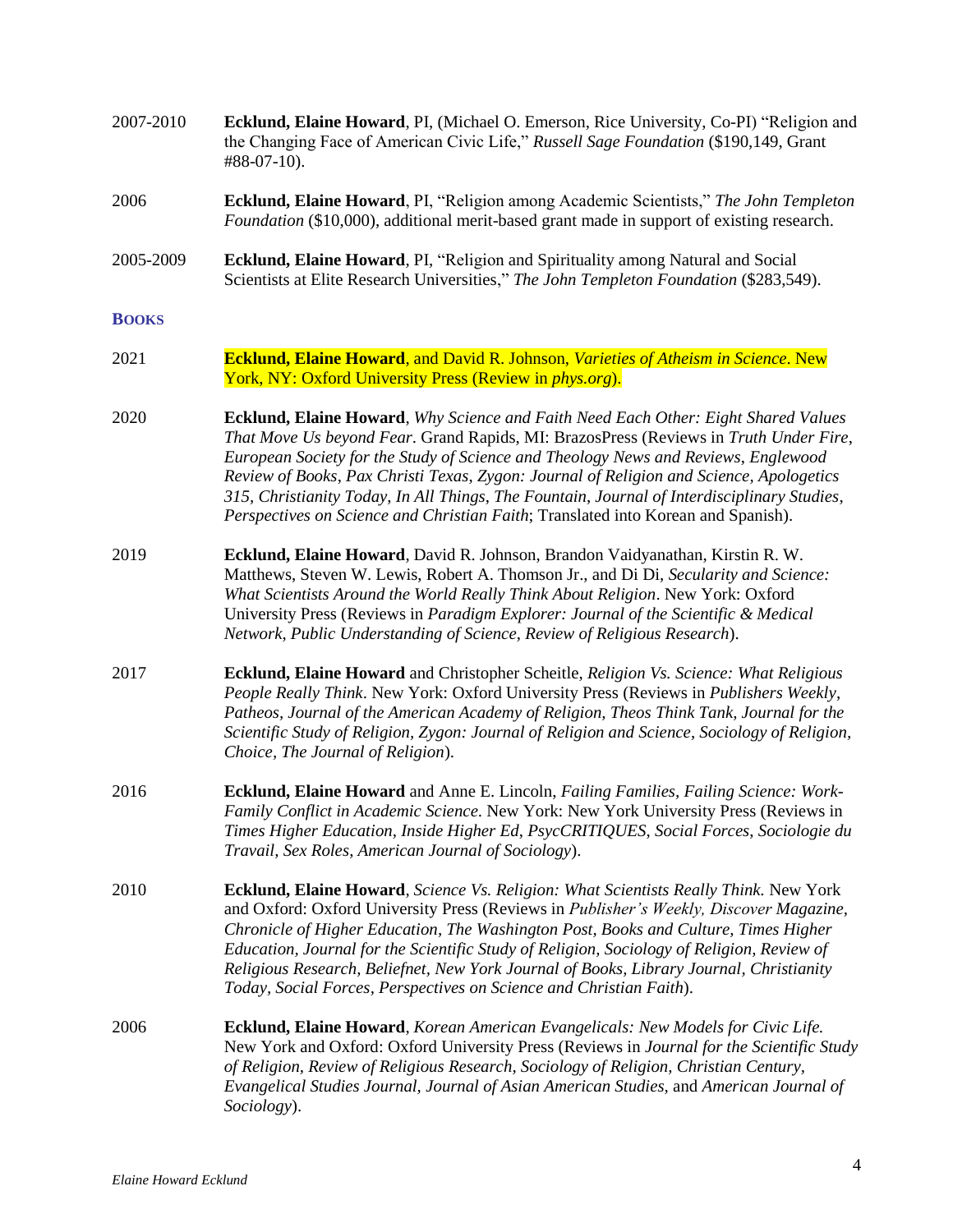2007-2010 **Ecklund, Elaine Howard**, PI, (Michael O. Emerson, Rice University, Co-PI) "Religion and the Changing Face of American Civic Life," *Russell Sage Foundation* ($190,149, Grant #88-07-10).

2006 **Ecklund, Elaine Howard**, PI, "Religion among Academic Scientists," *The John Templeton Foundation* ($10,000), additional merit-based grant made in support of existing research.

2005-2009 **Ecklund, Elaine Howard**, PI, "Religion and Spirituality among Natural and Social Scientists at Elite Research Universities," *The John Templeton Foundation* ($283,549).

## BOOKS

2021 **Ecklund, Elaine Howard**, and David R. Johnson, *Varieties of Atheism in Science*. New York, NY: Oxford University Press (Review in *phys.org*).

2020 **Ecklund, Elaine Howard**, *Why Science and Faith Need Each Other: Eight Shared Values That Move Us beyond Fear*. Grand Rapids, MI: BrazosPress (Reviews in *Truth Under Fire*, *European Society for the Study of Science and Theology News and Reviews*, *Englewood Review of Books*, *Pax Christi Texas*, *Zygon: Journal of Religion and Science*, *Apologetics 315*, *Christianity Today*, *In All Things*, *The Fountain*, *Journal of Interdisciplinary Studies*, *Perspectives on Science and Christian Faith*; Translated into Korean and Spanish).

2019 **Ecklund, Elaine Howard**, David R. Johnson, Brandon Vaidyanathan, Kirstin R. W. Matthews, Steven W. Lewis, Robert A. Thomson Jr., and Di Di, *Secularity and Science: What Scientists Around the World Really Think About Religion*. New York: Oxford University Press (Reviews in *Paradigm Explorer: Journal of the Scientific & Medical Network*, *Public Understanding of Science*, *Review of Religious Research*).

2017 **Ecklund, Elaine Howard** and Christopher Scheitle, *Religion Vs. Science: What Religious People Really Think*. New York: Oxford University Press (Reviews in *Publishers Weekly*, *Patheos*, *Journal of the American Academy of Religion*, *Theos Think Tank*, *Journal for the Scientific Study of Religion*, *Zygon: Journal of Religion and Science*, *Sociology of Religion*, *Choice*, *The Journal of Religion*).

2016 **Ecklund, Elaine Howard** and Anne E. Lincoln, *Failing Families, Failing Science: Work-Family Conflict in Academic Science*. New York: New York University Press (Reviews in *Times Higher Education*, *Inside Higher Ed*, *PsycCRITIQUES*, *Social Forces*, *Sociologie du Travail*, *Sex Roles*, *American Journal of Sociology*).

2010 **Ecklund, Elaine Howard**, *Science Vs. Religion: What Scientists Really Think*. New York and Oxford: Oxford University Press (Reviews in *Publisher's Weekly*, *Discover Magazine*, *Chronicle of Higher Education*, *The Washington Post*, *Books and Culture*, *Times Higher Education*, *Journal for the Scientific Study of Religion*, *Sociology of Religion*, *Review of Religious Research*, *Beliefnet*, *New York Journal of Books*, *Library Journal*, *Christianity Today*, *Social Forces*, *Perspectives on Science and Christian Faith*).

2006 **Ecklund, Elaine Howard**, *Korean American Evangelicals: New Models for Civic Life*. New York and Oxford: Oxford University Press (Reviews in *Journal for the Scientific Study of Religion*, *Review of Religious Research*, *Sociology of Religion*, *Christian Century*, *Evangelical Studies Journal*, *Journal of Asian American Studies*, and *American Journal of Sociology*).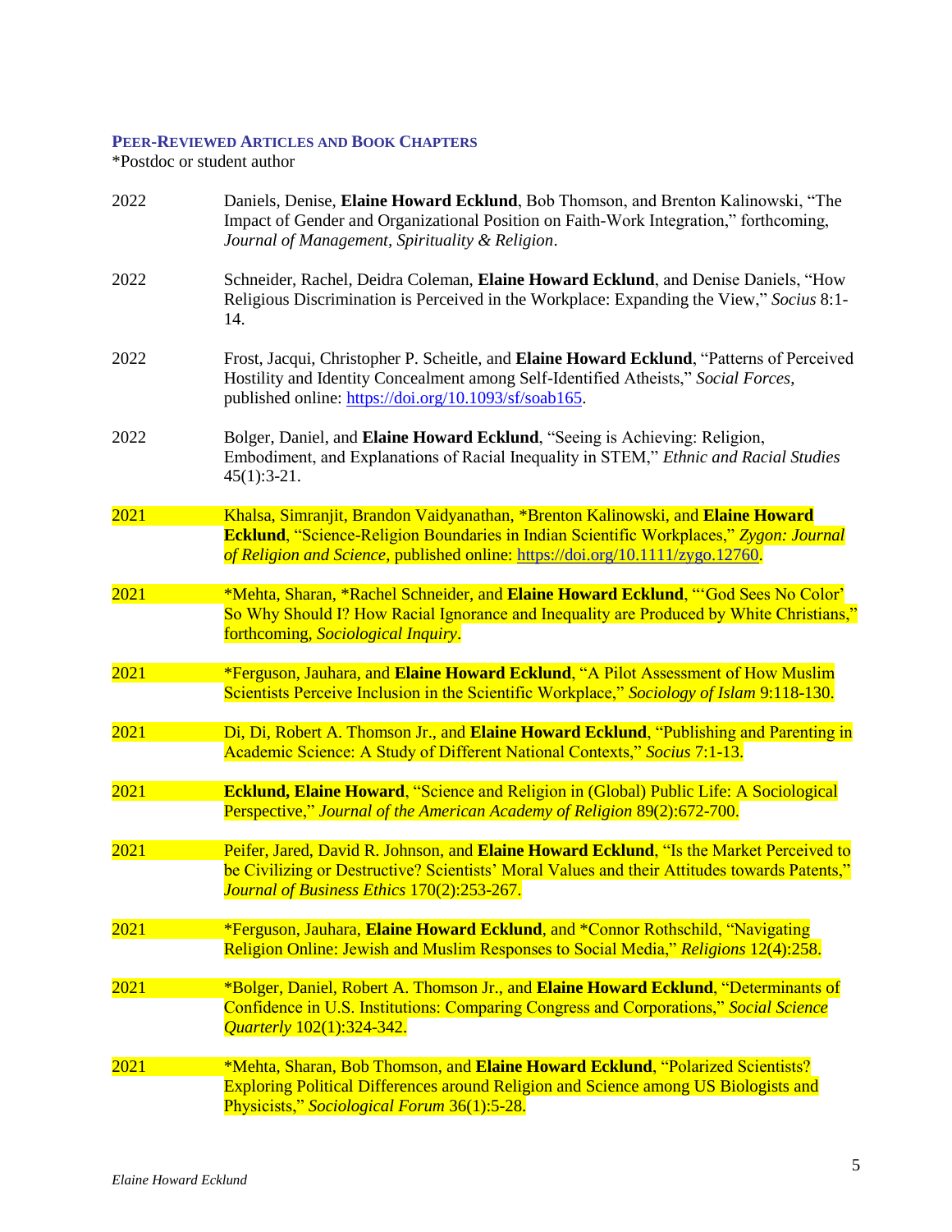## PEER-REVIEWED ARTICLES AND BOOK CHAPTERS

*Postdoc or student author

2022 Daniels, Denise, **Elaine Howard Ecklund**, Bob Thomson, and Brenton Kalinowski, "The Impact of Gender and Organizational Position on Faith-Work Integration," forthcoming, *Journal of Management, Spirituality & Religion*.

2022 Schneider, Rachel, Deidra Coleman, **Elaine Howard Ecklund**, and Denise Daniels, "How Religious Discrimination is Perceived in the Workplace: Expanding the View," *Socius* 8:1-14.

2022 Frost, Jacqui, Christopher P. Scheitle, and **Elaine Howard Ecklund**, "Patterns of Perceived Hostility and Identity Concealment among Self-Identified Atheists," *Social Forces*, published online: https://doi.org/10.1093/sf/soab165.

2022 Bolger, Daniel, and **Elaine Howard Ecklund**, "Seeing is Achieving: Religion, Embodiment, and Explanations of Racial Inequality in STEM," *Ethnic and Racial Studies* 45(1):3-21.

2021 Khalsa, Simranjit, Brandon Vaidyanathan, *Brenton Kalinowski, and **Elaine Howard Ecklund**, "Science-Religion Boundaries in Indian Scientific Workplaces," *Zygon: Journal of Religion and Science*, published online: https://doi.org/10.1111/zygo.12760.

2021 *Mehta, Sharan, *Rachel Schneider, and **Elaine Howard Ecklund**, "'God Sees No Color' So Why Should I? How Racial Ignorance and Inequality are Produced by White Christians," forthcoming, *Sociological Inquiry*.

2021 *Ferguson, Jauhara, and **Elaine Howard Ecklund**, "A Pilot Assessment of How Muslim Scientists Perceive Inclusion in the Scientific Workplace," *Sociology of Islam* 9:118-130.

2021 Di, Di, Robert A. Thomson Jr., and **Elaine Howard Ecklund**, "Publishing and Parenting in Academic Science: A Study of Different National Contexts," *Socius* 7:1-13.

2021 **Ecklund, Elaine Howard**, "Science and Religion in (Global) Public Life: A Sociological Perspective," *Journal of the American Academy of Religion* 89(2):672-700.

2021 Peifer, Jared, David R. Johnson, and **Elaine Howard Ecklund**, "Is the Market Perceived to be Civilizing or Destructive? Scientists' Moral Values and their Attitudes towards Patents," *Journal of Business Ethics* 170(2):253-267.

2021 *Ferguson, Jauhara, **Elaine Howard Ecklund**, and *Connor Rothschild, "Navigating Religion Online: Jewish and Muslim Responses to Social Media," *Religions* 12(4):258.

2021 *Bolger, Daniel, Robert A. Thomson Jr., and **Elaine Howard Ecklund**, "Determinants of Confidence in U.S. Institutions: Comparing Congress and Corporations," *Social Science Quarterly* 102(1):324-342.

2021 *Mehta, Sharan, Bob Thomson, and **Elaine Howard Ecklund**, "Polarized Scientists? Exploring Political Differences around Religion and Science among US Biologists and Physicists," *Sociological Forum* 36(1):5-28.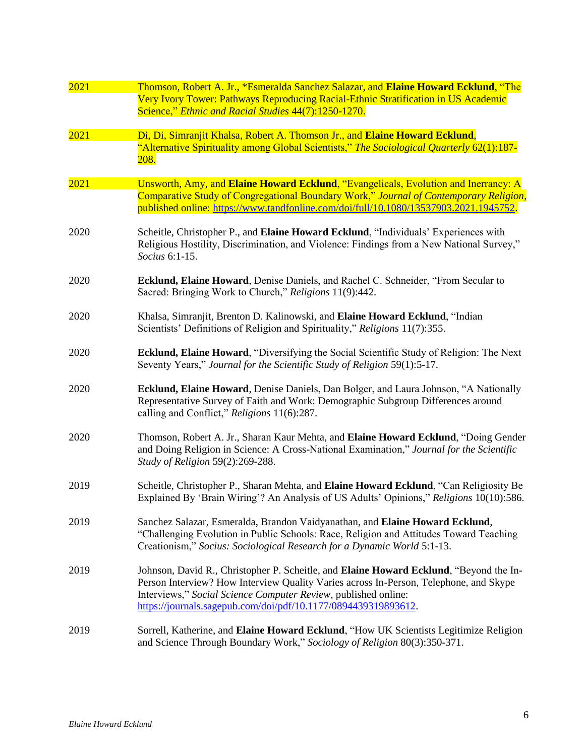2021 Thomson, Robert A. Jr., *Esmeralda Sanchez Salazar, and **Elaine Howard Ecklund**, "The Very Ivory Tower: Pathways Reproducing Racial-Ethnic Stratification in US Academic Science," *Ethnic and Racial Studies* 44(7):1250-1270.

2021 Di, Di, Simranjit Khalsa, Robert A. Thomson Jr., and **Elaine Howard Ecklund**, "Alternative Spirituality among Global Scientists," *The Sociological Quarterly* 62(1):187-208.

2021 Unsworth, Amy, and **Elaine Howard Ecklund**, "Evangelicals, Evolution and Inerrancy: A Comparative Study of Congregational Boundary Work," *Journal of Contemporary Religion*, published online: https://www.tandfonline.com/doi/full/10.1080/13537903.2021.1945752.

2020 Scheitle, Christopher P., and **Elaine Howard Ecklund**, "Individuals' Experiences with Religious Hostility, Discrimination, and Violence: Findings from a New National Survey," *Socius* 6:1-15.

2020 **Ecklund, Elaine Howard**, Denise Daniels, and Rachel C. Schneider, "From Secular to Sacred: Bringing Work to Church," *Religions* 11(9):442.

2020 Khalsa, Simranjit, Brenton D. Kalinowski, and **Elaine Howard Ecklund**, "Indian Scientists' Definitions of Religion and Spirituality," *Religions* 11(7):355.

2020 **Ecklund, Elaine Howard**, "Diversifying the Social Scientific Study of Religion: The Next Seventy Years," *Journal for the Scientific Study of Religion* 59(1):5-17.

2020 **Ecklund, Elaine Howard**, Denise Daniels, Dan Bolger, and Laura Johnson, "A Nationally Representative Survey of Faith and Work: Demographic Subgroup Differences around calling and Conflict," *Religions* 11(6):287.

2020 Thomson, Robert A. Jr., Sharan Kaur Mehta, and **Elaine Howard Ecklund**, "Doing Gender and Doing Religion in Science: A Cross-National Examination," *Journal for the Scientific Study of Religion* 59(2):269-288.

2019 Scheitle, Christopher P., Sharan Mehta, and **Elaine Howard Ecklund**, "Can Religiosity Be Explained By 'Brain Wiring'? An Analysis of US Adults' Opinions," *Religions* 10(10):586.

2019 Sanchez Salazar, Esmeralda, Brandon Vaidyanathan, and **Elaine Howard Ecklund**, "Challenging Evolution in Public Schools: Race, Religion and Attitudes Toward Teaching Creationism," *Socius: Sociological Research for a Dynamic World* 5:1-13.

2019 Johnson, David R., Christopher P. Scheitle, and **Elaine Howard Ecklund**, "Beyond the In-Person Interview? How Interview Quality Varies across In-Person, Telephone, and Skype Interviews," *Social Science Computer Review*, published online: https://journals.sagepub.com/doi/pdf/10.1177/0894439319893612.

2019 Sorrell, Katherine, and **Elaine Howard Ecklund**, "How UK Scientists Legitimize Religion and Science Through Boundary Work," *Sociology of Religion* 80(3):350-371.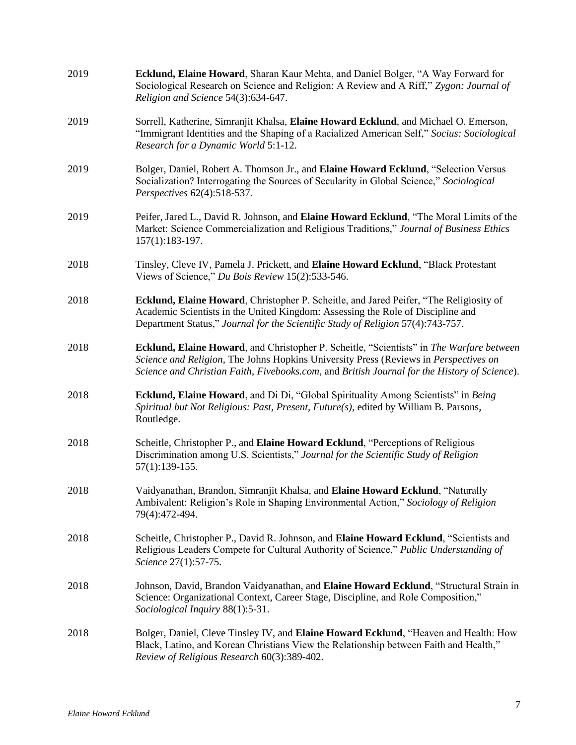2019 **Ecklund, Elaine Howard**, Sharan Kaur Mehta, and Daniel Bolger, "A Way Forward for Sociological Research on Science and Religion: A Review and A Riff," *Zygon: Journal of Religion and Science* 54(3):634-647.

2019 Sorrell, Katherine, Simranjit Khalsa, **Elaine Howard Ecklund**, and Michael O. Emerson, "Immigrant Identities and the Shaping of a Racialized American Self," *Socius: Sociological Research for a Dynamic World* 5:1-12.

2019 Bolger, Daniel, Robert A. Thomson Jr., and **Elaine Howard Ecklund**, "Selection Versus Socialization? Interrogating the Sources of Secularity in Global Science," *Sociological Perspectives* 62(4):518-537.

2019 Peifer, Jared L., David R. Johnson, and **Elaine Howard Ecklund**, "The Moral Limits of the Market: Science Commercialization and Religious Traditions," *Journal of Business Ethics* 157(1):183-197.

2018 Tinsley, Cleve IV, Pamela J. Prickett, and **Elaine Howard Ecklund**, "Black Protestant Views of Science," *Du Bois Review* 15(2):533-546.

2018 **Ecklund, Elaine Howard**, Christopher P. Scheitle, and Jared Peifer, "The Religiosity of Academic Scientists in the United Kingdom: Assessing the Role of Discipline and Department Status," *Journal for the Scientific Study of Religion* 57(4):743-757.

2018 **Ecklund, Elaine Howard**, and Christopher P. Scheitle, "Scientists" in *The Warfare between Science and Religion*, The Johns Hopkins University Press (Reviews in *Perspectives on Science and Christian Faith*, *Fivebooks.com*, and *British Journal for the History of Science*).

2018 **Ecklund, Elaine Howard**, and Di Di, "Global Spirituality Among Scientists" in *Being Spiritual but Not Religious: Past, Present, Future(s)*, edited by William B. Parsons, Routledge.

2018 Scheitle, Christopher P., and **Elaine Howard Ecklund**, "Perceptions of Religious Discrimination among U.S. Scientists," *Journal for the Scientific Study of Religion* 57(1):139-155.

2018 Vaidyanathan, Brandon, Simranjit Khalsa, and **Elaine Howard Ecklund**, "Naturally Ambivalent: Religion's Role in Shaping Environmental Action," *Sociology of Religion* 79(4):472-494.

2018 Scheitle, Christopher P., David R. Johnson, and **Elaine Howard Ecklund**, "Scientists and Religious Leaders Compete for Cultural Authority of Science," *Public Understanding of Science* 27(1):57-75.

2018 Johnson, David, Brandon Vaidyanathan, and **Elaine Howard Ecklund**, "Structural Strain in Science: Organizational Context, Career Stage, Discipline, and Role Composition," *Sociological Inquiry* 88(1):5-31.

2018 Bolger, Daniel, Cleve Tinsley IV, and **Elaine Howard Ecklund**, "Heaven and Health: How Black, Latino, and Korean Christians View the Relationship between Faith and Health," *Review of Religious Research* 60(3):389-402.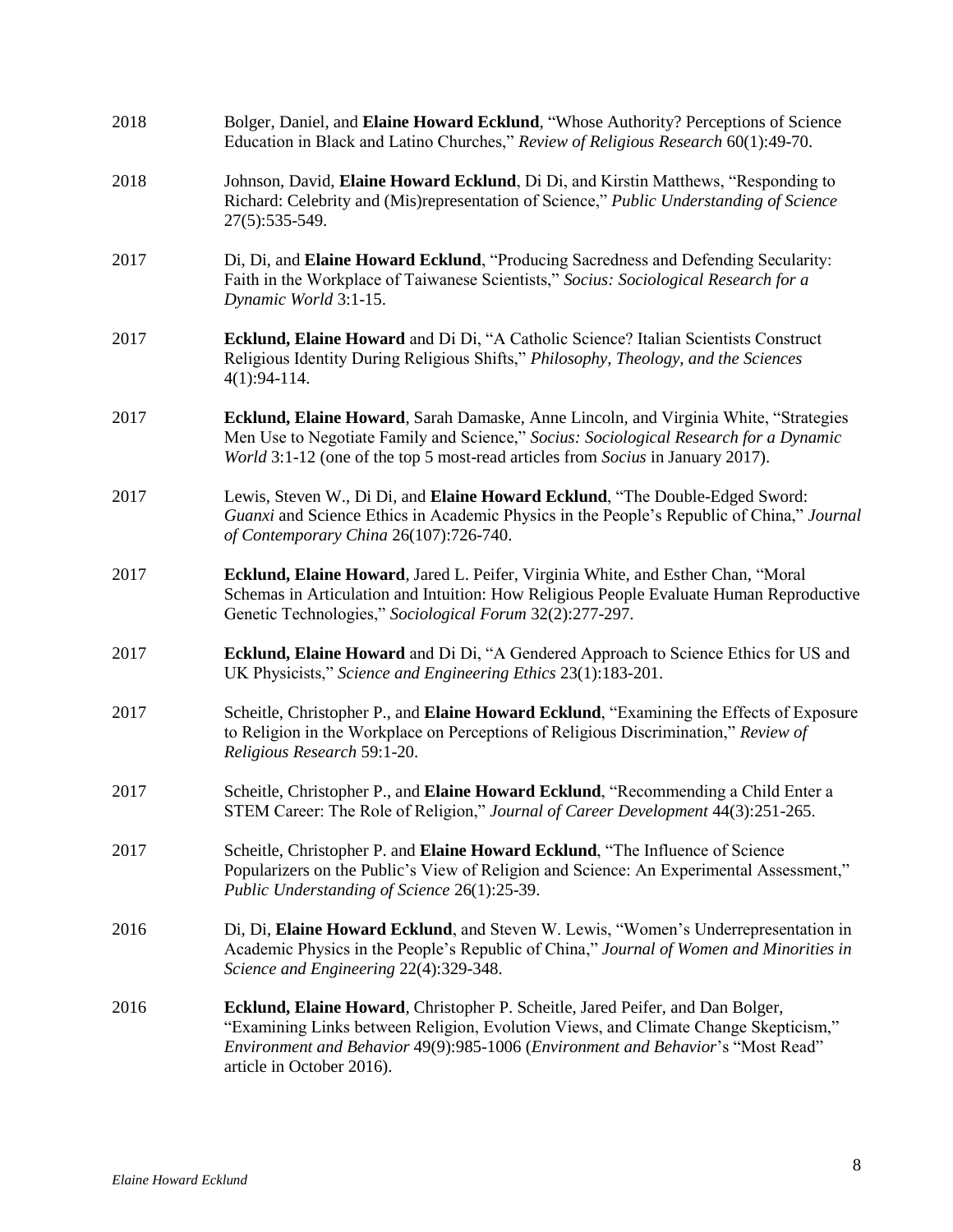2018 Bolger, Daniel, and **Elaine Howard Ecklund**, "Whose Authority? Perceptions of Science Education in Black and Latino Churches," *Review of Religious Research* 60(1):49-70.

2018 Johnson, David, **Elaine Howard Ecklund**, Di Di, and Kirstin Matthews, "Responding to Richard: Celebrity and (Mis)representation of Science," *Public Understanding of Science* 27(5):535-549.

2017 Di, Di, and **Elaine Howard Ecklund**, "Producing Sacredness and Defending Secularity: Faith in the Workplace of Taiwanese Scientists," *Socius: Sociological Research for a Dynamic World* 3:1-15.

2017 **Ecklund, Elaine Howard** and Di Di, "A Catholic Science? Italian Scientists Construct Religious Identity During Religious Shifts," *Philosophy, Theology, and the Sciences* 4(1):94-114.

2017 **Ecklund, Elaine Howard**, Sarah Damaske, Anne Lincoln, and Virginia White, "Strategies Men Use to Negotiate Family and Science," *Socius: Sociological Research for a Dynamic World* 3:1-12 (one of the top 5 most-read articles from *Socius* in January 2017).

2017 Lewis, Steven W., Di Di, and **Elaine Howard Ecklund**, "The Double-Edged Sword: *Guanxi* and Science Ethics in Academic Physics in the People's Republic of China," *Journal of Contemporary China* 26(107):726-740.

2017 **Ecklund, Elaine Howard**, Jared L. Peifer, Virginia White, and Esther Chan, "Moral Schemas in Articulation and Intuition: How Religious People Evaluate Human Reproductive Genetic Technologies," *Sociological Forum* 32(2):277-297.

2017 **Ecklund, Elaine Howard** and Di Di, "A Gendered Approach to Science Ethics for US and UK Physicists," *Science and Engineering Ethics* 23(1):183-201.

2017 Scheitle, Christopher P., and **Elaine Howard Ecklund**, "Examining the Effects of Exposure to Religion in the Workplace on Perceptions of Religious Discrimination," *Review of Religious Research* 59:1-20.

2017 Scheitle, Christopher P., and **Elaine Howard Ecklund**, "Recommending a Child Enter a STEM Career: The Role of Religion," *Journal of Career Development* 44(3):251-265.

2017 Scheitle, Christopher P. and **Elaine Howard Ecklund**, "The Influence of Science Popularizers on the Public's View of Religion and Science: An Experimental Assessment," *Public Understanding of Science* 26(1):25-39.

2016 Di, Di, **Elaine Howard Ecklund**, and Steven W. Lewis, "Women's Underrepresentation in Academic Physics in the People's Republic of China," *Journal of Women and Minorities in Science and Engineering* 22(4):329-348.

2016 **Ecklund, Elaine Howard**, Christopher P. Scheitle, Jared Peifer, and Dan Bolger, "Examining Links between Religion, Evolution Views, and Climate Change Skepticism," *Environment and Behavior* 49(9):985-1006 (*Environment and Behavior*'s "Most Read" article in October 2016).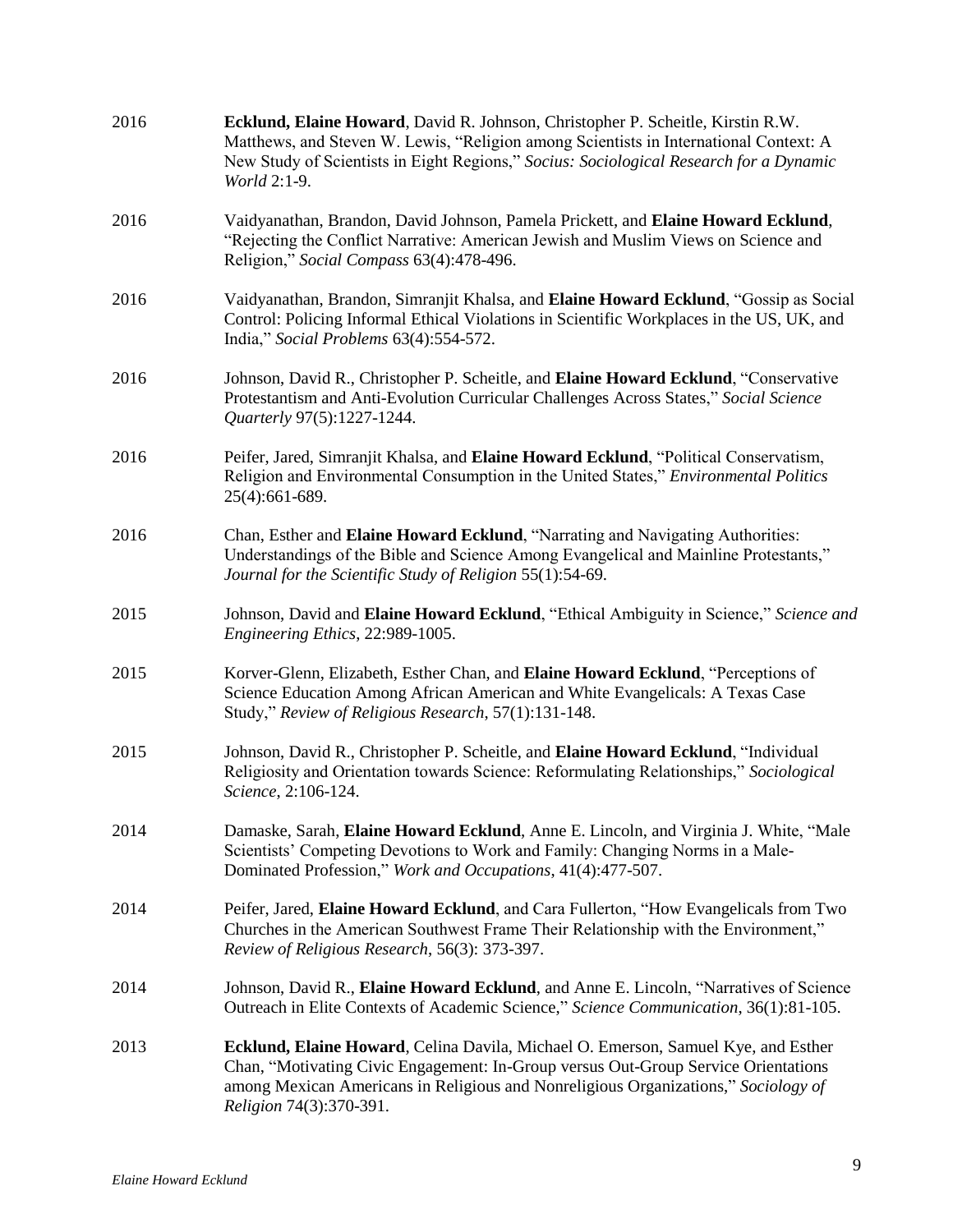2016 **Ecklund, Elaine Howard**, David R. Johnson, Christopher P. Scheitle, Kirstin R.W. Matthews, and Steven W. Lewis, "Religion among Scientists in International Context: A New Study of Scientists in Eight Regions," *Socius: Sociological Research for a Dynamic World* 2:1-9.

2016 Vaidyanathan, Brandon, David Johnson, Pamela Prickett, and **Elaine Howard Ecklund**, "Rejecting the Conflict Narrative: American Jewish and Muslim Views on Science and Religion," *Social Compass* 63(4):478-496.

2016 Vaidyanathan, Brandon, Simranjit Khalsa, and **Elaine Howard Ecklund**, "Gossip as Social Control: Policing Informal Ethical Violations in Scientific Workplaces in the US, UK, and India," *Social Problems* 63(4):554-572.

2016 Johnson, David R., Christopher P. Scheitle, and **Elaine Howard Ecklund**, "Conservative Protestantism and Anti-Evolution Curricular Challenges Across States," *Social Science Quarterly* 97(5):1227-1244.

2016 Peifer, Jared, Simranjit Khalsa, and **Elaine Howard Ecklund**, "Political Conservatism, Religion and Environmental Consumption in the United States," *Environmental Politics* 25(4):661-689.

2016 Chan, Esther and **Elaine Howard Ecklund**, "Narrating and Navigating Authorities: Understandings of the Bible and Science Among Evangelical and Mainline Protestants," *Journal for the Scientific Study of Religion* 55(1):54-69.

2015 Johnson, David and **Elaine Howard Ecklund**, "Ethical Ambiguity in Science," *Science and Engineering Ethics*, 22:989-1005.

2015 Korver-Glenn, Elizabeth, Esther Chan, and **Elaine Howard Ecklund**, "Perceptions of Science Education Among African American and White Evangelicals: A Texas Case Study," *Review of Religious Research*, 57(1):131-148.

2015 Johnson, David R., Christopher P. Scheitle, and **Elaine Howard Ecklund**, "Individual Religiosity and Orientation towards Science: Reformulating Relationships," *Sociological Science*, 2:106-124.

2014 Damaske, Sarah, **Elaine Howard Ecklund**, Anne E. Lincoln, and Virginia J. White, "Male Scientists' Competing Devotions to Work and Family: Changing Norms in a Male-Dominated Profession," *Work and Occupations*, 41(4):477-507.

2014 Peifer, Jared, **Elaine Howard Ecklund**, and Cara Fullerton, "How Evangelicals from Two Churches in the American Southwest Frame Their Relationship with the Environment," *Review of Religious Research*, 56(3): 373-397.

2014 Johnson, David R., **Elaine Howard Ecklund**, and Anne E. Lincoln, "Narratives of Science Outreach in Elite Contexts of Academic Science," *Science Communication*, 36(1):81-105.

2013 **Ecklund, Elaine Howard**, Celina Davila, Michael O. Emerson, Samuel Kye, and Esther Chan, "Motivating Civic Engagement: In-Group versus Out-Group Service Orientations among Mexican Americans in Religious and Nonreligious Organizations," *Sociology of Religion* 74(3):370-391.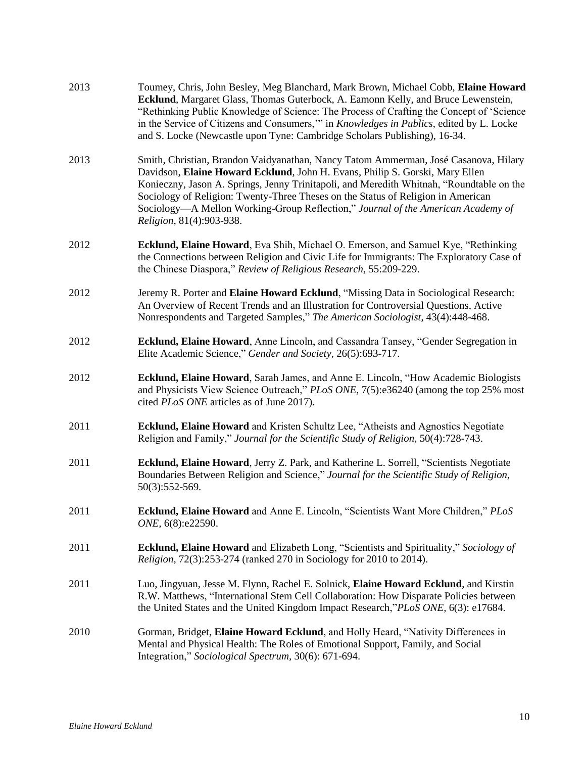2013 Toumey, Chris, John Besley, Meg Blanchard, Mark Brown, Michael Cobb, **Elaine Howard Ecklund**, Margaret Glass, Thomas Guterbock, A. Eamonn Kelly, and Bruce Lewenstein, "Rethinking Public Knowledge of Science: The Process of Crafting the Concept of 'Science in the Service of Citizens and Consumers,'" in *Knowledges in Publics*, edited by L. Locke and S. Locke (Newcastle upon Tyne: Cambridge Scholars Publishing), 16-34.

2013 Smith, Christian, Brandon Vaidyanathan, Nancy Tatom Ammerman, José Casanova, Hilary Davidson, **Elaine Howard Ecklund**, John H. Evans, Philip S. Gorski, Mary Ellen Konieczny, Jason A. Springs, Jenny Trinitapoli, and Meredith Whitnah, "Roundtable on the Sociology of Religion: Twenty-Three Theses on the Status of Religion in American Sociology—A Mellon Working-Group Reflection," *Journal of the American Academy of Religion*, 81(4):903-938.

2012 **Ecklund, Elaine Howard**, Eva Shih, Michael O. Emerson, and Samuel Kye, "Rethinking the Connections between Religion and Civic Life for Immigrants: The Exploratory Case of the Chinese Diaspora," *Review of Religious Research*, 55:209-229.

2012 Jeremy R. Porter and **Elaine Howard Ecklund**, "Missing Data in Sociological Research: An Overview of Recent Trends and an Illustration for Controversial Questions, Active Nonrespondents and Targeted Samples," *The American Sociologist*, 43(4):448-468.

2012 **Ecklund, Elaine Howard**, Anne Lincoln, and Cassandra Tansey, "Gender Segregation in Elite Academic Science," *Gender and Society*, 26(5):693-717.

2012 **Ecklund, Elaine Howard**, Sarah James, and Anne E. Lincoln, "How Academic Biologists and Physicists View Science Outreach," *PLoS ONE*, 7(5):e36240 (among the top 25% most cited *PLoS ONE* articles as of June 2017).

2011 **Ecklund, Elaine Howard** and Kristen Schultz Lee, "Atheists and Agnostics Negotiate Religion and Family," *Journal for the Scientific Study of Religion*, 50(4):728-743.

2011 **Ecklund, Elaine Howard**, Jerry Z. Park, and Katherine L. Sorrell, "Scientists Negotiate Boundaries Between Religion and Science," *Journal for the Scientific Study of Religion*, 50(3):552-569.

2011 **Ecklund, Elaine Howard** and Anne E. Lincoln, "Scientists Want More Children," *PLoS ONE*, 6(8):e22590.

2011 **Ecklund, Elaine Howard** and Elizabeth Long, "Scientists and Spirituality," *Sociology of Religion*, 72(3):253-274 (ranked 270 in Sociology for 2010 to 2014).

2011 Luo, Jingyuan, Jesse M. Flynn, Rachel E. Solnick, **Elaine Howard Ecklund**, and Kirstin R.W. Matthews, "International Stem Cell Collaboration: How Disparate Policies between the United States and the United Kingdom Impact Research,"*PLoS ONE*, 6(3): e17684.

2010 Gorman, Bridget, **Elaine Howard Ecklund**, and Holly Heard, "Nativity Differences in Mental and Physical Health: The Roles of Emotional Support, Family, and Social Integration," *Sociological Spectrum*, 30(6): 671-694.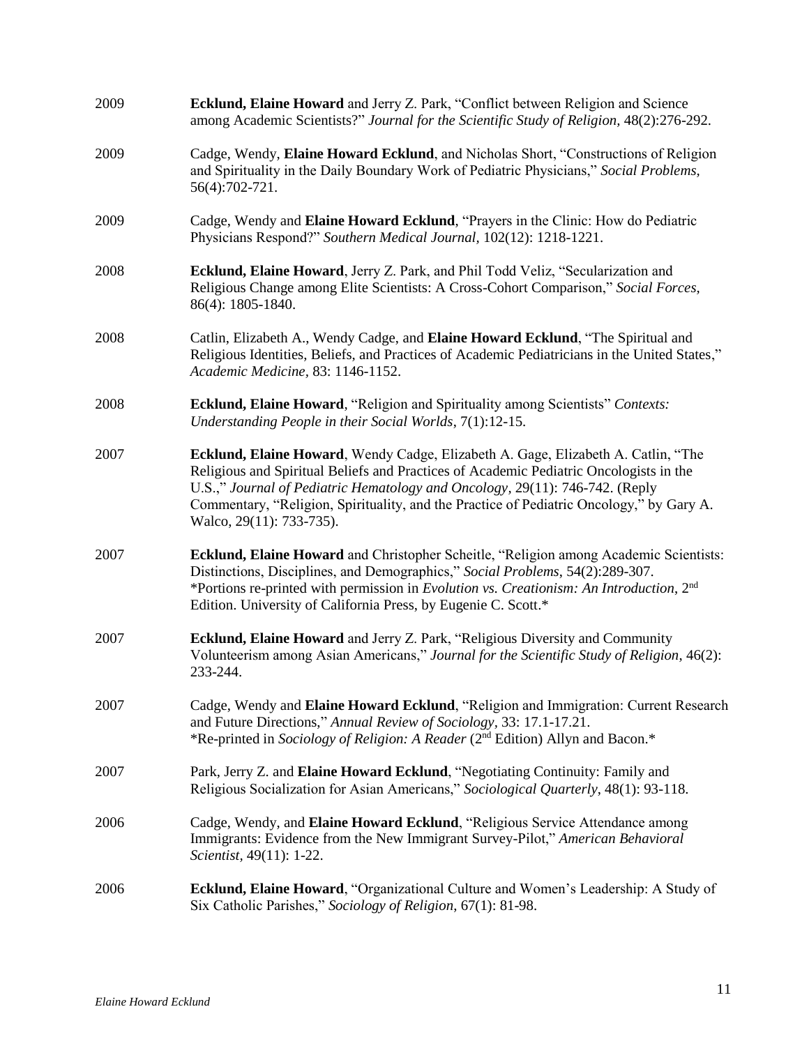2009 **Ecklund, Elaine Howard** and Jerry Z. Park, "Conflict between Religion and Science among Academic Scientists?" *Journal for the Scientific Study of Religion,* 48(2):276-292.

2009 Cadge, Wendy, **Elaine Howard Ecklund**, and Nicholas Short, "Constructions of Religion and Spirituality in the Daily Boundary Work of Pediatric Physicians," *Social Problems,* 56(4):702-721.

2009 Cadge, Wendy and **Elaine Howard Ecklund**, "Prayers in the Clinic: How do Pediatric Physicians Respond?" *Southern Medical Journal*, 102(12): 1218-1221.

2008 **Ecklund, Elaine Howard**, Jerry Z. Park, and Phil Todd Veliz, "Secularization and Religious Change among Elite Scientists: A Cross-Cohort Comparison," *Social Forces,* 86(4): 1805-1840.

2008 Catlin, Elizabeth A., Wendy Cadge, and **Elaine Howard Ecklund**, "The Spiritual and Religious Identities, Beliefs, and Practices of Academic Pediatricians in the United States," *Academic Medicine,* 83: 1146-1152.

2008 **Ecklund, Elaine Howard**, "Religion and Spirituality among Scientists" *Contexts: Understanding People in their Social Worlds*, 7(1):12-15.

2007 **Ecklund, Elaine Howard**, Wendy Cadge, Elizabeth A. Gage, Elizabeth A. Catlin, "The Religious and Spiritual Beliefs and Practices of Academic Pediatric Oncologists in the U.S.," *Journal of Pediatric Hematology and Oncology,* 29(11): 746-742. (Reply Commentary, "Religion, Spirituality, and the Practice of Pediatric Oncology," by Gary A. Walco, 29(11): 733-735).

2007 **Ecklund, Elaine Howard** and Christopher Scheitle, "Religion among Academic Scientists: Distinctions, Disciplines, and Demographics," *Social Problems*, 54(2):289-307.
*Portions re-printed with permission in *Evolution vs. Creationism: An Introduction*, 2nd Edition. University of California Press, by Eugenie C. Scott.*

2007 **Ecklund, Elaine Howard** and Jerry Z. Park, "Religious Diversity and Community Volunteerism among Asian Americans," *Journal for the Scientific Study of Religion*, 46(2): 233-244.

2007 Cadge, Wendy and **Elaine Howard Ecklund**, "Religion and Immigration: Current Research and Future Directions," *Annual Review of Sociology*, 33: 17.1-17.21.
*Re-printed in *Sociology of Religion: A Reader* (2nd Edition) Allyn and Bacon.*

2007 Park, Jerry Z. and **Elaine Howard Ecklund**, "Negotiating Continuity: Family and Religious Socialization for Asian Americans," *Sociological Quarterly*, 48(1): 93-118.

2006 Cadge, Wendy, and **Elaine Howard Ecklund**, "Religious Service Attendance among Immigrants: Evidence from the New Immigrant Survey-Pilot," *American Behavioral Scientist,* 49(11): 1-22.

2006 **Ecklund, Elaine Howard**, "Organizational Culture and Women's Leadership: A Study of Six Catholic Parishes," *Sociology of Religion*, 67(1): 81-98.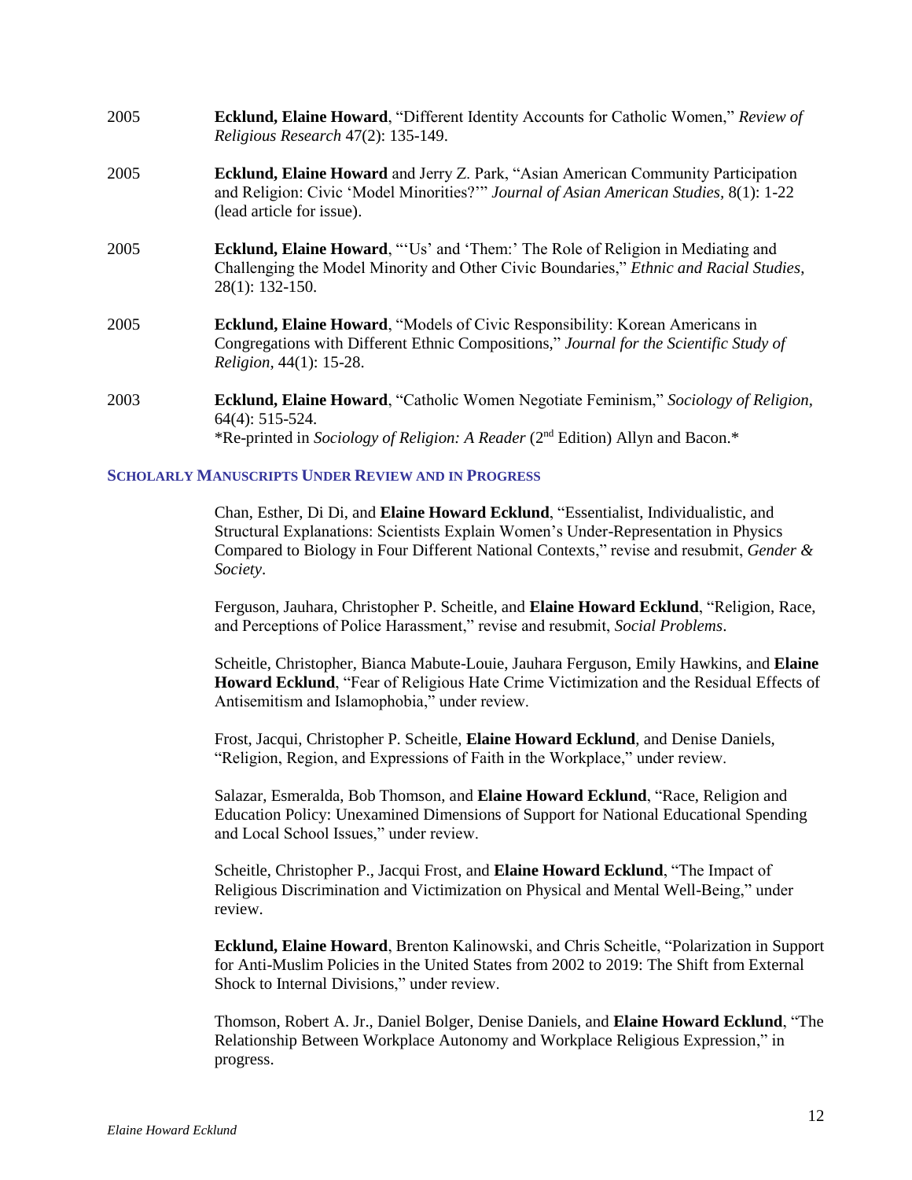2005 **Ecklund, Elaine Howard**, "Different Identity Accounts for Catholic Women," *Review of Religious Research* 47(2): 135-149.

2005 **Ecklund, Elaine Howard** and Jerry Z. Park, "Asian American Community Participation and Religion: Civic 'Model Minorities?'" *Journal of Asian American Studies*, 8(1): 1-22 (lead article for issue).

2005 **Ecklund, Elaine Howard**, "'Us' and 'Them:' The Role of Religion in Mediating and Challenging the Model Minority and Other Civic Boundaries," *Ethnic and Racial Studies*, 28(1): 132-150.

2005 **Ecklund, Elaine Howard**, "Models of Civic Responsibility: Korean Americans in Congregations with Different Ethnic Compositions," *Journal for the Scientific Study of Religion*, 44(1): 15-28.

2003 **Ecklund, Elaine Howard**, "Catholic Women Negotiate Feminism," *Sociology of Religion*, 64(4): 515-524.
*Re-printed in *Sociology of Religion: A Reader* (2nd Edition) Allyn and Bacon.*

### Scholarly Manuscripts Under Review and in Progress

Chan, Esther, Di Di, and **Elaine Howard Ecklund**, "Essentialist, Individualistic, and Structural Explanations: Scientists Explain Women's Under-Representation in Physics Compared to Biology in Four Different National Contexts," revise and resubmit, *Gender & Society*.

Ferguson, Jauhara, Christopher P. Scheitle, and **Elaine Howard Ecklund**, "Religion, Race, and Perceptions of Police Harassment," revise and resubmit, *Social Problems*.

Scheitle, Christopher, Bianca Mabute-Louie, Jauhara Ferguson, Emily Hawkins, and **Elaine Howard Ecklund**, "Fear of Religious Hate Crime Victimization and the Residual Effects of Antisemitism and Islamophobia," under review.

Frost, Jacqui, Christopher P. Scheitle, **Elaine Howard Ecklund**, and Denise Daniels, "Religion, Region, and Expressions of Faith in the Workplace," under review.

Salazar, Esmeralda, Bob Thomson, and **Elaine Howard Ecklund**, "Race, Religion and Education Policy: Unexamined Dimensions of Support for National Educational Spending and Local School Issues," under review.

Scheitle, Christopher P., Jacqui Frost, and **Elaine Howard Ecklund**, "The Impact of Religious Discrimination and Victimization on Physical and Mental Well-Being," under review.

**Ecklund, Elaine Howard**, Brenton Kalinowski, and Chris Scheitle, "Polarization in Support for Anti-Muslim Policies in the United States from 2002 to 2019: The Shift from External Shock to Internal Divisions," under review.

Thomson, Robert A. Jr., Daniel Bolger, Denise Daniels, and **Elaine Howard Ecklund**, "The Relationship Between Workplace Autonomy and Workplace Religious Expression," in progress.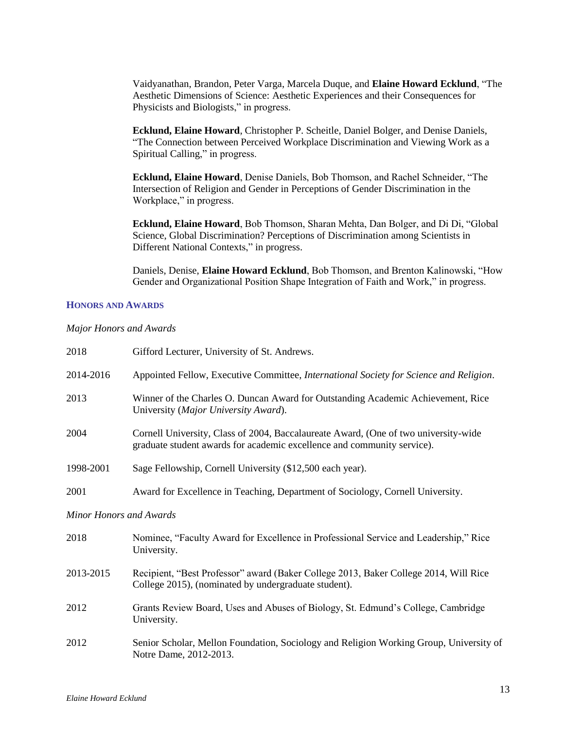Vaidyanathan, Brandon, Peter Varga, Marcela Duque, and **Elaine Howard Ecklund**, "The Aesthetic Dimensions of Science: Aesthetic Experiences and their Consequences for Physicists and Biologists," in progress.

**Ecklund, Elaine Howard**, Christopher P. Scheitle, Daniel Bolger, and Denise Daniels, "The Connection between Perceived Workplace Discrimination and Viewing Work as a Spiritual Calling," in progress.

**Ecklund, Elaine Howard**, Denise Daniels, Bob Thomson, and Rachel Schneider, "The Intersection of Religion and Gender in Perceptions of Gender Discrimination in the Workplace," in progress.

**Ecklund, Elaine Howard**, Bob Thomson, Sharan Mehta, Dan Bolger, and Di Di, "Global Science, Global Discrimination? Perceptions of Discrimination among Scientists in Different National Contexts," in progress.

Daniels, Denise, **Elaine Howard Ecklund**, Bob Thomson, and Brenton Kalinowski, "How Gender and Organizational Position Shape Integration of Faith and Work," in progress.

## HONORS AND AWARDS

*Major Honors and Awards*

2018 — Gifford Lecturer, University of St. Andrews.

2014-2016 — Appointed Fellow, Executive Committee, *International Society for Science and Religion*.

2013 — Winner of the Charles O. Duncan Award for Outstanding Academic Achievement, Rice University (*Major University Award*).

2004 — Cornell University, Class of 2004, Baccalaureate Award, (One of two university-wide graduate student awards for academic excellence and community service).

1998-2001 — Sage Fellowship, Cornell University ($12,500 each year).

2001 — Award for Excellence in Teaching, Department of Sociology, Cornell University.

*Minor Honors and Awards*

2018 — Nominee, "Faculty Award for Excellence in Professional Service and Leadership," Rice University.

2013-2015 — Recipient, "Best Professor" award (Baker College 2013, Baker College 2014, Will Rice College 2015), (nominated by undergraduate student).

2012 — Grants Review Board, Uses and Abuses of Biology, St. Edmund's College, Cambridge University.

2012 — Senior Scholar, Mellon Foundation, Sociology and Religion Working Group, University of Notre Dame, 2012-2013.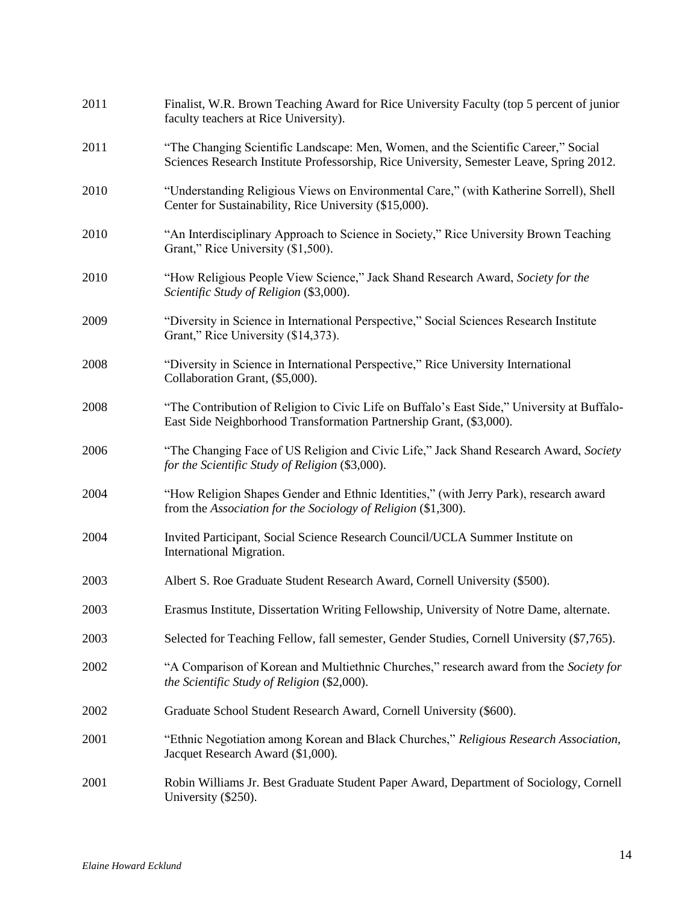2011 Finalist, W.R. Brown Teaching Award for Rice University Faculty (top 5 percent of junior faculty teachers at Rice University).

2011 "The Changing Scientific Landscape: Men, Women, and the Scientific Career," Social Sciences Research Institute Professorship, Rice University, Semester Leave, Spring 2012.

2010 "Understanding Religious Views on Environmental Care," (with Katherine Sorrell), Shell Center for Sustainability, Rice University ($15,000).

2010 "An Interdisciplinary Approach to Science in Society," Rice University Brown Teaching Grant," Rice University ($1,500).

2010 "How Religious People View Science," Jack Shand Research Award, *Society for the Scientific Study of Religion* ($3,000).

2009 "Diversity in Science in International Perspective," Social Sciences Research Institute Grant," Rice University ($14,373).

2008 "Diversity in Science in International Perspective," Rice University International Collaboration Grant, ($5,000).

2008 "The Contribution of Religion to Civic Life on Buffalo's East Side," University at Buffalo-East Side Neighborhood Transformation Partnership Grant, ($3,000).

2006 "The Changing Face of US Religion and Civic Life," Jack Shand Research Award, *Society for the Scientific Study of Religion* ($3,000).

2004 "How Religion Shapes Gender and Ethnic Identities," (with Jerry Park), research award from the *Association for the Sociology of Religion* ($1,300).

2004 Invited Participant, Social Science Research Council/UCLA Summer Institute on International Migration.

2003 Albert S. Roe Graduate Student Research Award, Cornell University ($500).

2003 Erasmus Institute, Dissertation Writing Fellowship, University of Notre Dame, alternate.

2003 Selected for Teaching Fellow, fall semester, Gender Studies, Cornell University ($7,765).

2002 "A Comparison of Korean and Multiethnic Churches," research award from the *Society for the Scientific Study of Religion* ($2,000).

2002 Graduate School Student Research Award, Cornell University ($600).

2001 "Ethnic Negotiation among Korean and Black Churches," *Religious Research Association*, Jacquet Research Award ($1,000).

2001 Robin Williams Jr. Best Graduate Student Paper Award, Department of Sociology, Cornell University ($250).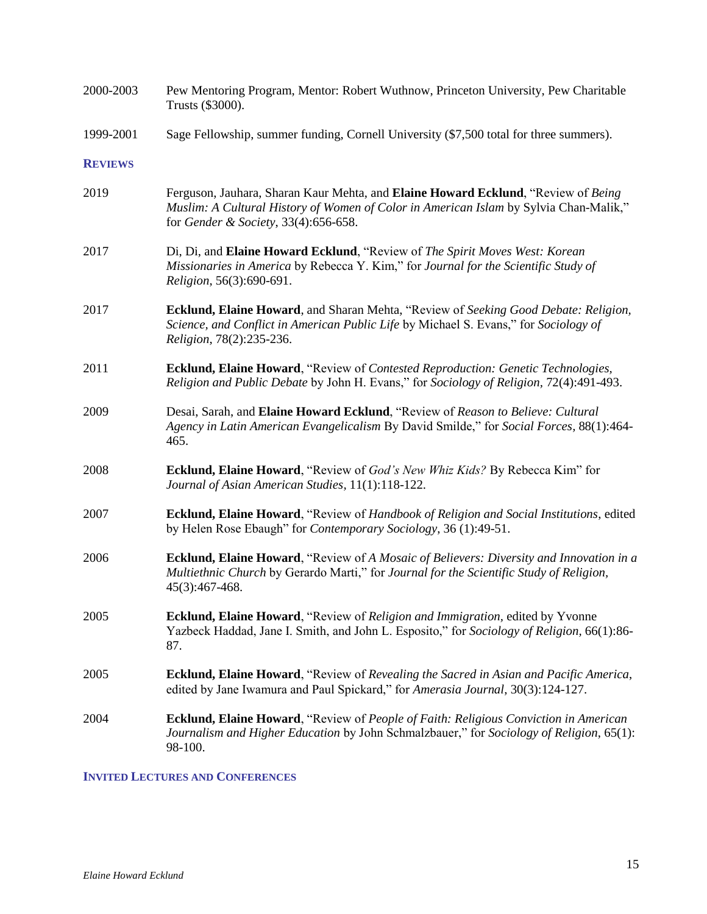2000-2003 Pew Mentoring Program, Mentor: Robert Wuthnow, Princeton University, Pew Charitable Trusts ($3000).

1999-2001 Sage Fellowship, summer funding, Cornell University ($7,500 total for three summers).

### REVIEWS

2019 Ferguson, Jauhara, Sharan Kaur Mehta, and **Elaine Howard Ecklund**, "Review of *Being Muslim: A Cultural History of Women of Color in American Islam* by Sylvia Chan-Malik," for *Gender & Society*, 33(4):656-658.

2017 Di, Di, and **Elaine Howard Ecklund**, "Review of *The Spirit Moves West: Korean Missionaries in America* by Rebecca Y. Kim," for *Journal for the Scientific Study of Religion*, 56(3):690-691.

2017 **Ecklund, Elaine Howard**, and Sharan Mehta, "Review of *Seeking Good Debate: Religion, Science, and Conflict in American Public Life* by Michael S. Evans," for *Sociology of Religion*, 78(2):235-236.

2011 **Ecklund, Elaine Howard**, "Review of *Contested Reproduction: Genetic Technologies, Religion and Public Debate* by John H. Evans," for *Sociology of Religion*, 72(4):491-493.

2009 Desai, Sarah, and **Elaine Howard Ecklund**, "Review of *Reason to Believe: Cultural Agency in Latin American Evangelicalism* By David Smilde," for *Social Forces*, 88(1):464-465.

2008 **Ecklund, Elaine Howard**, "Review of *God's New Whiz Kids?* By Rebecca Kim" for *Journal of Asian American Studies*, 11(1):118-122.

2007 **Ecklund, Elaine Howard**, "Review of *Handbook of Religion and Social Institutions*, edited by Helen Rose Ebaugh" for *Contemporary Sociology*, 36 (1):49-51.

2006 **Ecklund, Elaine Howard**, "Review of *A Mosaic of Believers: Diversity and Innovation in a Multiethnic Church* by Gerardo Marti," for *Journal for the Scientific Study of Religion*, 45(3):467-468.

2005 **Ecklund, Elaine Howard**, "Review of *Religion and Immigration*, edited by Yvonne Yazbeck Haddad, Jane I. Smith, and John L. Esposito," for *Sociology of Religion*, 66(1):86-87.

2005 **Ecklund, Elaine Howard**, "Review of *Revealing the Sacred in Asian and Pacific America*, edited by Jane Iwamura and Paul Spickard," for *Amerasia Journal*, 30(3):124-127.

2004 **Ecklund, Elaine Howard**, "Review of *People of Faith: Religious Conviction in American Journalism and Higher Education* by John Schmalzbauer," for *Sociology of Religion*, 65(1): 98-100.

### INVITED LECTURES AND CONFERENCES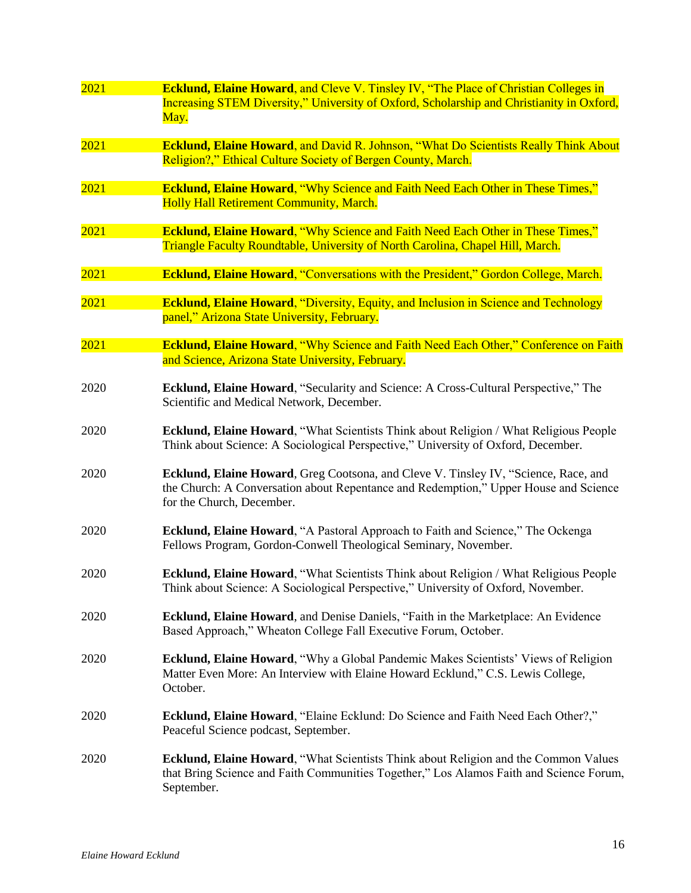2021 **Ecklund, Elaine Howard**, and Cleve V. Tinsley IV, "The Place of Christian Colleges in Increasing STEM Diversity," University of Oxford, Scholarship and Christianity in Oxford, May.

2021 **Ecklund, Elaine Howard**, and David R. Johnson, "What Do Scientists Really Think About Religion?," Ethical Culture Society of Bergen County, March.

2021 **Ecklund, Elaine Howard**, "Why Science and Faith Need Each Other in These Times," Holly Hall Retirement Community, March.

2021 **Ecklund, Elaine Howard**, "Why Science and Faith Need Each Other in These Times," Triangle Faculty Roundtable, University of North Carolina, Chapel Hill, March.

2021 **Ecklund, Elaine Howard**, "Conversations with the President," Gordon College, March.

2021 **Ecklund, Elaine Howard**, "Diversity, Equity, and Inclusion in Science and Technology panel," Arizona State University, February.

2021 **Ecklund, Elaine Howard**, "Why Science and Faith Need Each Other," Conference on Faith and Science, Arizona State University, February.

2020 **Ecklund, Elaine Howard**, "Secularity and Science: A Cross-Cultural Perspective," The Scientific and Medical Network, December.

2020 **Ecklund, Elaine Howard**, "What Scientists Think about Religion / What Religious People Think about Science: A Sociological Perspective," University of Oxford, December.

2020 **Ecklund, Elaine Howard**, Greg Cootsona, and Cleve V. Tinsley IV, "Science, Race, and the Church: A Conversation about Repentance and Redemption," Upper House and Science for the Church, December.

2020 **Ecklund, Elaine Howard**, "A Pastoral Approach to Faith and Science," The Ockenga Fellows Program, Gordon-Conwell Theological Seminary, November.

2020 **Ecklund, Elaine Howard**, "What Scientists Think about Religion / What Religious People Think about Science: A Sociological Perspective," University of Oxford, November.

2020 **Ecklund, Elaine Howard**, and Denise Daniels, "Faith in the Marketplace: An Evidence Based Approach," Wheaton College Fall Executive Forum, October.

2020 **Ecklund, Elaine Howard**, "Why a Global Pandemic Makes Scientists' Views of Religion Matter Even More: An Interview with Elaine Howard Ecklund," C.S. Lewis College, October.

2020 **Ecklund, Elaine Howard**, "Elaine Ecklund: Do Science and Faith Need Each Other?," Peaceful Science podcast, September.

2020 **Ecklund, Elaine Howard**, "What Scientists Think about Religion and the Common Values that Bring Science and Faith Communities Together," Los Alamos Faith and Science Forum, September.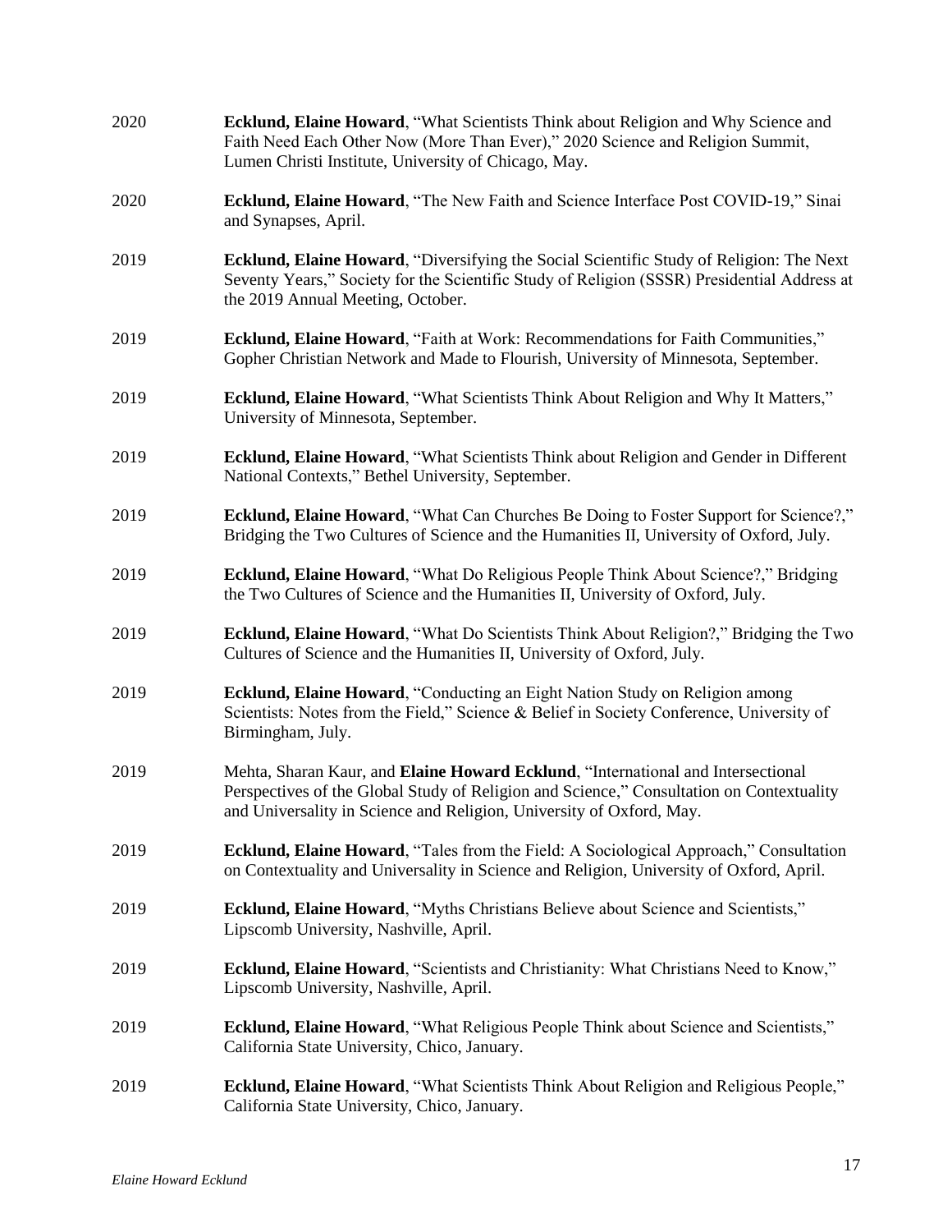2020 **Ecklund, Elaine Howard**, "What Scientists Think about Religion and Why Science and Faith Need Each Other Now (More Than Ever)," 2020 Science and Religion Summit, Lumen Christi Institute, University of Chicago, May.

2020 **Ecklund, Elaine Howard**, "The New Faith and Science Interface Post COVID-19," Sinai and Synapses, April.

2019 **Ecklund, Elaine Howard**, "Diversifying the Social Scientific Study of Religion: The Next Seventy Years," Society for the Scientific Study of Religion (SSSR) Presidential Address at the 2019 Annual Meeting, October.

2019 **Ecklund, Elaine Howard**, "Faith at Work: Recommendations for Faith Communities," Gopher Christian Network and Made to Flourish, University of Minnesota, September.

2019 **Ecklund, Elaine Howard**, "What Scientists Think About Religion and Why It Matters," University of Minnesota, September.

2019 **Ecklund, Elaine Howard**, "What Scientists Think about Religion and Gender in Different National Contexts," Bethel University, September.

2019 **Ecklund, Elaine Howard**, "What Can Churches Be Doing to Foster Support for Science?," Bridging the Two Cultures of Science and the Humanities II, University of Oxford, July.

2019 **Ecklund, Elaine Howard**, "What Do Religious People Think About Science?," Bridging the Two Cultures of Science and the Humanities II, University of Oxford, July.

2019 **Ecklund, Elaine Howard**, "What Do Scientists Think About Religion?," Bridging the Two Cultures of Science and the Humanities II, University of Oxford, July.

2019 **Ecklund, Elaine Howard**, "Conducting an Eight Nation Study on Religion among Scientists: Notes from the Field," Science & Belief in Society Conference, University of Birmingham, July.

2019 Mehta, Sharan Kaur, and **Elaine Howard Ecklund**, "International and Intersectional Perspectives of the Global Study of Religion and Science," Consultation on Contextuality and Universality in Science and Religion, University of Oxford, May.

2019 **Ecklund, Elaine Howard**, "Tales from the Field: A Sociological Approach," Consultation on Contextuality and Universality in Science and Religion, University of Oxford, April.

2019 **Ecklund, Elaine Howard**, "Myths Christians Believe about Science and Scientists," Lipscomb University, Nashville, April.

2019 **Ecklund, Elaine Howard**, "Scientists and Christianity: What Christians Need to Know," Lipscomb University, Nashville, April.

2019 **Ecklund, Elaine Howard**, "What Religious People Think about Science and Scientists," California State University, Chico, January.

2019 **Ecklund, Elaine Howard**, "What Scientists Think About Religion and Religious People," California State University, Chico, January.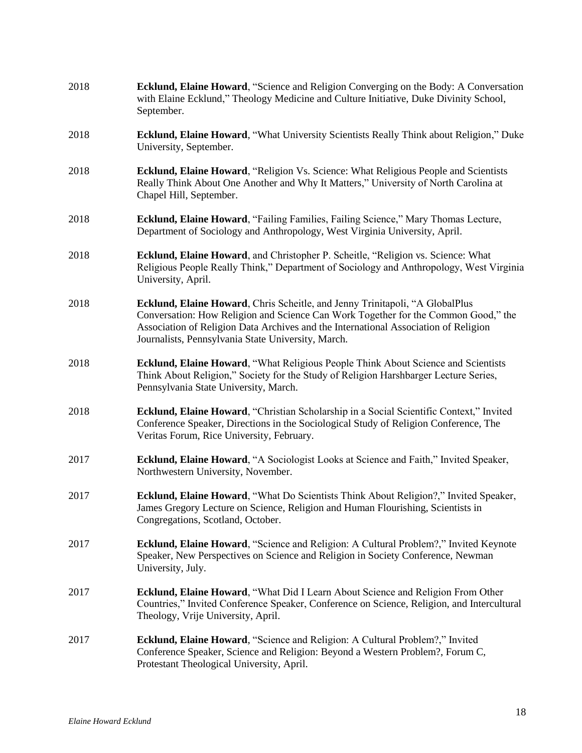2018 **Ecklund, Elaine Howard**, "Science and Religion Converging on the Body: A Conversation with Elaine Ecklund," Theology Medicine and Culture Initiative, Duke Divinity School, September.

2018 **Ecklund, Elaine Howard**, "What University Scientists Really Think about Religion," Duke University, September.

2018 **Ecklund, Elaine Howard**, "Religion Vs. Science: What Religious People and Scientists Really Think About One Another and Why It Matters," University of North Carolina at Chapel Hill, September.

2018 **Ecklund, Elaine Howard**, "Failing Families, Failing Science," Mary Thomas Lecture, Department of Sociology and Anthropology, West Virginia University, April.

2018 **Ecklund, Elaine Howard**, and Christopher P. Scheitle, "Religion vs. Science: What Religious People Really Think," Department of Sociology and Anthropology, West Virginia University, April.

2018 **Ecklund, Elaine Howard**, Chris Scheitle, and Jenny Trinitapoli, "A GlobalPlus Conversation: How Religion and Science Can Work Together for the Common Good," the Association of Religion Data Archives and the International Association of Religion Journalists, Pennsylvania State University, March.

2018 **Ecklund, Elaine Howard**, "What Religious People Think About Science and Scientists Think About Religion," Society for the Study of Religion Harshbarger Lecture Series, Pennsylvania State University, March.

2018 **Ecklund, Elaine Howard**, "Christian Scholarship in a Social Scientific Context," Invited Conference Speaker, Directions in the Sociological Study of Religion Conference, The Veritas Forum, Rice University, February.

2017 **Ecklund, Elaine Howard**, "A Sociologist Looks at Science and Faith," Invited Speaker, Northwestern University, November.

2017 **Ecklund, Elaine Howard**, "What Do Scientists Think About Religion?," Invited Speaker, James Gregory Lecture on Science, Religion and Human Flourishing, Scientists in Congregations, Scotland, October.

2017 **Ecklund, Elaine Howard**, "Science and Religion: A Cultural Problem?," Invited Keynote Speaker, New Perspectives on Science and Religion in Society Conference, Newman University, July.

2017 **Ecklund, Elaine Howard**, "What Did I Learn About Science and Religion From Other Countries," Invited Conference Speaker, Conference on Science, Religion, and Intercultural Theology, Vrije University, April.

2017 **Ecklund, Elaine Howard**, "Science and Religion: A Cultural Problem?," Invited Conference Speaker, Science and Religion: Beyond a Western Problem?, Forum C, Protestant Theological University, April.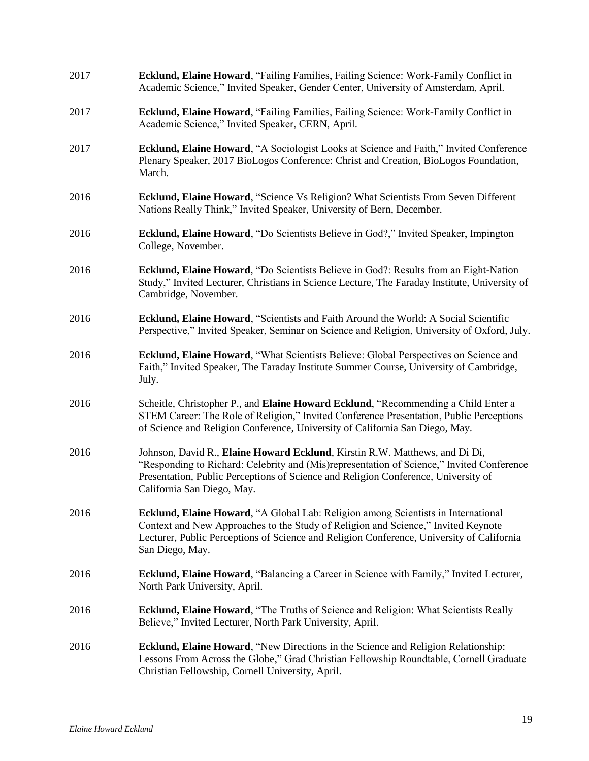2017 **Ecklund, Elaine Howard**, "Failing Families, Failing Science: Work-Family Conflict in Academic Science," Invited Speaker, Gender Center, University of Amsterdam, April.

2017 **Ecklund, Elaine Howard**, "Failing Families, Failing Science: Work-Family Conflict in Academic Science," Invited Speaker, CERN, April.

2017 **Ecklund, Elaine Howard**, "A Sociologist Looks at Science and Faith," Invited Conference Plenary Speaker, 2017 BioLogos Conference: Christ and Creation, BioLogos Foundation, March.

2016 **Ecklund, Elaine Howard**, "Science Vs Religion? What Scientists From Seven Different Nations Really Think," Invited Speaker, University of Bern, December.

2016 **Ecklund, Elaine Howard**, "Do Scientists Believe in God?," Invited Speaker, Impington College, November.

2016 **Ecklund, Elaine Howard**, "Do Scientists Believe in God?: Results from an Eight-Nation Study," Invited Lecturer, Christians in Science Lecture, The Faraday Institute, University of Cambridge, November.

2016 **Ecklund, Elaine Howard**, "Scientists and Faith Around the World: A Social Scientific Perspective," Invited Speaker, Seminar on Science and Religion, University of Oxford, July.

2016 **Ecklund, Elaine Howard**, "What Scientists Believe: Global Perspectives on Science and Faith," Invited Speaker, The Faraday Institute Summer Course, University of Cambridge, July.

2016 Scheitle, Christopher P., and **Elaine Howard Ecklund**, "Recommending a Child Enter a STEM Career: The Role of Religion," Invited Conference Presentation, Public Perceptions of Science and Religion Conference, University of California San Diego, May.

2016 Johnson, David R., **Elaine Howard Ecklund**, Kirstin R.W. Matthews, and Di Di, "Responding to Richard: Celebrity and (Mis)representation of Science," Invited Conference Presentation, Public Perceptions of Science and Religion Conference, University of California San Diego, May.

2016 **Ecklund, Elaine Howard**, "A Global Lab: Religion among Scientists in International Context and New Approaches to the Study of Religion and Science," Invited Keynote Lecturer, Public Perceptions of Science and Religion Conference, University of California San Diego, May.

2016 **Ecklund, Elaine Howard**, "Balancing a Career in Science with Family," Invited Lecturer, North Park University, April.

2016 **Ecklund, Elaine Howard**, "The Truths of Science and Religion: What Scientists Really Believe," Invited Lecturer, North Park University, April.

2016 **Ecklund, Elaine Howard**, "New Directions in the Science and Religion Relationship: Lessons From Across the Globe," Grad Christian Fellowship Roundtable, Cornell Graduate Christian Fellowship, Cornell University, April.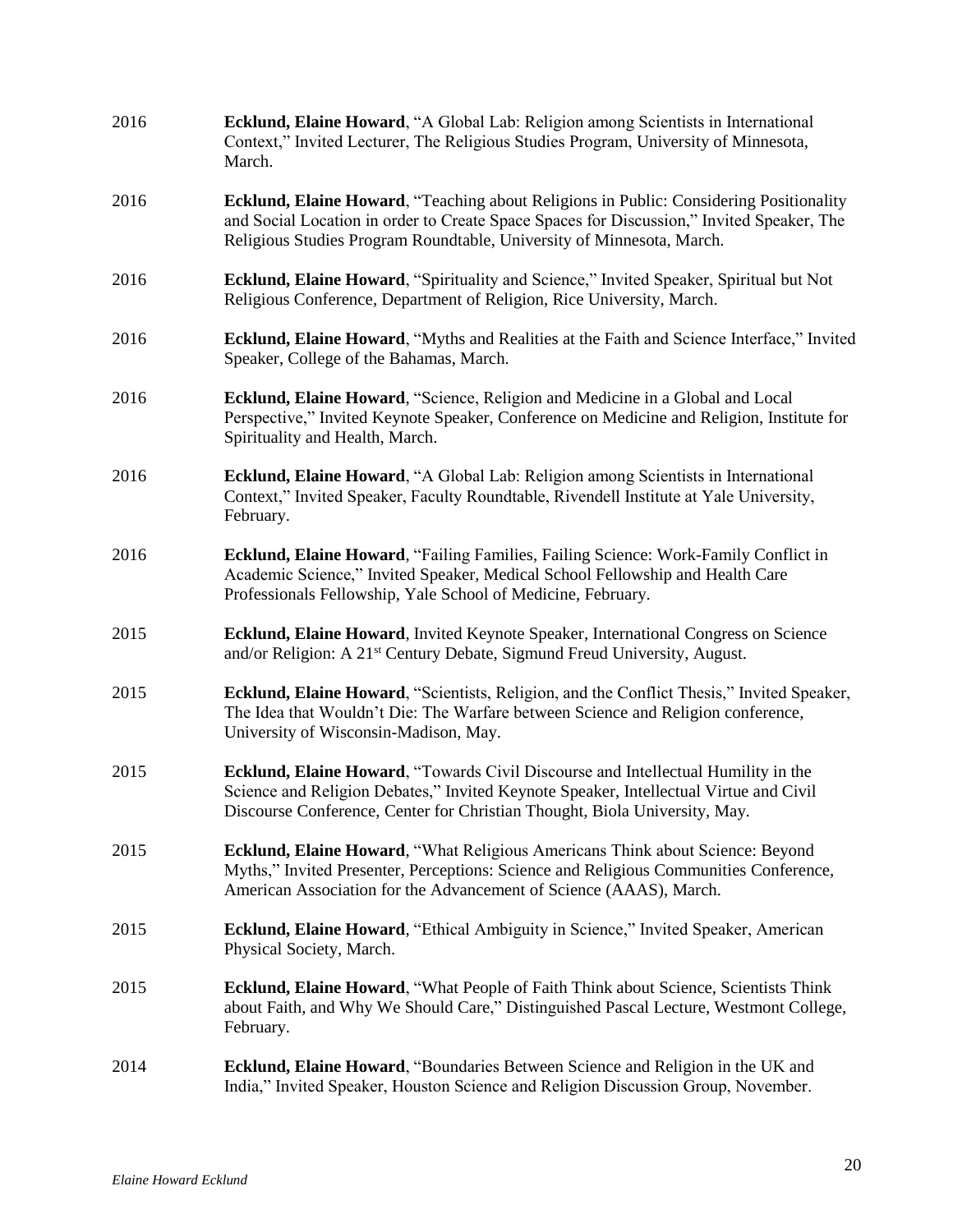2016 **Ecklund, Elaine Howard**, "A Global Lab: Religion among Scientists in International Context," Invited Lecturer, The Religious Studies Program, University of Minnesota, March.

2016 **Ecklund, Elaine Howard**, "Teaching about Religions in Public: Considering Positionality and Social Location in order to Create Space Spaces for Discussion," Invited Speaker, The Religious Studies Program Roundtable, University of Minnesota, March.

2016 **Ecklund, Elaine Howard**, "Spirituality and Science," Invited Speaker, Spiritual but Not Religious Conference, Department of Religion, Rice University, March.

2016 **Ecklund, Elaine Howard**, "Myths and Realities at the Faith and Science Interface," Invited Speaker, College of the Bahamas, March.

2016 **Ecklund, Elaine Howard**, "Science, Religion and Medicine in a Global and Local Perspective," Invited Keynote Speaker, Conference on Medicine and Religion, Institute for Spirituality and Health, March.

2016 **Ecklund, Elaine Howard**, "A Global Lab: Religion among Scientists in International Context," Invited Speaker, Faculty Roundtable, Rivendell Institute at Yale University, February.

2016 **Ecklund, Elaine Howard**, "Failing Families, Failing Science: Work-Family Conflict in Academic Science," Invited Speaker, Medical School Fellowship and Health Care Professionals Fellowship, Yale School of Medicine, February.

2015 **Ecklund, Elaine Howard**, Invited Keynote Speaker, International Congress on Science and/or Religion: A 21st Century Debate, Sigmund Freud University, August.

2015 **Ecklund, Elaine Howard**, "Scientists, Religion, and the Conflict Thesis," Invited Speaker, The Idea that Wouldn't Die: The Warfare between Science and Religion conference, University of Wisconsin-Madison, May.

2015 **Ecklund, Elaine Howard**, "Towards Civil Discourse and Intellectual Humility in the Science and Religion Debates," Invited Keynote Speaker, Intellectual Virtue and Civil Discourse Conference, Center for Christian Thought, Biola University, May.

2015 **Ecklund, Elaine Howard**, "What Religious Americans Think about Science: Beyond Myths," Invited Presenter, Perceptions: Science and Religious Communities Conference, American Association for the Advancement of Science (AAAS), March.

2015 **Ecklund, Elaine Howard**, "Ethical Ambiguity in Science," Invited Speaker, American Physical Society, March.

2015 **Ecklund, Elaine Howard**, "What People of Faith Think about Science, Scientists Think about Faith, and Why We Should Care," Distinguished Pascal Lecture, Westmont College, February.

2014 **Ecklund, Elaine Howard**, "Boundaries Between Science and Religion in the UK and India," Invited Speaker, Houston Science and Religion Discussion Group, November.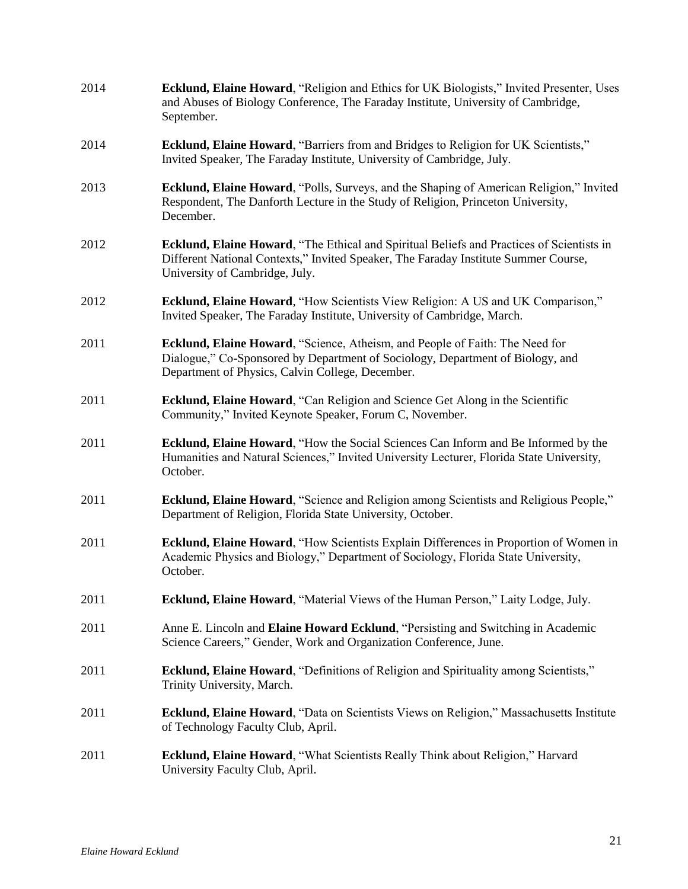2014 **Ecklund, Elaine Howard**, "Religion and Ethics for UK Biologists," Invited Presenter, Uses and Abuses of Biology Conference, The Faraday Institute, University of Cambridge, September.

2014 **Ecklund, Elaine Howard**, "Barriers from and Bridges to Religion for UK Scientists," Invited Speaker, The Faraday Institute, University of Cambridge, July.

2013 **Ecklund, Elaine Howard**, "Polls, Surveys, and the Shaping of American Religion," Invited Respondent, The Danforth Lecture in the Study of Religion, Princeton University, December.

2012 **Ecklund, Elaine Howard**, "The Ethical and Spiritual Beliefs and Practices of Scientists in Different National Contexts," Invited Speaker, The Faraday Institute Summer Course, University of Cambridge, July.

2012 **Ecklund, Elaine Howard**, "How Scientists View Religion: A US and UK Comparison," Invited Speaker, The Faraday Institute, University of Cambridge, March.

2011 **Ecklund, Elaine Howard**, "Science, Atheism, and People of Faith: The Need for Dialogue," Co-Sponsored by Department of Sociology, Department of Biology, and Department of Physics, Calvin College, December.

2011 **Ecklund, Elaine Howard**, "Can Religion and Science Get Along in the Scientific Community," Invited Keynote Speaker, Forum C, November.

2011 **Ecklund, Elaine Howard**, "How the Social Sciences Can Inform and Be Informed by the Humanities and Natural Sciences," Invited University Lecturer, Florida State University, October.

2011 **Ecklund, Elaine Howard**, "Science and Religion among Scientists and Religious People," Department of Religion, Florida State University, October.

2011 **Ecklund, Elaine Howard**, "How Scientists Explain Differences in Proportion of Women in Academic Physics and Biology," Department of Sociology, Florida State University, October.

2011 **Ecklund, Elaine Howard**, "Material Views of the Human Person," Laity Lodge, July.

2011 Anne E. Lincoln and **Elaine Howard Ecklund**, "Persisting and Switching in Academic Science Careers," Gender, Work and Organization Conference, June.

2011 **Ecklund, Elaine Howard**, "Definitions of Religion and Spirituality among Scientists," Trinity University, March.

2011 **Ecklund, Elaine Howard**, "Data on Scientists Views on Religion," Massachusetts Institute of Technology Faculty Club, April.

2011 **Ecklund, Elaine Howard**, "What Scientists Really Think about Religion," Harvard University Faculty Club, April.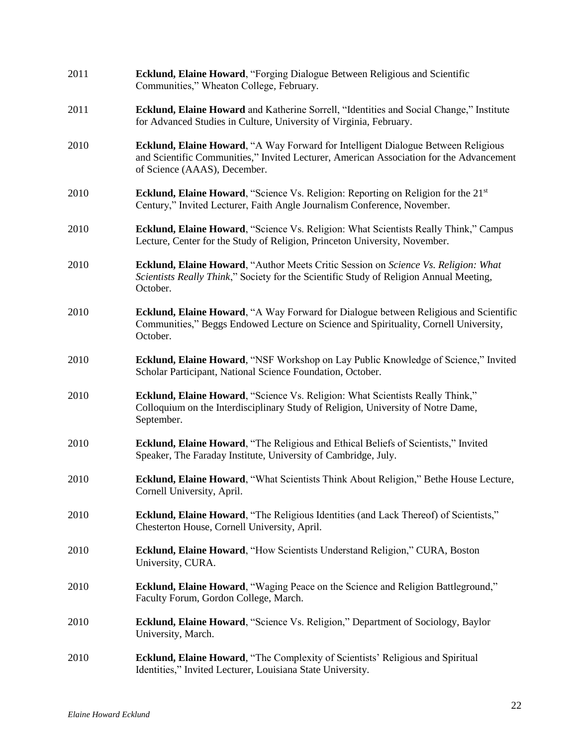2011 **Ecklund, Elaine Howard**, "Forging Dialogue Between Religious and Scientific Communities," Wheaton College, February.

2011 **Ecklund, Elaine Howard** and Katherine Sorrell, "Identities and Social Change," Institute for Advanced Studies in Culture, University of Virginia, February.

2010 **Ecklund, Elaine Howard**, "A Way Forward for Intelligent Dialogue Between Religious and Scientific Communities," Invited Lecturer, American Association for the Advancement of Science (AAAS), December.

2010 **Ecklund, Elaine Howard**, "Science Vs. Religion: Reporting on Religion for the 21st Century," Invited Lecturer, Faith Angle Journalism Conference, November.

2010 **Ecklund, Elaine Howard**, "Science Vs. Religion: What Scientists Really Think," Campus Lecture, Center for the Study of Religion, Princeton University, November.

2010 **Ecklund, Elaine Howard**, "Author Meets Critic Session on *Science Vs. Religion: What Scientists Really Think*," Society for the Scientific Study of Religion Annual Meeting, October.

2010 **Ecklund, Elaine Howard**, "A Way Forward for Dialogue between Religious and Scientific Communities," Beggs Endowed Lecture on Science and Spirituality, Cornell University, October.

2010 **Ecklund, Elaine Howard**, "NSF Workshop on Lay Public Knowledge of Science," Invited Scholar Participant, National Science Foundation, October.

2010 **Ecklund, Elaine Howard**, "Science Vs. Religion: What Scientists Really Think," Colloquium on the Interdisciplinary Study of Religion, University of Notre Dame, September.

2010 **Ecklund, Elaine Howard**, "The Religious and Ethical Beliefs of Scientists," Invited Speaker, The Faraday Institute, University of Cambridge, July.

2010 **Ecklund, Elaine Howard**, "What Scientists Think About Religion," Bethe House Lecture, Cornell University, April.

2010 **Ecklund, Elaine Howard**, "The Religious Identities (and Lack Thereof) of Scientists," Chesterton House, Cornell University, April.

2010 **Ecklund, Elaine Howard**, "How Scientists Understand Religion," CURA, Boston University, CURA.

2010 **Ecklund, Elaine Howard**, "Waging Peace on the Science and Religion Battleground," Faculty Forum, Gordon College, March.

2010 **Ecklund, Elaine Howard**, "Science Vs. Religion," Department of Sociology, Baylor University, March.

2010 **Ecklund, Elaine Howard**, "The Complexity of Scientists' Religious and Spiritual Identities," Invited Lecturer, Louisiana State University.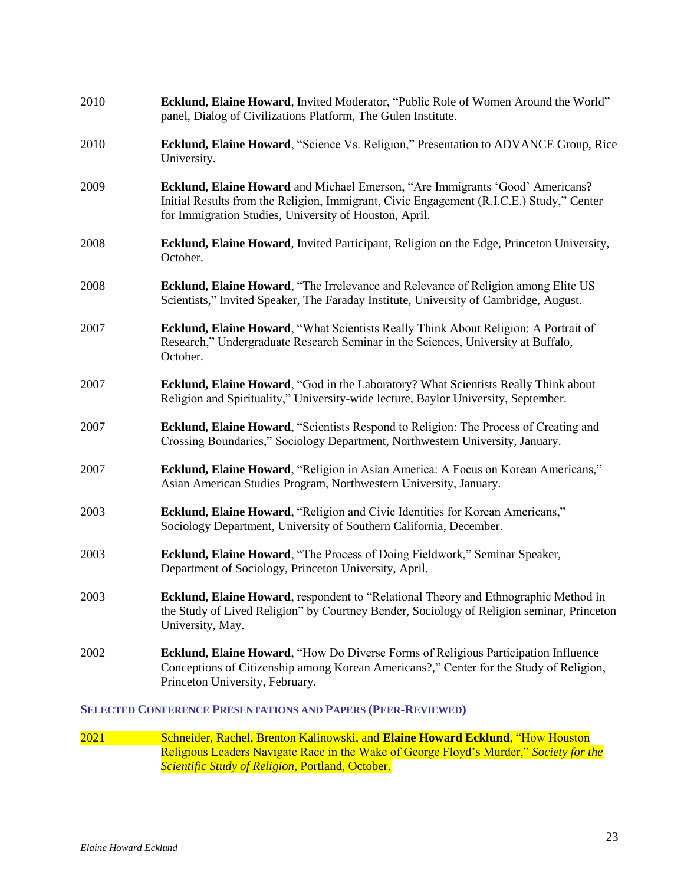2010 **Ecklund, Elaine Howard**, Invited Moderator, "Public Role of Women Around the World" panel, Dialog of Civilizations Platform, The Gulen Institute.

2010 **Ecklund, Elaine Howard**, "Science Vs. Religion," Presentation to ADVANCE Group, Rice University.

2009 **Ecklund, Elaine Howard** and Michael Emerson, "Are Immigrants 'Good' Americans? Initial Results from the Religion, Immigrant, Civic Engagement (R.I.C.E.) Study," Center for Immigration Studies, University of Houston, April.

2008 **Ecklund, Elaine Howard**, Invited Participant, Religion on the Edge, Princeton University, October.

2008 **Ecklund, Elaine Howard**, "The Irrelevance and Relevance of Religion among Elite US Scientists," Invited Speaker, The Faraday Institute, University of Cambridge, August.

2007 **Ecklund, Elaine Howard**, "What Scientists Really Think About Religion: A Portrait of Research," Undergraduate Research Seminar in the Sciences, University at Buffalo, October.

2007 **Ecklund, Elaine Howard**, "God in the Laboratory? What Scientists Really Think about Religion and Spirituality," University-wide lecture, Baylor University, September.

2007 **Ecklund, Elaine Howard**, "Scientists Respond to Religion: The Process of Creating and Crossing Boundaries," Sociology Department, Northwestern University, January.

2007 **Ecklund, Elaine Howard**, "Religion in Asian America: A Focus on Korean Americans," Asian American Studies Program, Northwestern University, January.

2003 **Ecklund, Elaine Howard**, "Religion and Civic Identities for Korean Americans," Sociology Department, University of Southern California, December.

2003 **Ecklund, Elaine Howard**, "The Process of Doing Fieldwork," Seminar Speaker, Department of Sociology, Princeton University, April.

2003 **Ecklund, Elaine Howard**, respondent to "Relational Theory and Ethnographic Method in the Study of Lived Religion" by Courtney Bender, Sociology of Religion seminar, Princeton University, May.

2002 **Ecklund, Elaine Howard**, "How Do Diverse Forms of Religious Participation Influence Conceptions of Citizenship among Korean Americans?," Center for the Study of Religion, Princeton University, February.

## SELECTED CONFERENCE PRESENTATIONS AND PAPERS (PEER-REVIEWED)

2021 Schneider, Rachel, Brenton Kalinowski, and **Elaine Howard Ecklund**, "How Houston Religious Leaders Navigate Race in the Wake of George Floyd's Murder," *Society for the Scientific Study of Religion*, Portland, October.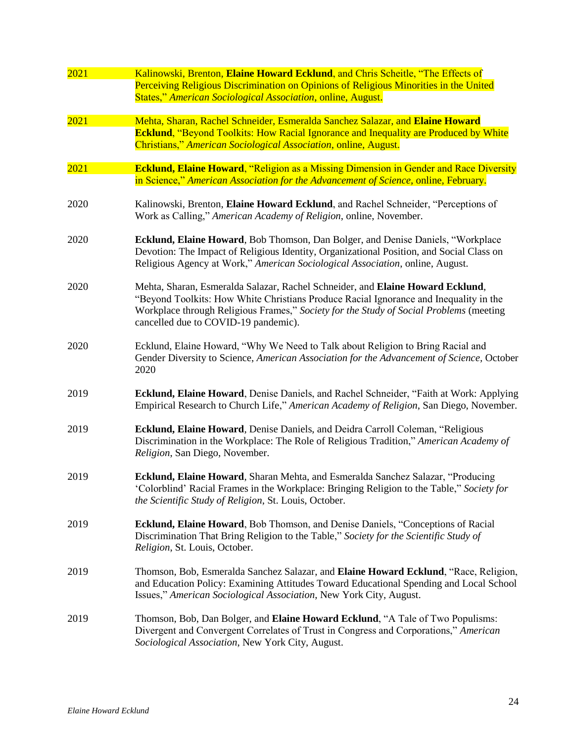2021 Kalinowski, Brenton, **Elaine Howard Ecklund**, and Chris Scheitle, "The Effects of Perceiving Religious Discrimination on Opinions of Religious Minorities in the United States," *American Sociological Association*, online, August.

2021 Mehta, Sharan, Rachel Schneider, Esmeralda Sanchez Salazar, and **Elaine Howard Ecklund**, "Beyond Toolkits: How Racial Ignorance and Inequality are Produced by White Christians," *American Sociological Association*, online, August.

2021 **Ecklund, Elaine Howard**, "Religion as a Missing Dimension in Gender and Race Diversity in Science," *American Association for the Advancement of Science*, online, February.

2020 Kalinowski, Brenton, **Elaine Howard Ecklund**, and Rachel Schneider, "Perceptions of Work as Calling," *American Academy of Religion*, online, November.

2020 **Ecklund, Elaine Howard**, Bob Thomson, Dan Bolger, and Denise Daniels, "Workplace Devotion: The Impact of Religious Identity, Organizational Position, and Social Class on Religious Agency at Work," *American Sociological Association*, online, August.

2020 Mehta, Sharan, Esmeralda Salazar, Rachel Schneider, and **Elaine Howard Ecklund**, "Beyond Toolkits: How White Christians Produce Racial Ignorance and Inequality in the Workplace through Religious Frames," *Society for the Study of Social Problems* (meeting cancelled due to COVID-19 pandemic).

2020 Ecklund, Elaine Howard, "Why We Need to Talk about Religion to Bring Racial and Gender Diversity to Science, *American Association for the Advancement of Science,* October 2020

2019 **Ecklund, Elaine Howard**, Denise Daniels, and Rachel Schneider, "Faith at Work: Applying Empirical Research to Church Life," *American Academy of Religion,* San Diego, November.

2019 **Ecklund, Elaine Howard**, Denise Daniels, and Deidra Carroll Coleman, "Religious Discrimination in the Workplace: The Role of Religious Tradition," *American Academy of Religion*, San Diego, November.

2019 **Ecklund, Elaine Howard**, Sharan Mehta, and Esmeralda Sanchez Salazar, "Producing 'Colorblind' Racial Frames in the Workplace: Bringing Religion to the Table," *Society for the Scientific Study of Religion*, St. Louis, October.

2019 **Ecklund, Elaine Howard**, Bob Thomson, and Denise Daniels, "Conceptions of Racial Discrimination That Bring Religion to the Table," *Society for the Scientific Study of Religion*, St. Louis, October.

2019 Thomson, Bob, Esmeralda Sanchez Salazar, and **Elaine Howard Ecklund**, "Race, Religion, and Education Policy: Examining Attitudes Toward Educational Spending and Local School Issues," *American Sociological Association*, New York City, August.

2019 Thomson, Bob, Dan Bolger, and **Elaine Howard Ecklund**, "A Tale of Two Populisms: Divergent and Convergent Correlates of Trust in Congress and Corporations," *American Sociological Association*, New York City, August.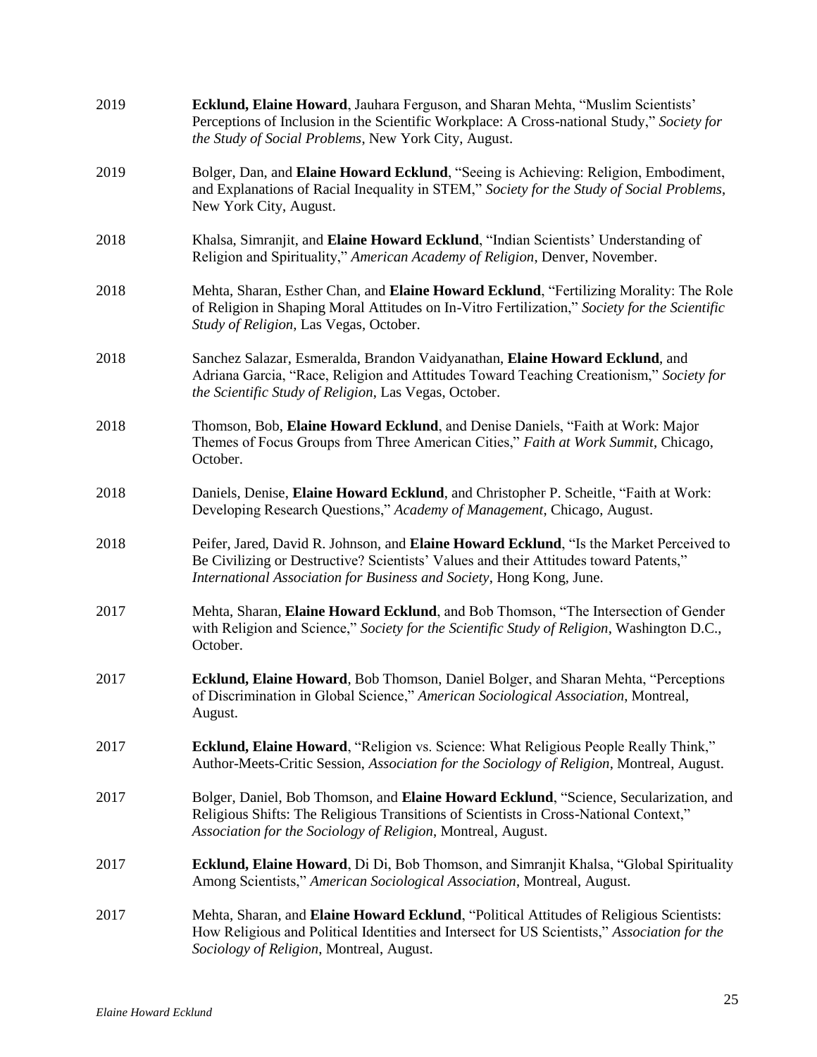2019 **Ecklund, Elaine Howard**, Jauhara Ferguson, and Sharan Mehta, "Muslim Scientists' Perceptions of Inclusion in the Scientific Workplace: A Cross-national Study," *Society for the Study of Social Problems*, New York City, August.

2019 Bolger, Dan, and **Elaine Howard Ecklund**, "Seeing is Achieving: Religion, Embodiment, and Explanations of Racial Inequality in STEM," *Society for the Study of Social Problems*, New York City, August.

2018 Khalsa, Simranjit, and **Elaine Howard Ecklund**, "Indian Scientists' Understanding of Religion and Spirituality," *American Academy of Religion*, Denver, November.

2018 Mehta, Sharan, Esther Chan, and **Elaine Howard Ecklund**, "Fertilizing Morality: The Role of Religion in Shaping Moral Attitudes on In-Vitro Fertilization," *Society for the Scientific Study of Religion*, Las Vegas, October.

2018 Sanchez Salazar, Esmeralda, Brandon Vaidyanathan, **Elaine Howard Ecklund**, and Adriana Garcia, "Race, Religion and Attitudes Toward Teaching Creationism," *Society for the Scientific Study of Religion*, Las Vegas, October.

2018 Thomson, Bob, **Elaine Howard Ecklund**, and Denise Daniels, "Faith at Work: Major Themes of Focus Groups from Three American Cities," *Faith at Work Summit*, Chicago, October.

2018 Daniels, Denise, **Elaine Howard Ecklund**, and Christopher P. Scheitle, "Faith at Work: Developing Research Questions," *Academy of Management*, Chicago, August.

2018 Peifer, Jared, David R. Johnson, and **Elaine Howard Ecklund**, "Is the Market Perceived to Be Civilizing or Destructive? Scientists' Values and their Attitudes toward Patents," *International Association for Business and Society*, Hong Kong, June.

2017 Mehta, Sharan, **Elaine Howard Ecklund**, and Bob Thomson, "The Intersection of Gender with Religion and Science," *Society for the Scientific Study of Religion*, Washington D.C., October.

2017 **Ecklund, Elaine Howard**, Bob Thomson, Daniel Bolger, and Sharan Mehta, "Perceptions of Discrimination in Global Science," *American Sociological Association*, Montreal, August.

2017 **Ecklund, Elaine Howard**, "Religion vs. Science: What Religious People Really Think," Author-Meets-Critic Session, *Association for the Sociology of Religion*, Montreal, August.

2017 Bolger, Daniel, Bob Thomson, and **Elaine Howard Ecklund**, "Science, Secularization, and Religious Shifts: The Religious Transitions of Scientists in Cross-National Context," *Association for the Sociology of Religion*, Montreal, August.

2017 **Ecklund, Elaine Howard**, Di Di, Bob Thomson, and Simranjit Khalsa, "Global Spirituality Among Scientists," *American Sociological Association*, Montreal, August.

2017 Mehta, Sharan, and **Elaine Howard Ecklund**, "Political Attitudes of Religious Scientists: How Religious and Political Identities and Intersect for US Scientists," *Association for the Sociology of Religion*, Montreal, August.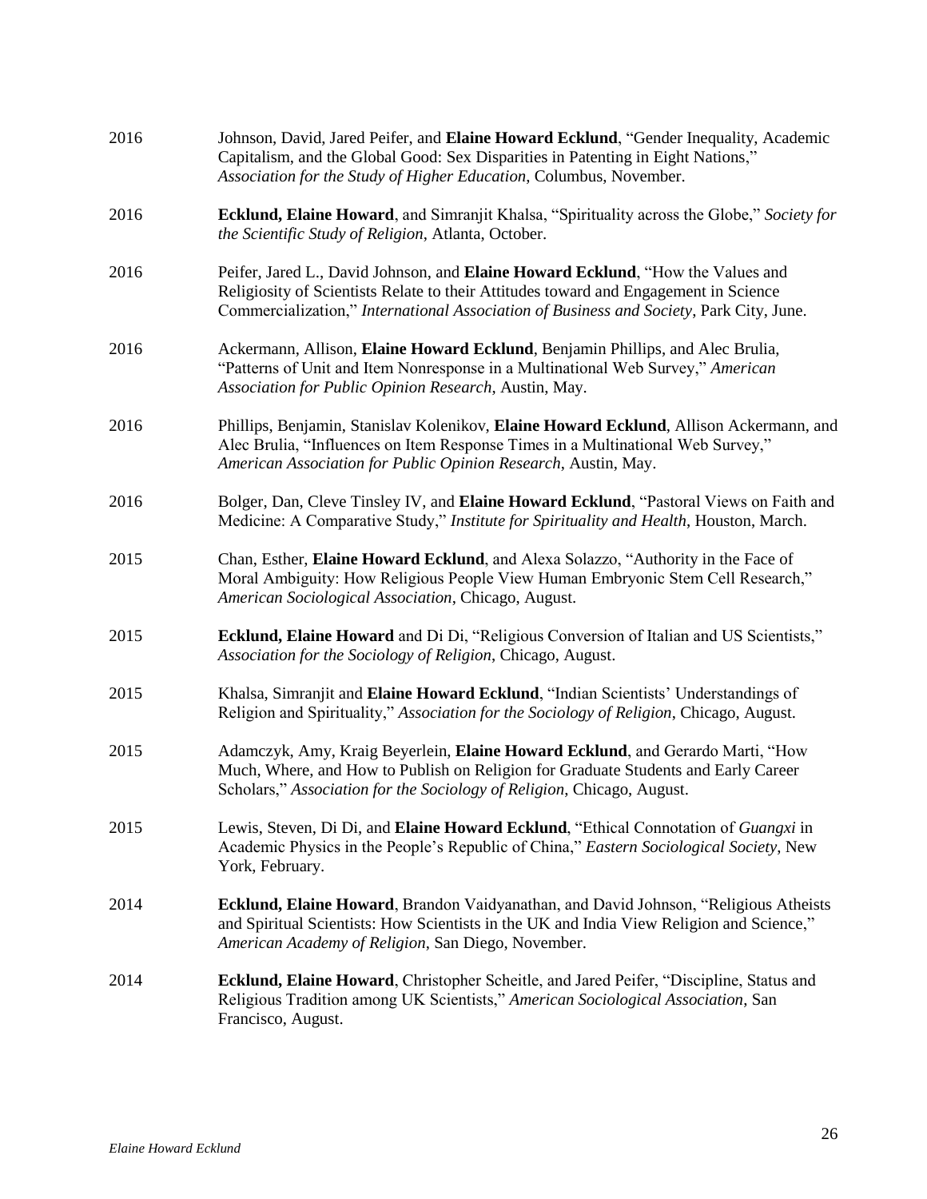2016 Johnson, David, Jared Peifer, and **Elaine Howard Ecklund**, "Gender Inequality, Academic Capitalism, and the Global Good: Sex Disparities in Patenting in Eight Nations," *Association for the Study of Higher Education*, Columbus, November.

2016 **Ecklund, Elaine Howard**, and Simranjit Khalsa, "Spirituality across the Globe," *Society for the Scientific Study of Religion*, Atlanta, October.

2016 Peifer, Jared L., David Johnson, and **Elaine Howard Ecklund**, "How the Values and Religiosity of Scientists Relate to their Attitudes toward and Engagement in Science Commercialization," *International Association of Business and Society*, Park City, June.

2016 Ackermann, Allison, **Elaine Howard Ecklund**, Benjamin Phillips, and Alec Brulia, "Patterns of Unit and Item Nonresponse in a Multinational Web Survey," *American Association for Public Opinion Research*, Austin, May.

2016 Phillips, Benjamin, Stanislav Kolenikov, **Elaine Howard Ecklund**, Allison Ackermann, and Alec Brulia, "Influences on Item Response Times in a Multinational Web Survey," *American Association for Public Opinion Research*, Austin, May.

2016 Bolger, Dan, Cleve Tinsley IV, and **Elaine Howard Ecklund**, "Pastoral Views on Faith and Medicine: A Comparative Study," *Institute for Spirituality and Health*, Houston, March.

2015 Chan, Esther, **Elaine Howard Ecklund**, and Alexa Solazzo, "Authority in the Face of Moral Ambiguity: How Religious People View Human Embryonic Stem Cell Research," *American Sociological Association*, Chicago, August.

2015 **Ecklund, Elaine Howard** and Di Di, "Religious Conversion of Italian and US Scientists," *Association for the Sociology of Religion*, Chicago, August.

2015 Khalsa, Simranjit and **Elaine Howard Ecklund**, "Indian Scientists' Understandings of Religion and Spirituality," *Association for the Sociology of Religion*, Chicago, August.

2015 Adamczyk, Amy, Kraig Beyerlein, **Elaine Howard Ecklund**, and Gerardo Marti, "How Much, Where, and How to Publish on Religion for Graduate Students and Early Career Scholars," *Association for the Sociology of Religion*, Chicago, August.

2015 Lewis, Steven, Di Di, and **Elaine Howard Ecklund**, "Ethical Connotation of *Guangxi* in Academic Physics in the People's Republic of China," *Eastern Sociological Society*, New York, February.

2014 **Ecklund, Elaine Howard**, Brandon Vaidyanathan, and David Johnson, "Religious Atheists and Spiritual Scientists: How Scientists in the UK and India View Religion and Science," *American Academy of Religion*, San Diego, November.

2014 **Ecklund, Elaine Howard**, Christopher Scheitle, and Jared Peifer, "Discipline, Status and Religious Tradition among UK Scientists," *American Sociological Association*, San Francisco, August.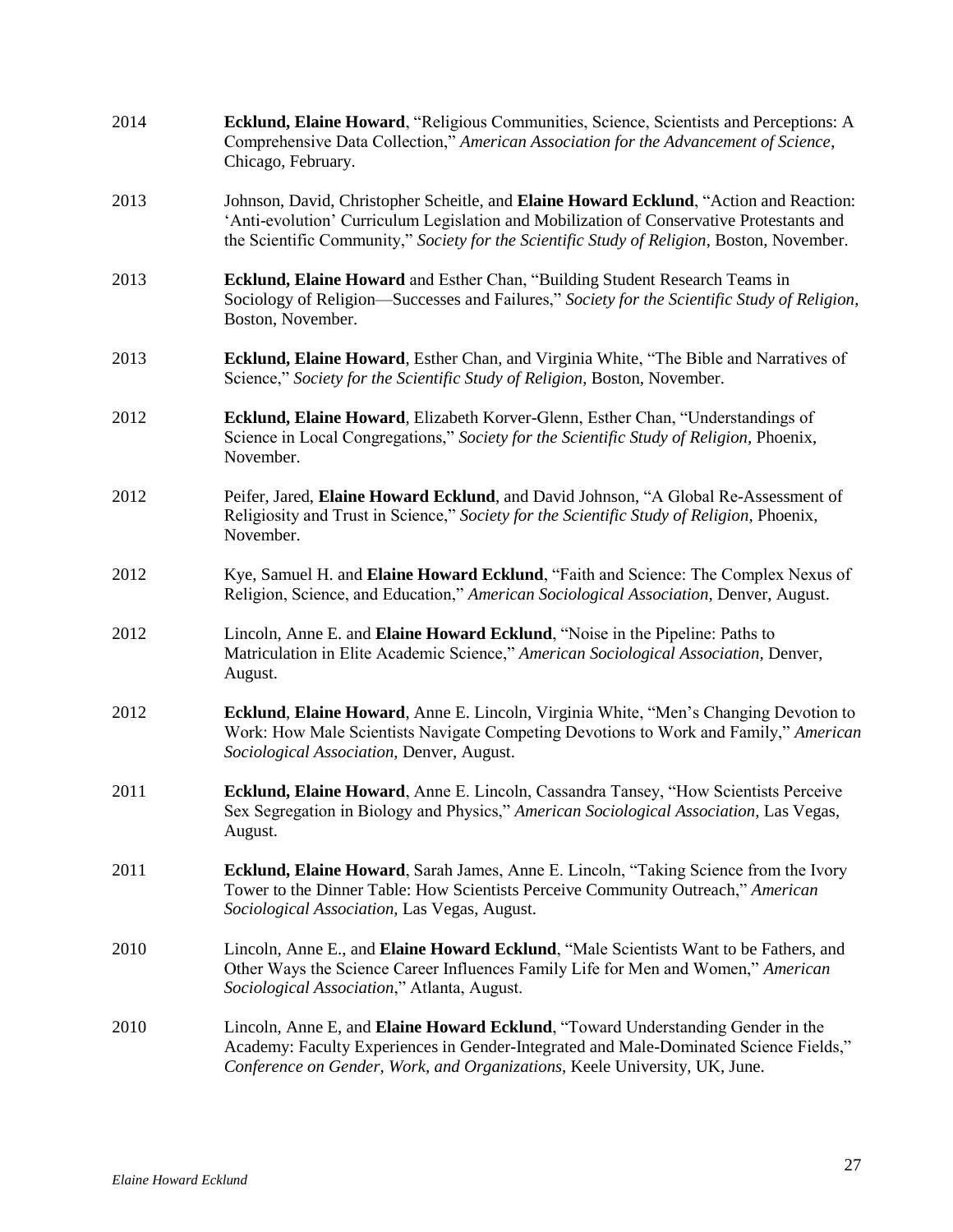2014 **Ecklund, Elaine Howard**, "Religious Communities, Science, Scientists and Perceptions: A Comprehensive Data Collection," *American Association for the Advancement of Science*, Chicago, February.

2013 Johnson, David, Christopher Scheitle, and **Elaine Howard Ecklund**, "Action and Reaction: 'Anti-evolution' Curriculum Legislation and Mobilization of Conservative Protestants and the Scientific Community," *Society for the Scientific Study of Religion*, Boston, November.

2013 **Ecklund, Elaine Howard** and Esther Chan, "Building Student Research Teams in Sociology of Religion—Successes and Failures," *Society for the Scientific Study of Religion*, Boston, November.

2013 **Ecklund, Elaine Howard**, Esther Chan, and Virginia White, "The Bible and Narratives of Science," *Society for the Scientific Study of Religion*, Boston, November.

2012 **Ecklund, Elaine Howard**, Elizabeth Korver-Glenn, Esther Chan, "Understandings of Science in Local Congregations," *Society for the Scientific Study of Religion*, Phoenix, November.

2012 Peifer, Jared, **Elaine Howard Ecklund**, and David Johnson, "A Global Re-Assessment of Religiosity and Trust in Science," *Society for the Scientific Study of Religion*, Phoenix, November.

2012 Kye, Samuel H. and **Elaine Howard Ecklund**, "Faith and Science: The Complex Nexus of Religion, Science, and Education," *American Sociological Association*, Denver, August.

2012 Lincoln, Anne E. and **Elaine Howard Ecklund**, "Noise in the Pipeline: Paths to Matriculation in Elite Academic Science," *American Sociological Association*, Denver, August.

2012 **Ecklund**, **Elaine Howard**, Anne E. Lincoln, Virginia White, "Men's Changing Devotion to Work: How Male Scientists Navigate Competing Devotions to Work and Family," *American Sociological Association*, Denver, August.

2011 **Ecklund, Elaine Howard**, Anne E. Lincoln, Cassandra Tansey, "How Scientists Perceive Sex Segregation in Biology and Physics," *American Sociological Association*, Las Vegas, August.

2011 **Ecklund, Elaine Howard**, Sarah James, Anne E. Lincoln, "Taking Science from the Ivory Tower to the Dinner Table: How Scientists Perceive Community Outreach," *American Sociological Association*, Las Vegas, August.

2010 Lincoln, Anne E., and **Elaine Howard Ecklund**, "Male Scientists Want to be Fathers, and Other Ways the Science Career Influences Family Life for Men and Women," *American Sociological Association*," Atlanta, August.

2010 Lincoln, Anne E, and **Elaine Howard Ecklund**, "Toward Understanding Gender in the Academy: Faculty Experiences in Gender-Integrated and Male-Dominated Science Fields," *Conference on Gender, Work, and Organizations*, Keele University, UK, June.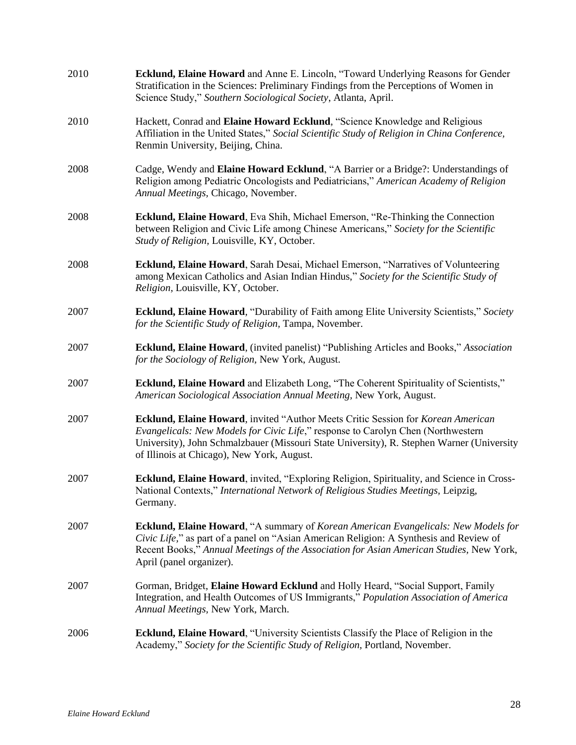2010 **Ecklund, Elaine Howard** and Anne E. Lincoln, "Toward Underlying Reasons for Gender Stratification in the Sciences: Preliminary Findings from the Perceptions of Women in Science Study," *Southern Sociological Society,* Atlanta, April.

2010 Hackett, Conrad and **Elaine Howard Ecklund**, "Science Knowledge and Religious Affiliation in the United States," *Social Scientific Study of Religion in China Conference,* Renmin University, Beijing, China.

2008 Cadge, Wendy and **Elaine Howard Ecklund**, "A Barrier or a Bridge?: Understandings of Religion among Pediatric Oncologists and Pediatricians," *American Academy of Religion Annual Meetings,* Chicago, November.

2008 **Ecklund, Elaine Howard**, Eva Shih, Michael Emerson, "Re-Thinking the Connection between Religion and Civic Life among Chinese Americans," *Society for the Scientific Study of Religion,* Louisville, KY, October.

2008 **Ecklund, Elaine Howard**, Sarah Desai, Michael Emerson, "Narratives of Volunteering among Mexican Catholics and Asian Indian Hindus," *Society for the Scientific Study of Religion,* Louisville, KY, October.

2007 **Ecklund, Elaine Howard**, "Durability of Faith among Elite University Scientists," *Society for the Scientific Study of Religion,* Tampa, November.

2007 **Ecklund, Elaine Howard**, (invited panelist) "Publishing Articles and Books," *Association for the Sociology of Religion,* New York, August.

2007 **Ecklund, Elaine Howard** and Elizabeth Long, "The Coherent Spirituality of Scientists," *American Sociological Association Annual Meeting,* New York, August.

2007 **Ecklund, Elaine Howard**, invited "Author Meets Critic Session for *Korean American Evangelicals: New Models for Civic Life*," response to Carolyn Chen (Northwestern University), John Schmalzbauer (Missouri State University), R. Stephen Warner (University of Illinois at Chicago), New York, August.

2007 **Ecklund, Elaine Howard**, invited, "Exploring Religion, Spirituality, and Science in Cross-National Contexts," *International Network of Religious Studies Meetings,* Leipzig, Germany.

2007 **Ecklund, Elaine Howard**, "A summary of *Korean American Evangelicals: New Models for Civic Life*," as part of a panel on "Asian American Religion: A Synthesis and Review of Recent Books," *Annual Meetings of the Association for Asian American Studies,* New York, April (panel organizer).

2007 Gorman, Bridget, **Elaine Howard Ecklund** and Holly Heard, "Social Support, Family Integration, and Health Outcomes of US Immigrants," *Population Association of America Annual Meetings,* New York, March.

2006 **Ecklund, Elaine Howard**, "University Scientists Classify the Place of Religion in the Academy," *Society for the Scientific Study of Religion,* Portland, November.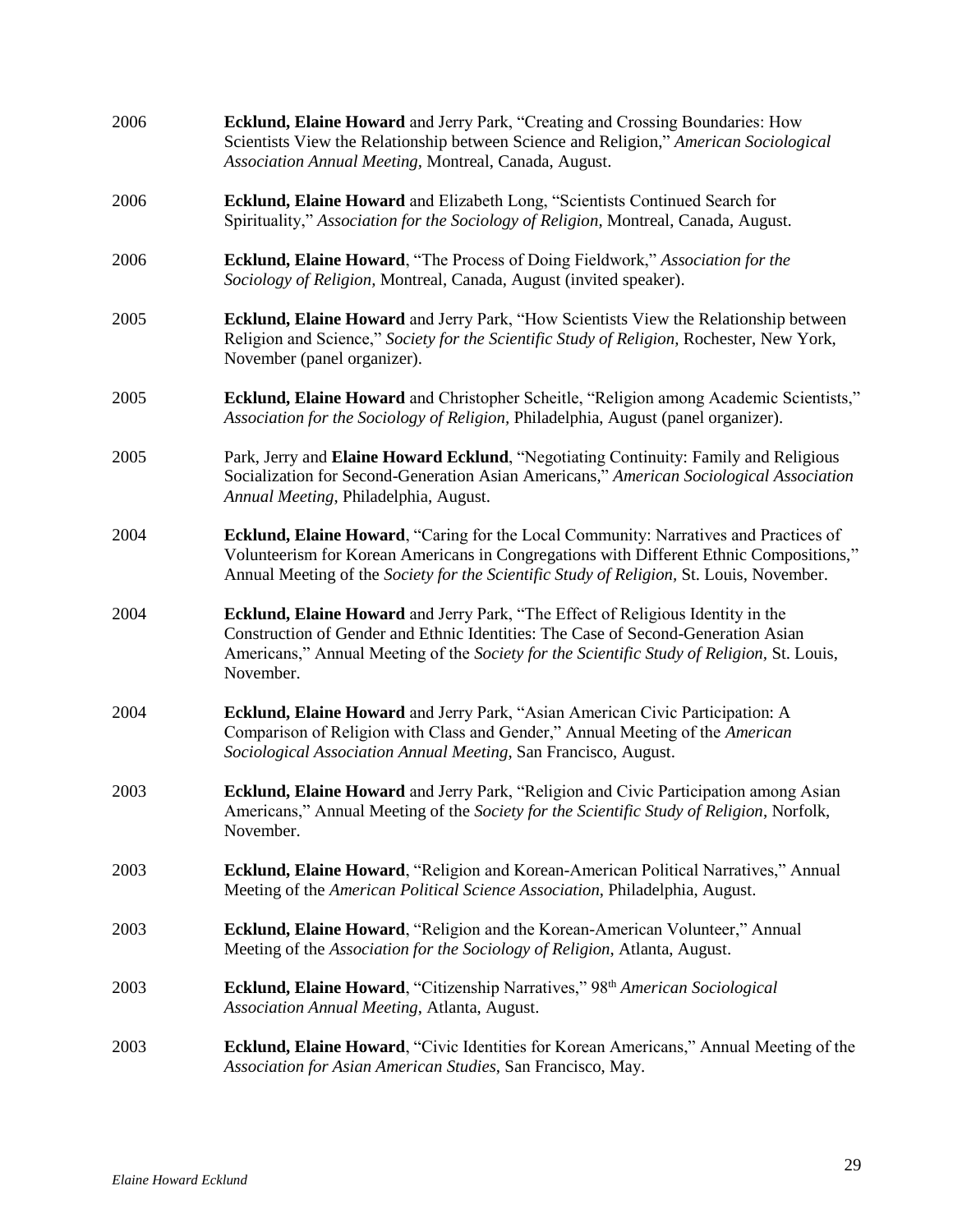2006 **Ecklund, Elaine Howard** and Jerry Park, "Creating and Crossing Boundaries: How Scientists View the Relationship between Science and Religion," *American Sociological Association Annual Meeting*, Montreal, Canada, August.

2006 **Ecklund, Elaine Howard** and Elizabeth Long, "Scientists Continued Search for Spirituality," *Association for the Sociology of Religion*, Montreal, Canada, August.

2006 **Ecklund, Elaine Howard**, "The Process of Doing Fieldwork," *Association for the Sociology of Religion,* Montreal, Canada, August (invited speaker).

2005 **Ecklund, Elaine Howard** and Jerry Park, "How Scientists View the Relationship between Religion and Science," *Society for the Scientific Study of Religion*, Rochester, New York, November (panel organizer).

2005 **Ecklund, Elaine Howard** and Christopher Scheitle, "Religion among Academic Scientists," *Association for the Sociology of Religion*, Philadelphia, August (panel organizer).

2005 Park, Jerry and **Elaine Howard Ecklund**, "Negotiating Continuity: Family and Religious Socialization for Second-Generation Asian Americans," *American Sociological Association Annual Meeting*, Philadelphia, August.

2004 **Ecklund, Elaine Howard**, "Caring for the Local Community: Narratives and Practices of Volunteerism for Korean Americans in Congregations with Different Ethnic Compositions," Annual Meeting of the *Society for the Scientific Study of Religion*, St. Louis, November.

2004 **Ecklund, Elaine Howard** and Jerry Park, "The Effect of Religious Identity in the Construction of Gender and Ethnic Identities: The Case of Second-Generation Asian Americans," Annual Meeting of the *Society for the Scientific Study of Religion*, St. Louis, November.

2004 **Ecklund, Elaine Howard** and Jerry Park, "Asian American Civic Participation: A Comparison of Religion with Class and Gender," Annual Meeting of the *American Sociological Association Annual Meeting*, San Francisco, August.

2003 **Ecklund, Elaine Howard** and Jerry Park, "Religion and Civic Participation among Asian Americans," Annual Meeting of the *Society for the Scientific Study of Religion*, Norfolk, November.

2003 **Ecklund, Elaine Howard**, "Religion and Korean-American Political Narratives," Annual Meeting of the *American Political Science Association*, Philadelphia, August.

2003 **Ecklund, Elaine Howard**, "Religion and the Korean-American Volunteer," Annual Meeting of the *Association for the Sociology of Religion*, Atlanta, August.

2003 **Ecklund, Elaine Howard**, "Citizenship Narratives," 98th *American Sociological Association Annual Meeting*, Atlanta, August.

2003 **Ecklund, Elaine Howard**, "Civic Identities for Korean Americans," Annual Meeting of the *Association for Asian American Studies*, San Francisco, May.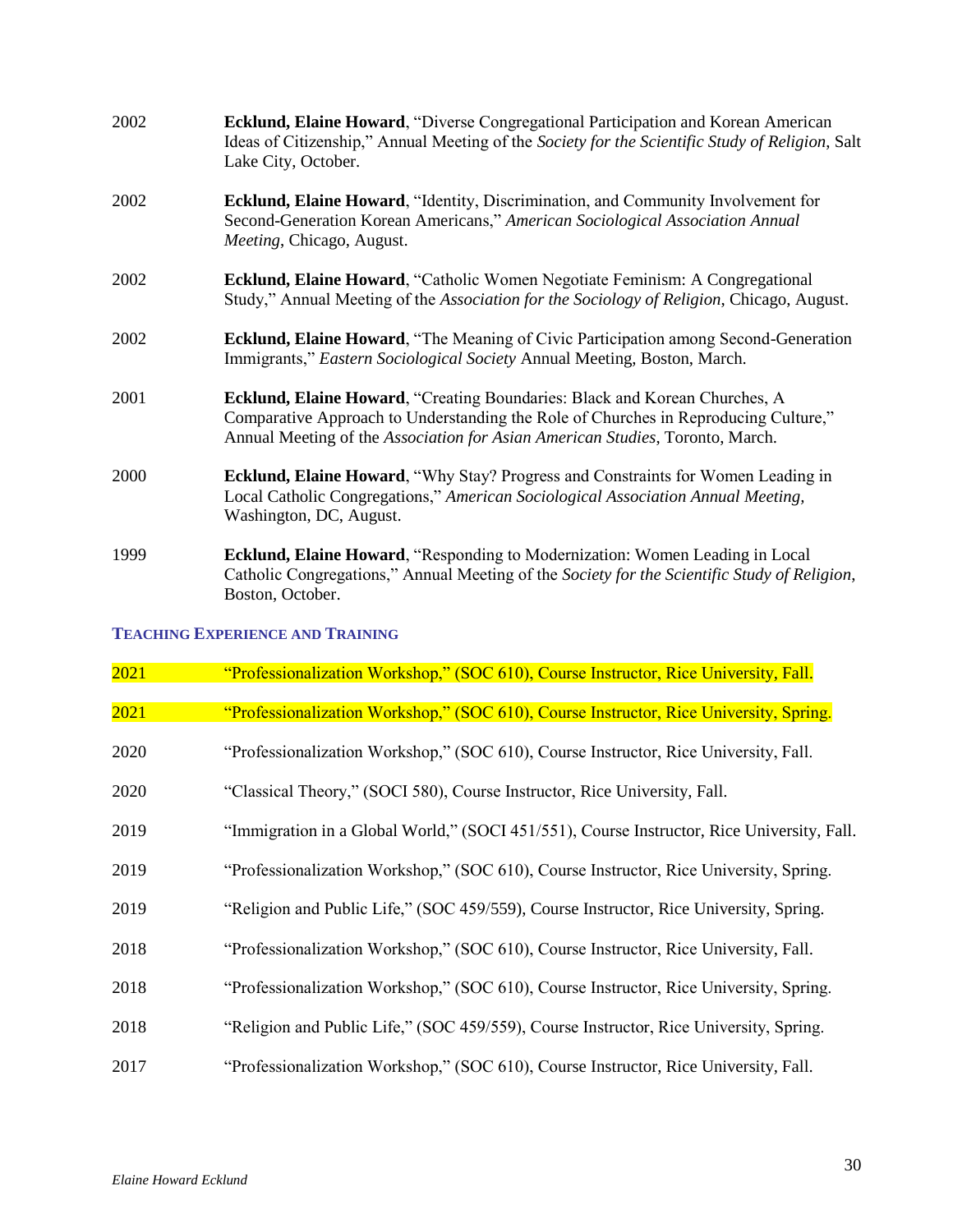2002 **Ecklund, Elaine Howard**, "Diverse Congregational Participation and Korean American Ideas of Citizenship," Annual Meeting of the *Society for the Scientific Study of Religion*, Salt Lake City, October.

2002 **Ecklund, Elaine Howard**, "Identity, Discrimination, and Community Involvement for Second-Generation Korean Americans," *American Sociological Association Annual Meeting*, Chicago, August.

2002 **Ecklund, Elaine Howard**, "Catholic Women Negotiate Feminism: A Congregational Study," Annual Meeting of the *Association for the Sociology of Religion*, Chicago, August.

2002 **Ecklund, Elaine Howard**, "The Meaning of Civic Participation among Second-Generation Immigrants," *Eastern Sociological Society* Annual Meeting, Boston, March.

2001 **Ecklund, Elaine Howard**, "Creating Boundaries: Black and Korean Churches, A Comparative Approach to Understanding the Role of Churches in Reproducing Culture," Annual Meeting of the *Association for Asian American Studies*, Toronto, March.

2000 **Ecklund, Elaine Howard**, "Why Stay? Progress and Constraints for Women Leading in Local Catholic Congregations," *American Sociological Association Annual Meeting*, Washington, DC, August.

1999 **Ecklund, Elaine Howard**, "Responding to Modernization: Women Leading in Local Catholic Congregations," Annual Meeting of the *Society for the Scientific Study of Religion*, Boston, October.

## Teaching Experience and Training

2021 "Professionalization Workshop," (SOC 610), Course Instructor, Rice University, Fall.

2021 "Professionalization Workshop," (SOC 610), Course Instructor, Rice University, Spring.

2020 "Professionalization Workshop," (SOC 610), Course Instructor, Rice University, Fall.

2020 "Classical Theory," (SOCI 580), Course Instructor, Rice University, Fall.

2019 "Immigration in a Global World," (SOCI 451/551), Course Instructor, Rice University, Fall.

2019 "Professionalization Workshop," (SOC 610), Course Instructor, Rice University, Spring.

2019 "Religion and Public Life," (SOC 459/559), Course Instructor, Rice University, Spring.

2018 "Professionalization Workshop," (SOC 610), Course Instructor, Rice University, Fall.

2018 "Professionalization Workshop," (SOC 610), Course Instructor, Rice University, Spring.

2018 "Religion and Public Life," (SOC 459/559), Course Instructor, Rice University, Spring.

2017 "Professionalization Workshop," (SOC 610), Course Instructor, Rice University, Fall.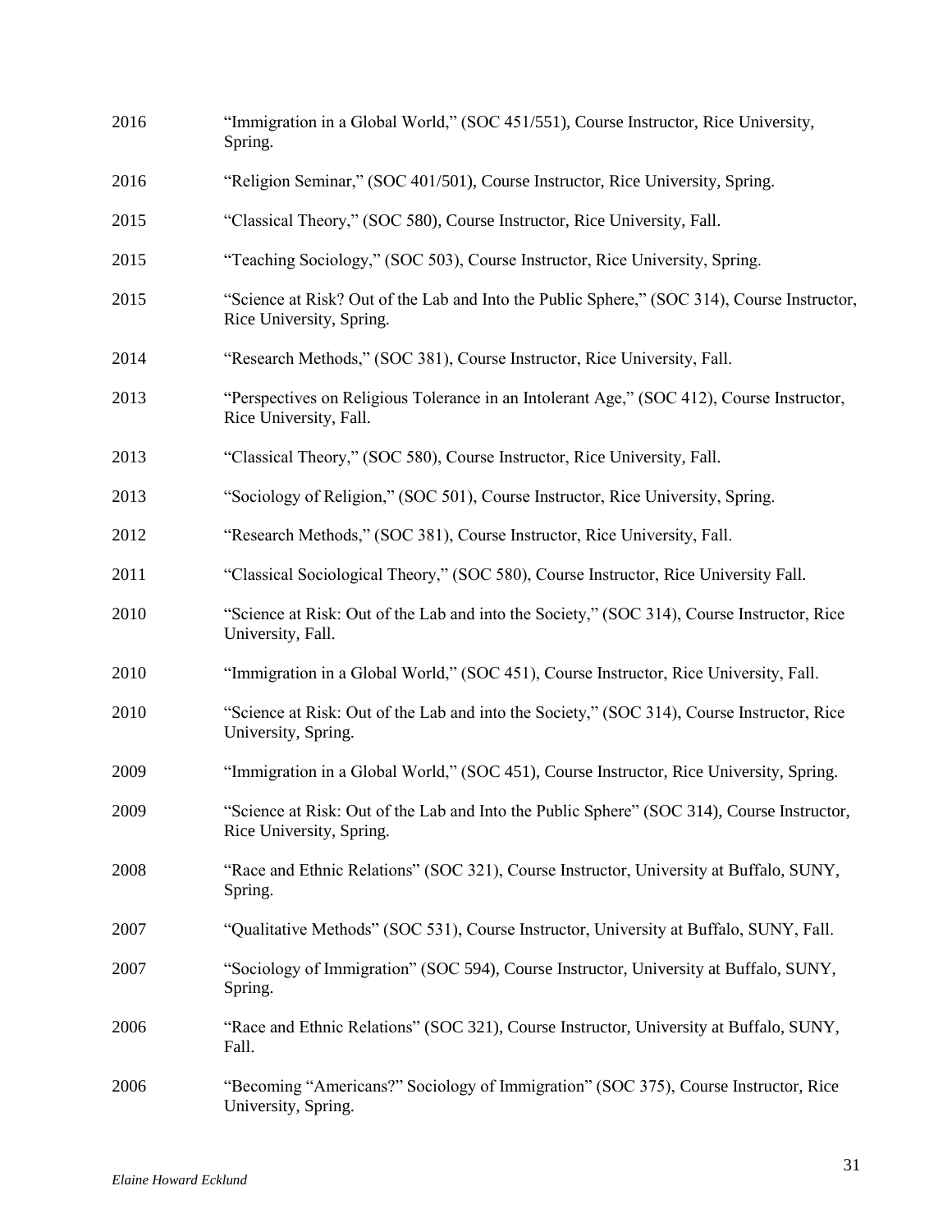2016 “Immigration in a Global World,” (SOC 451/551), Course Instructor, Rice University, Spring.

2016 “Religion Seminar,” (SOC 401/501), Course Instructor, Rice University, Spring.

2015 “Classical Theory,” (SOC 580), Course Instructor, Rice University, Fall.

2015 “Teaching Sociology,” (SOC 503), Course Instructor, Rice University, Spring.

2015 “Science at Risk? Out of the Lab and Into the Public Sphere,” (SOC 314), Course Instructor, Rice University, Spring.

2014 “Research Methods,” (SOC 381), Course Instructor, Rice University, Fall.

2013 “Perspectives on Religious Tolerance in an Intolerant Age,” (SOC 412), Course Instructor, Rice University, Fall.

2013 “Classical Theory,” (SOC 580), Course Instructor, Rice University, Fall.

2013 “Sociology of Religion,” (SOC 501), Course Instructor, Rice University, Spring.

2012 “Research Methods,” (SOC 381), Course Instructor, Rice University, Fall.

2011 “Classical Sociological Theory,” (SOC 580), Course Instructor, Rice University Fall.

2010 “Science at Risk: Out of the Lab and into the Society,” (SOC 314), Course Instructor, Rice University, Fall.

2010 “Immigration in a Global World,” (SOC 451), Course Instructor, Rice University, Fall.

2010 “Science at Risk: Out of the Lab and into the Society,” (SOC 314), Course Instructor, Rice University, Spring.

2009 “Immigration in a Global World,” (SOC 451), Course Instructor, Rice University, Spring.

2009 “Science at Risk: Out of the Lab and Into the Public Sphere” (SOC 314), Course Instructor, Rice University, Spring.

2008 “Race and Ethnic Relations” (SOC 321), Course Instructor, University at Buffalo, SUNY, Spring.

2007 “Qualitative Methods” (SOC 531), Course Instructor, University at Buffalo, SUNY, Fall.

2007 “Sociology of Immigration” (SOC 594), Course Instructor, University at Buffalo, SUNY, Spring.

2006 “Race and Ethnic Relations” (SOC 321), Course Instructor, University at Buffalo, SUNY, Fall.

2006 “Becoming “Americans?” Sociology of Immigration” (SOC 375), Course Instructor, Rice University, Spring.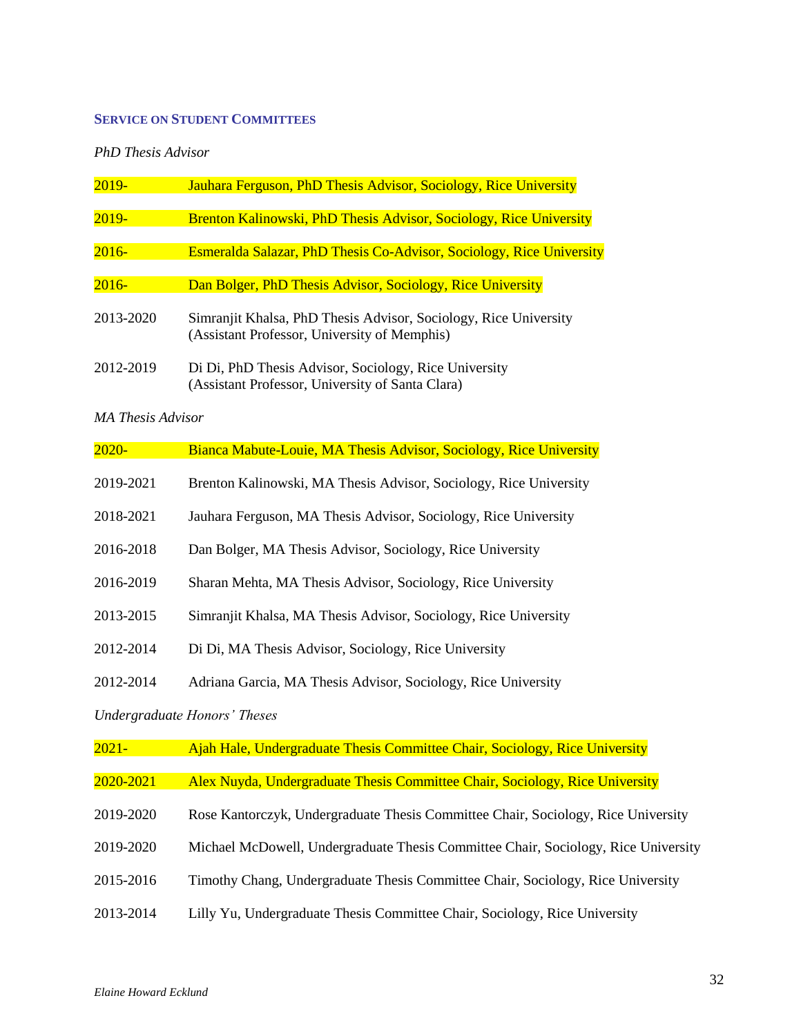### SERVICE ON STUDENT COMMITTEES

*PhD Thesis Advisor*

2019- Jauhara Ferguson, PhD Thesis Advisor, Sociology, Rice University

2019- Brenton Kalinowski, PhD Thesis Advisor, Sociology, Rice University

2016- Esmeralda Salazar, PhD Thesis Co-Advisor, Sociology, Rice University

2016- Dan Bolger, PhD Thesis Advisor, Sociology, Rice University

2013-2020 Simranjit Khalsa, PhD Thesis Advisor, Sociology, Rice University (Assistant Professor, University of Memphis)

2012-2019 Di Di, PhD Thesis Advisor, Sociology, Rice University (Assistant Professor, University of Santa Clara)

*MA Thesis Advisor*

2020- Bianca Mabute-Louie, MA Thesis Advisor, Sociology, Rice University

2019-2021 Brenton Kalinowski, MA Thesis Advisor, Sociology, Rice University

2018-2021 Jauhara Ferguson, MA Thesis Advisor, Sociology, Rice University

2016-2018 Dan Bolger, MA Thesis Advisor, Sociology, Rice University

2016-2019 Sharan Mehta, MA Thesis Advisor, Sociology, Rice University

2013-2015 Simranjit Khalsa, MA Thesis Advisor, Sociology, Rice University

2012-2014 Di Di, MA Thesis Advisor, Sociology, Rice University

2012-2014 Adriana Garcia, MA Thesis Advisor, Sociology, Rice University

*Undergraduate Honors' Theses*

2021- Ajah Hale, Undergraduate Thesis Committee Chair, Sociology, Rice University

2020-2021 Alex Nuyda, Undergraduate Thesis Committee Chair, Sociology, Rice University

2019-2020 Rose Kantorczyk, Undergraduate Thesis Committee Chair, Sociology, Rice University

2019-2020 Michael McDowell, Undergraduate Thesis Committee Chair, Sociology, Rice University

2015-2016 Timothy Chang, Undergraduate Thesis Committee Chair, Sociology, Rice University

2013-2014 Lilly Yu, Undergraduate Thesis Committee Chair, Sociology, Rice University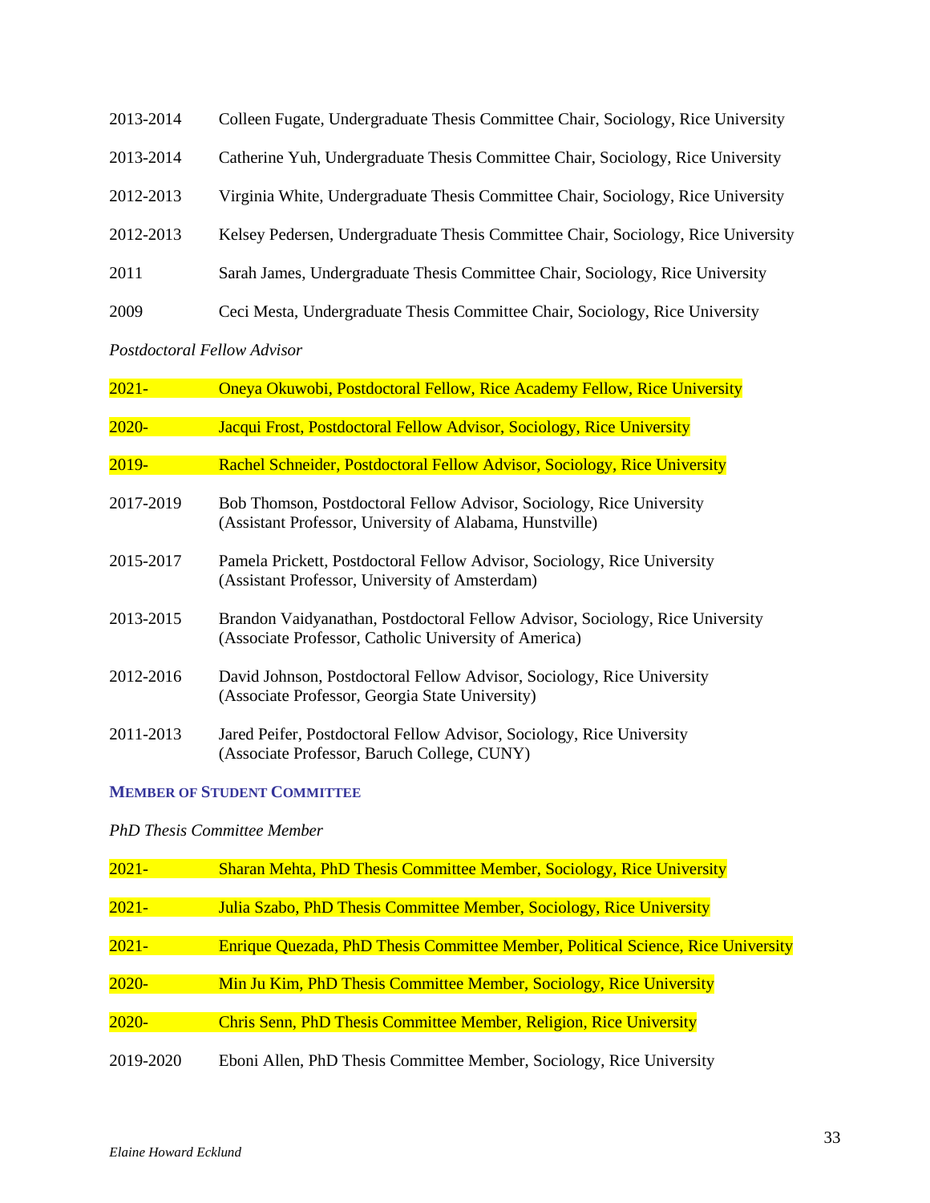2013-2014 Colleen Fugate, Undergraduate Thesis Committee Chair, Sociology, Rice University

2013-2014 Catherine Yuh, Undergraduate Thesis Committee Chair, Sociology, Rice University

2012-2013 Virginia White, Undergraduate Thesis Committee Chair, Sociology, Rice University

2012-2013 Kelsey Pedersen, Undergraduate Thesis Committee Chair, Sociology, Rice University

2011 Sarah James, Undergraduate Thesis Committee Chair, Sociology, Rice University

2009 Ceci Mesta, Undergraduate Thesis Committee Chair, Sociology, Rice University

*Postdoctoral Fellow Advisor*

2021- Oneya Okuwobi, Postdoctoral Fellow, Rice Academy Fellow, Rice University

2020- Jacqui Frost, Postdoctoral Fellow Advisor, Sociology, Rice University

2019- Rachel Schneider, Postdoctoral Fellow Advisor, Sociology, Rice University

2017-2019 Bob Thomson, Postdoctoral Fellow Advisor, Sociology, Rice University
(Assistant Professor, University of Alabama, Hunstville)

2015-2017 Pamela Prickett, Postdoctoral Fellow Advisor, Sociology, Rice University
(Assistant Professor, University of Amsterdam)

2013-2015 Brandon Vaidyanathan, Postdoctoral Fellow Advisor, Sociology, Rice University
(Associate Professor, Catholic University of America)

2012-2016 David Johnson, Postdoctoral Fellow Advisor, Sociology, Rice University
(Associate Professor, Georgia State University)

2011-2013 Jared Peifer, Postdoctoral Fellow Advisor, Sociology, Rice University
(Associate Professor, Baruch College, CUNY)

### MEMBER OF STUDENT COMMITTEE

*PhD Thesis Committee Member*

2021- Sharan Mehta, PhD Thesis Committee Member, Sociology, Rice University

2021- Julia Szabo, PhD Thesis Committee Member, Sociology, Rice University

2021- Enrique Quezada, PhD Thesis Committee Member, Political Science, Rice University

2020- Min Ju Kim, PhD Thesis Committee Member, Sociology, Rice University

2020- Chris Senn, PhD Thesis Committee Member, Religion, Rice University

2019-2020 Eboni Allen, PhD Thesis Committee Member, Sociology, Rice University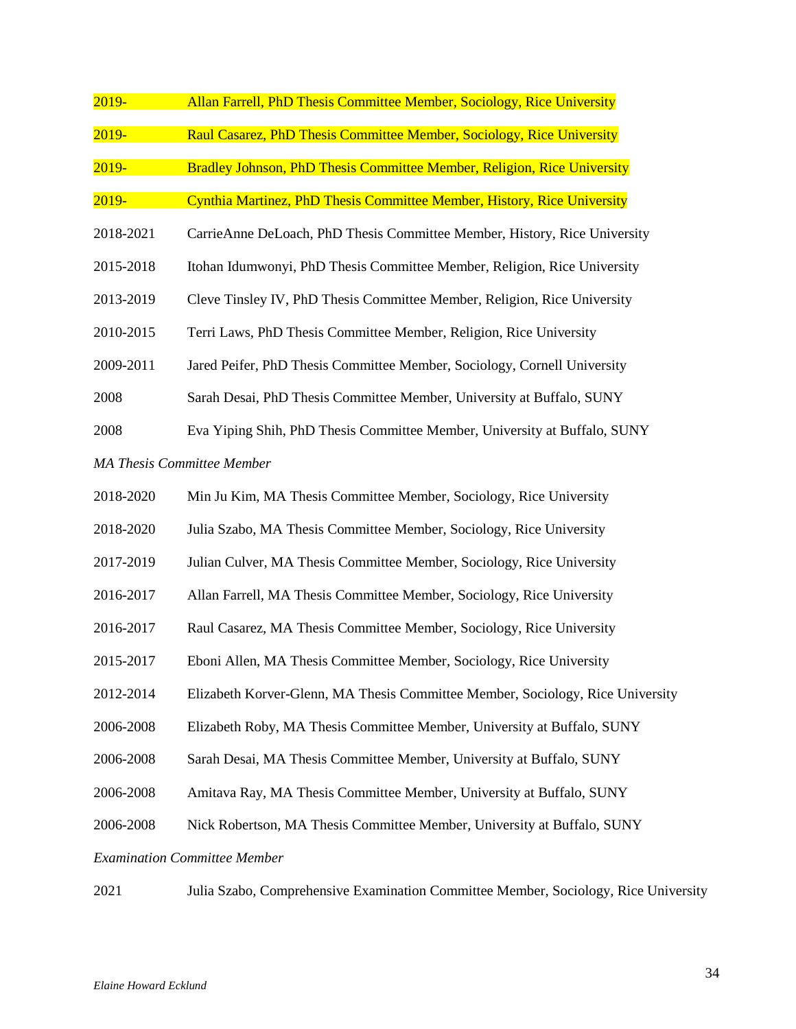2019- Allan Farrell, PhD Thesis Committee Member, Sociology, Rice University

2019- Raul Casarez, PhD Thesis Committee Member, Sociology, Rice University

2019- Bradley Johnson, PhD Thesis Committee Member, Religion, Rice University

2019- Cynthia Martinez, PhD Thesis Committee Member, History, Rice University

2018-2021 CarrieAnne DeLoach, PhD Thesis Committee Member, History, Rice University

2015-2018 Itohan Idumwonyi, PhD Thesis Committee Member, Religion, Rice University

2013-2019 Cleve Tinsley IV, PhD Thesis Committee Member, Religion, Rice University

2010-2015 Terri Laws, PhD Thesis Committee Member, Religion, Rice University

2009-2011 Jared Peifer, PhD Thesis Committee Member, Sociology, Cornell University

2008 Sarah Desai, PhD Thesis Committee Member, University at Buffalo, SUNY

2008 Eva Yiping Shih, PhD Thesis Committee Member, University at Buffalo, SUNY

*MA Thesis Committee Member*

2018-2020 Min Ju Kim, MA Thesis Committee Member, Sociology, Rice University

2018-2020 Julia Szabo, MA Thesis Committee Member, Sociology, Rice University

2017-2019 Julian Culver, MA Thesis Committee Member, Sociology, Rice University

2016-2017 Allan Farrell, MA Thesis Committee Member, Sociology, Rice University

2016-2017 Raul Casarez, MA Thesis Committee Member, Sociology, Rice University

2015-2017 Eboni Allen, MA Thesis Committee Member, Sociology, Rice University

2012-2014 Elizabeth Korver-Glenn, MA Thesis Committee Member, Sociology, Rice University

2006-2008 Elizabeth Roby, MA Thesis Committee Member, University at Buffalo, SUNY

2006-2008 Sarah Desai, MA Thesis Committee Member, University at Buffalo, SUNY

2006-2008 Amitava Ray, MA Thesis Committee Member, University at Buffalo, SUNY

2006-2008 Nick Robertson, MA Thesis Committee Member, University at Buffalo, SUNY

*Examination Committee Member*

2021 Julia Szabo, Comprehensive Examination Committee Member, Sociology, Rice University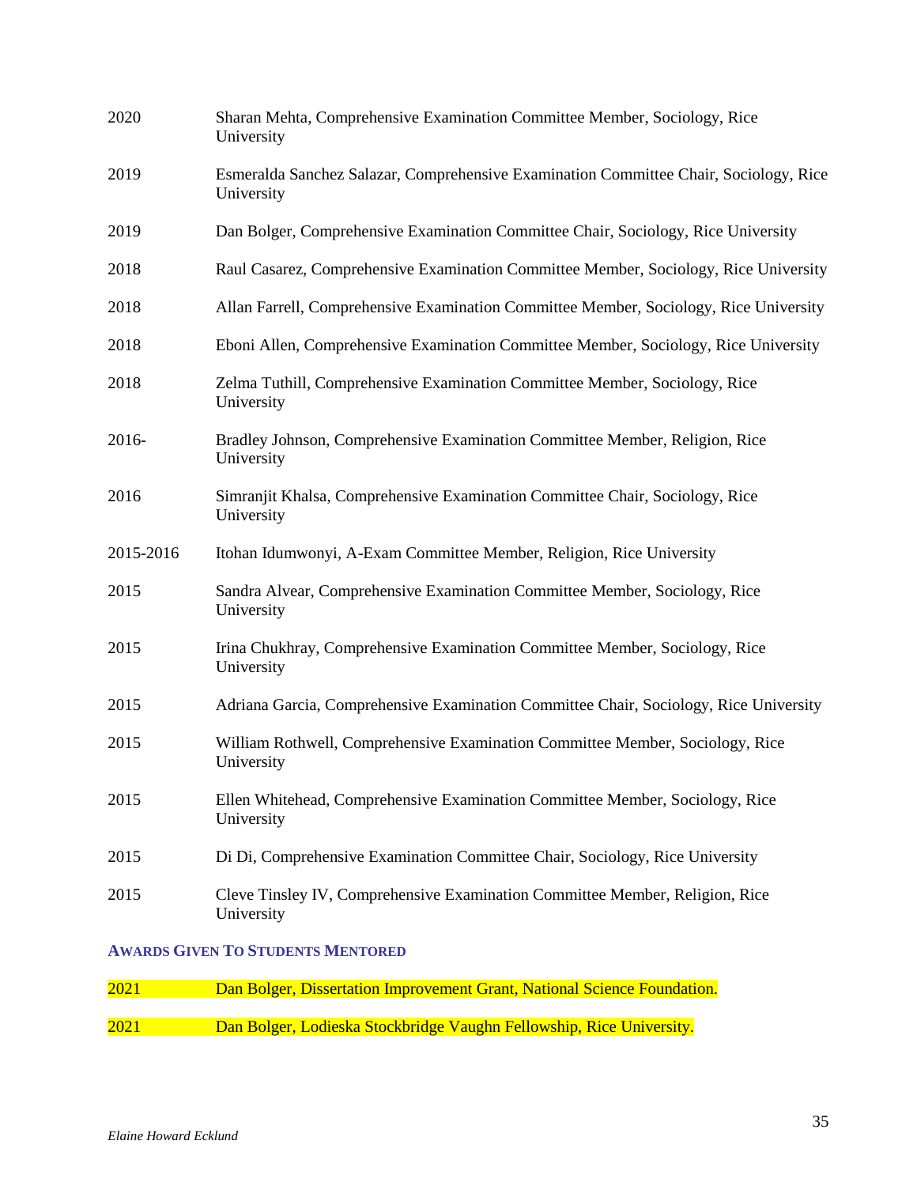2020 Sharan Mehta, Comprehensive Examination Committee Member, Sociology, Rice University

2019 Esmeralda Sanchez Salazar, Comprehensive Examination Committee Chair, Sociology, Rice University

2019 Dan Bolger, Comprehensive Examination Committee Chair, Sociology, Rice University

2018 Raul Casarez, Comprehensive Examination Committee Member, Sociology, Rice University

2018 Allan Farrell, Comprehensive Examination Committee Member, Sociology, Rice University

2018 Eboni Allen, Comprehensive Examination Committee Member, Sociology, Rice University

2018 Zelma Tuthill, Comprehensive Examination Committee Member, Sociology, Rice University

2016- Bradley Johnson, Comprehensive Examination Committee Member, Religion, Rice University

2016 Simranjit Khalsa, Comprehensive Examination Committee Chair, Sociology, Rice University

2015-2016 Itohan Idumwonyi, A-Exam Committee Member, Religion, Rice University

2015 Sandra Alvear, Comprehensive Examination Committee Member, Sociology, Rice University

2015 Irina Chukhray, Comprehensive Examination Committee Member, Sociology, Rice University

2015 Adriana Garcia, Comprehensive Examination Committee Chair, Sociology, Rice University

2015 William Rothwell, Comprehensive Examination Committee Member, Sociology, Rice University

2015 Ellen Whitehead, Comprehensive Examination Committee Member, Sociology, Rice University

2015 Di Di, Comprehensive Examination Committee Chair, Sociology, Rice University

2015 Cleve Tinsley IV, Comprehensive Examination Committee Member, Religion, Rice University

### Awards Given To Students Mentored

2021 Dan Bolger, Dissertation Improvement Grant, National Science Foundation.

2021 Dan Bolger, Lodieska Stockbridge Vaughn Fellowship, Rice University.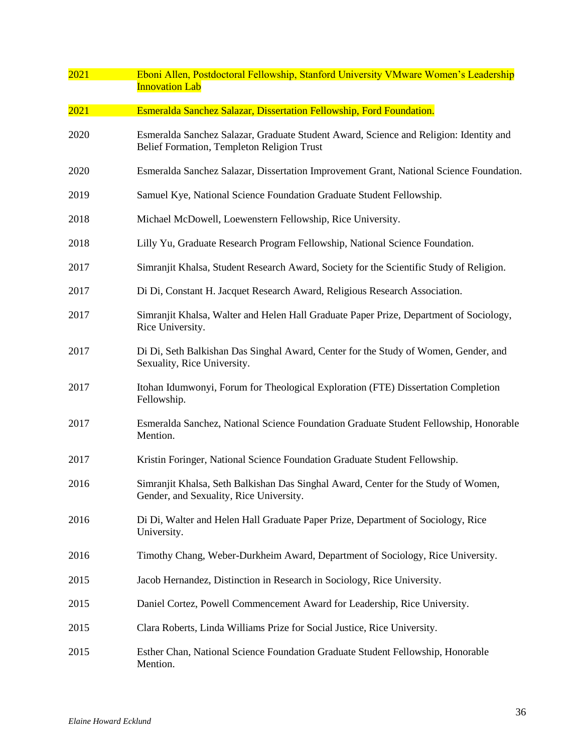| | |
|---|---|
| 2021 | Eboni Allen, Postdoctoral Fellowship, Stanford University VMware Women's Leadership Innovation Lab |
| 2021 | Esmeralda Sanchez Salazar, Dissertation Fellowship, Ford Foundation. |
| 2020 | Esmeralda Sanchez Salazar, Graduate Student Award, Science and Religion: Identity and Belief Formation, Templeton Religion Trust |
| 2020 | Esmeralda Sanchez Salazar, Dissertation Improvement Grant, National Science Foundation. |
| 2019 | Samuel Kye, National Science Foundation Graduate Student Fellowship. |
| 2018 | Michael McDowell, Loewenstern Fellowship, Rice University. |
| 2018 | Lilly Yu, Graduate Research Program Fellowship, National Science Foundation. |
| 2017 | Simranjit Khalsa, Student Research Award, Society for the Scientific Study of Religion. |
| 2017 | Di Di, Constant H. Jacquet Research Award, Religious Research Association. |
| 2017 | Simranjit Khalsa, Walter and Helen Hall Graduate Paper Prize, Department of Sociology, Rice University. |
| 2017 | Di Di, Seth Balkishan Das Singhal Award, Center for the Study of Women, Gender, and Sexuality, Rice University. |
| 2017 | Itohan Idumwonyi, Forum for Theological Exploration (FTE) Dissertation Completion Fellowship. |
| 2017 | Esmeralda Sanchez, National Science Foundation Graduate Student Fellowship, Honorable Mention. |
| 2017 | Kristin Foringer, National Science Foundation Graduate Student Fellowship. |
| 2016 | Simranjit Khalsa, Seth Balkishan Das Singhal Award, Center for the Study of Women, Gender, and Sexuality, Rice University. |
| 2016 | Di Di, Walter and Helen Hall Graduate Paper Prize, Department of Sociology, Rice University. |
| 2016 | Timothy Chang, Weber-Durkheim Award, Department of Sociology, Rice University. |
| 2015 | Jacob Hernandez, Distinction in Research in Sociology, Rice University. |
| 2015 | Daniel Cortez, Powell Commencement Award for Leadership, Rice University. |
| 2015 | Clara Roberts, Linda Williams Prize for Social Justice, Rice University. |
| 2015 | Esther Chan, National Science Foundation Graduate Student Fellowship, Honorable Mention. |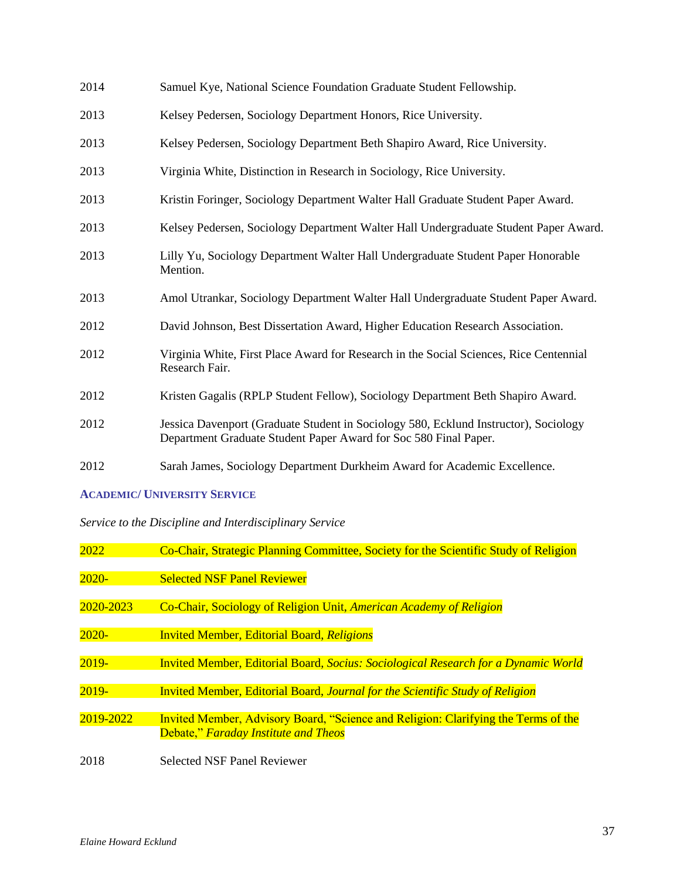2014 Samuel Kye, National Science Foundation Graduate Student Fellowship.

2013 Kelsey Pedersen, Sociology Department Honors, Rice University.

2013 Kelsey Pedersen, Sociology Department Beth Shapiro Award, Rice University.

2013 Virginia White, Distinction in Research in Sociology, Rice University.

2013 Kristin Foringer, Sociology Department Walter Hall Graduate Student Paper Award.

2013 Kelsey Pedersen, Sociology Department Walter Hall Undergraduate Student Paper Award.

2013 Lilly Yu, Sociology Department Walter Hall Undergraduate Student Paper Honorable Mention.

2013 Amol Utrankar, Sociology Department Walter Hall Undergraduate Student Paper Award.

2012 David Johnson, Best Dissertation Award, Higher Education Research Association.

2012 Virginia White, First Place Award for Research in the Social Sciences, Rice Centennial Research Fair.

2012 Kristen Gagalis (RPLP Student Fellow), Sociology Department Beth Shapiro Award.

2012 Jessica Davenport (Graduate Student in Sociology 580, Ecklund Instructor), Sociology Department Graduate Student Paper Award for Soc 580 Final Paper.

2012 Sarah James, Sociology Department Durkheim Award for Academic Excellence.

## ACADEMIC/ UNIVERSITY SERVICE

*Service to the Discipline and Interdisciplinary Service*

2022 Co-Chair, Strategic Planning Committee, Society for the Scientific Study of Religion

2020- Selected NSF Panel Reviewer

2020-2023 Co-Chair, Sociology of Religion Unit, *American Academy of Religion*

2020- Invited Member, Editorial Board, *Religions*

2019- Invited Member, Editorial Board, *Socius: Sociological Research for a Dynamic World*

2019- Invited Member, Editorial Board, *Journal for the Scientific Study of Religion*

2019-2022 Invited Member, Advisory Board, "Science and Religion: Clarifying the Terms of the Debate," *Faraday Institute and Theos*

2018 Selected NSF Panel Reviewer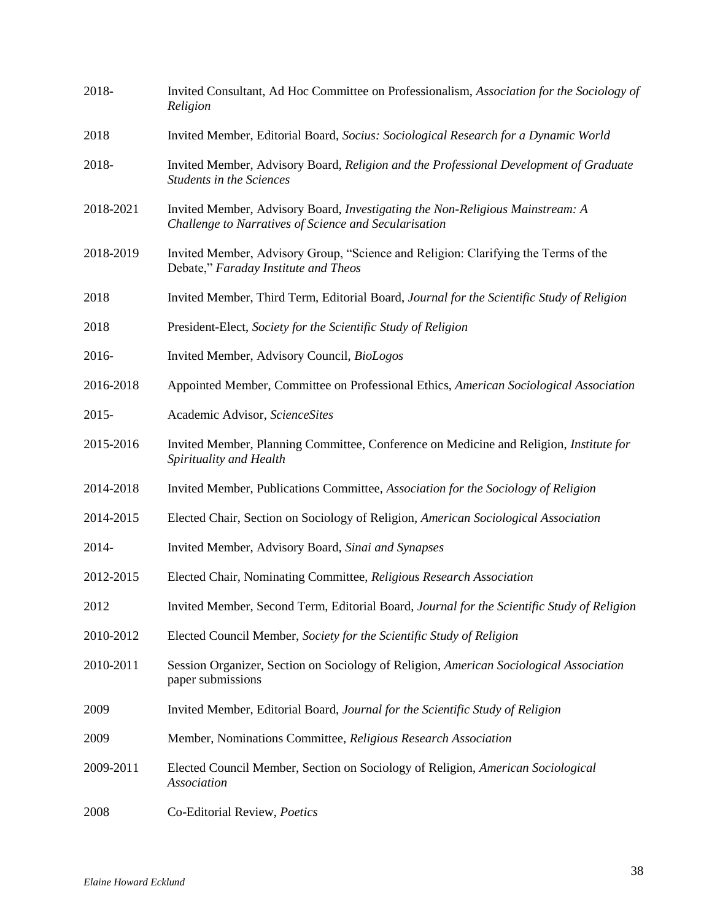2018- Invited Consultant, Ad Hoc Committee on Professionalism, *Association for the Sociology of Religion*

2018 Invited Member, Editorial Board, *Socius: Sociological Research for a Dynamic World*

2018- Invited Member, Advisory Board, *Religion and the Professional Development of Graduate Students in the Sciences*

2018-2021 Invited Member, Advisory Board, *Investigating the Non-Religious Mainstream: A Challenge to Narratives of Science and Secularisation*

2018-2019 Invited Member, Advisory Group, "Science and Religion: Clarifying the Terms of the Debate," *Faraday Institute and Theos*

2018 Invited Member, Third Term, Editorial Board, *Journal for the Scientific Study of Religion*

2018 President-Elect, *Society for the Scientific Study of Religion*

2016- Invited Member, Advisory Council, *BioLogos*

2016-2018 Appointed Member, Committee on Professional Ethics, *American Sociological Association*

2015- Academic Advisor, *ScienceSites*

2015-2016 Invited Member, Planning Committee, Conference on Medicine and Religion, *Institute for Spirituality and Health*

2014-2018 Invited Member, Publications Committee, *Association for the Sociology of Religion*

2014-2015 Elected Chair, Section on Sociology of Religion, *American Sociological Association*

2014- Invited Member, Advisory Board, *Sinai and Synapses*

2012-2015 Elected Chair, Nominating Committee, *Religious Research Association*

2012 Invited Member, Second Term, Editorial Board, *Journal for the Scientific Study of Religion*

2010-2012 Elected Council Member, *Society for the Scientific Study of Religion*

2010-2011 Session Organizer, Section on Sociology of Religion, *American Sociological Association* paper submissions

2009 Invited Member, Editorial Board, *Journal for the Scientific Study of Religion*

2009 Member, Nominations Committee, *Religious Research Association*

2009-2011 Elected Council Member, Section on Sociology of Religion, *American Sociological Association*

2008 Co-Editorial Review, *Poetics*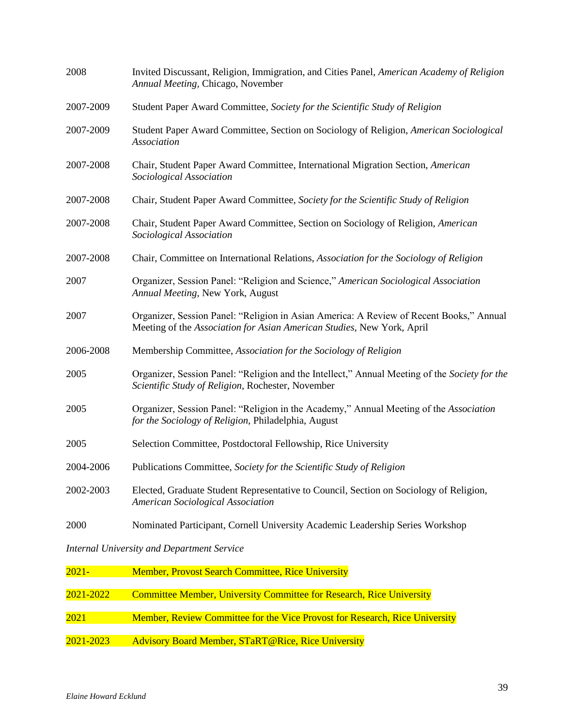2008 Invited Discussant, Religion, Immigration, and Cities Panel, *American Academy of Religion Annual Meeting*, Chicago, November

2007-2009 Student Paper Award Committee, *Society for the Scientific Study of Religion*

2007-2009 Student Paper Award Committee, Section on Sociology of Religion, *American Sociological Association*

2007-2008 Chair, Student Paper Award Committee, International Migration Section, *American Sociological Association*

2007-2008 Chair, Student Paper Award Committee, *Society for the Scientific Study of Religion*

2007-2008 Chair, Student Paper Award Committee, Section on Sociology of Religion, *American Sociological Association*

2007-2008 Chair, Committee on International Relations, *Association for the Sociology of Religion*

2007 Organizer, Session Panel: "Religion and Science," *American Sociological Association Annual Meeting*, New York, August

2007 Organizer, Session Panel: "Religion in Asian America: A Review of Recent Books," Annual Meeting of the *Association for Asian American Studies*, New York, April

2006-2008 Membership Committee, *Association for the Sociology of Religion*

2005 Organizer, Session Panel: "Religion and the Intellect," Annual Meeting of the *Society for the Scientific Study of Religion*, Rochester, November

2005 Organizer, Session Panel: "Religion in the Academy," Annual Meeting of the *Association for the Sociology of Religion*, Philadelphia, August

2005 Selection Committee, Postdoctoral Fellowship, Rice University

2004-2006 Publications Committee, *Society for the Scientific Study of Religion*

2002-2003 Elected, Graduate Student Representative to Council, Section on Sociology of Religion, *American Sociological Association*

2000 Nominated Participant, Cornell University Academic Leadership Series Workshop

*Internal University and Department Service*

2021- Member, Provost Search Committee, Rice University

2021-2022 Committee Member, University Committee for Research, Rice University

2021 Member, Review Committee for the Vice Provost for Research, Rice University

2021-2023 Advisory Board Member, STaRT@Rice, Rice University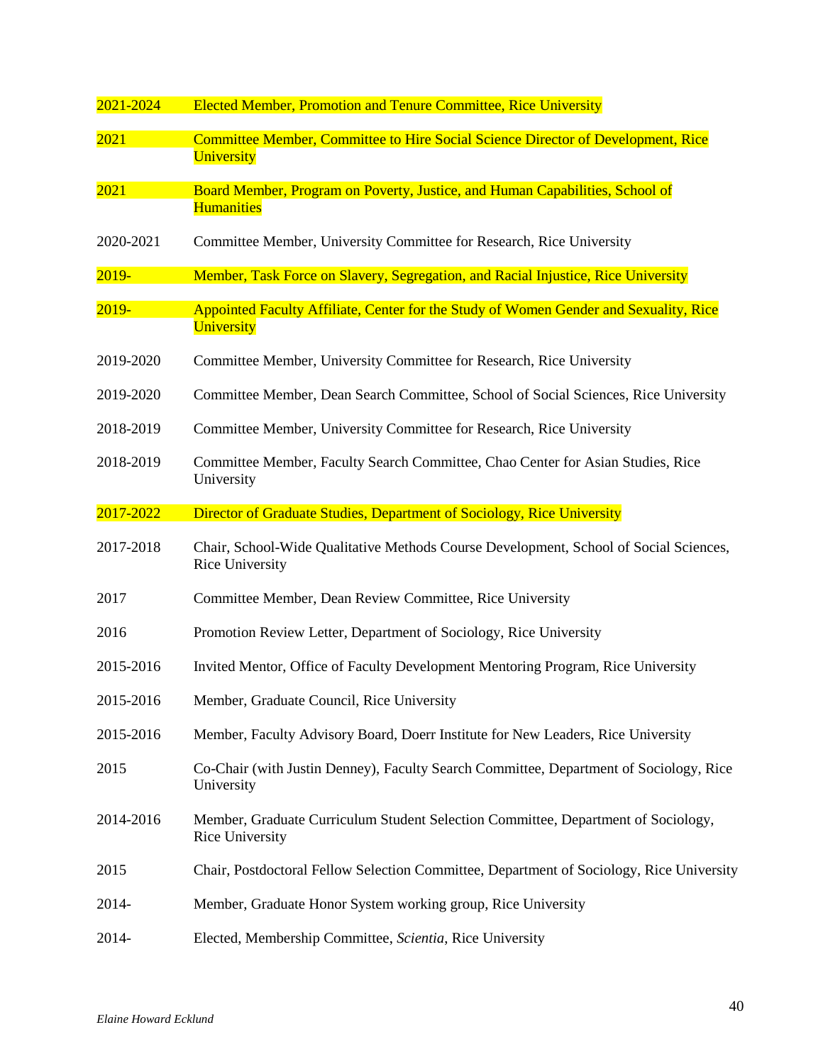2021-2024 Elected Member, Promotion and Tenure Committee, Rice University

2021 Committee Member, Committee to Hire Social Science Director of Development, Rice University

2021 Board Member, Program on Poverty, Justice, and Human Capabilities, School of Humanities

2020-2021 Committee Member, University Committee for Research, Rice University

2019- Member, Task Force on Slavery, Segregation, and Racial Injustice, Rice University

2019- Appointed Faculty Affiliate, Center for the Study of Women Gender and Sexuality, Rice University

2019-2020 Committee Member, University Committee for Research, Rice University

2019-2020 Committee Member, Dean Search Committee, School of Social Sciences, Rice University

2018-2019 Committee Member, University Committee for Research, Rice University

2018-2019 Committee Member, Faculty Search Committee, Chao Center for Asian Studies, Rice University

2017-2022 Director of Graduate Studies, Department of Sociology, Rice University

2017-2018 Chair, School-Wide Qualitative Methods Course Development, School of Social Sciences, Rice University

2017 Committee Member, Dean Review Committee, Rice University

2016 Promotion Review Letter, Department of Sociology, Rice University

2015-2016 Invited Mentor, Office of Faculty Development Mentoring Program, Rice University

2015-2016 Member, Graduate Council, Rice University

2015-2016 Member, Faculty Advisory Board, Doerr Institute for New Leaders, Rice University

2015 Co-Chair (with Justin Denney), Faculty Search Committee, Department of Sociology, Rice University

2014-2016 Member, Graduate Curriculum Student Selection Committee, Department of Sociology, Rice University

2015 Chair, Postdoctoral Fellow Selection Committee, Department of Sociology, Rice University

2014- Member, Graduate Honor System working group, Rice University

2014- Elected, Membership Committee, *Scientia*, Rice University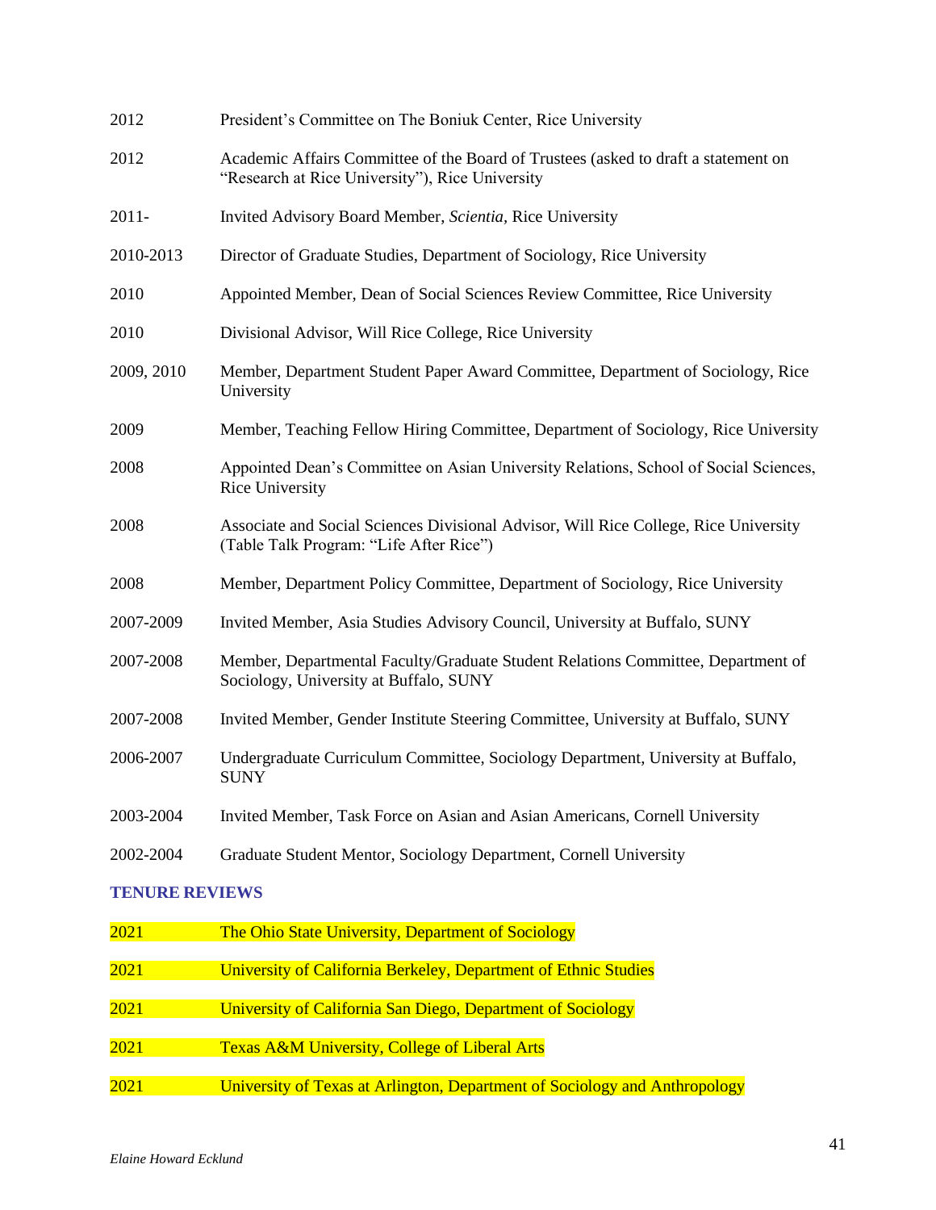2012 President's Committee on The Boniuk Center, Rice University

2012 Academic Affairs Committee of the Board of Trustees (asked to draft a statement on "Research at Rice University"), Rice University

2011- Invited Advisory Board Member, *Scientia,* Rice University

2010-2013 Director of Graduate Studies, Department of Sociology, Rice University

2010 Appointed Member, Dean of Social Sciences Review Committee, Rice University

2010 Divisional Advisor, Will Rice College, Rice University

2009, 2010 Member, Department Student Paper Award Committee, Department of Sociology, Rice University

2009 Member, Teaching Fellow Hiring Committee, Department of Sociology, Rice University

2008 Appointed Dean's Committee on Asian University Relations, School of Social Sciences, Rice University

2008 Associate and Social Sciences Divisional Advisor, Will Rice College, Rice University (Table Talk Program: "Life After Rice")

2008 Member, Department Policy Committee, Department of Sociology, Rice University

2007-2009 Invited Member, Asia Studies Advisory Council, University at Buffalo, SUNY

2007-2008 Member, Departmental Faculty/Graduate Student Relations Committee, Department of Sociology, University at Buffalo, SUNY

2007-2008 Invited Member, Gender Institute Steering Committee, University at Buffalo, SUNY

2006-2007 Undergraduate Curriculum Committee, Sociology Department, University at Buffalo, SUNY

2003-2004 Invited Member, Task Force on Asian and Asian Americans, Cornell University

2002-2004 Graduate Student Mentor, Sociology Department, Cornell University

## TENURE REVIEWS

2021 The Ohio State University, Department of Sociology

2021 University of California Berkeley, Department of Ethnic Studies

2021 University of California San Diego, Department of Sociology

2021 Texas A&M University, College of Liberal Arts

2021 University of Texas at Arlington, Department of Sociology and Anthropology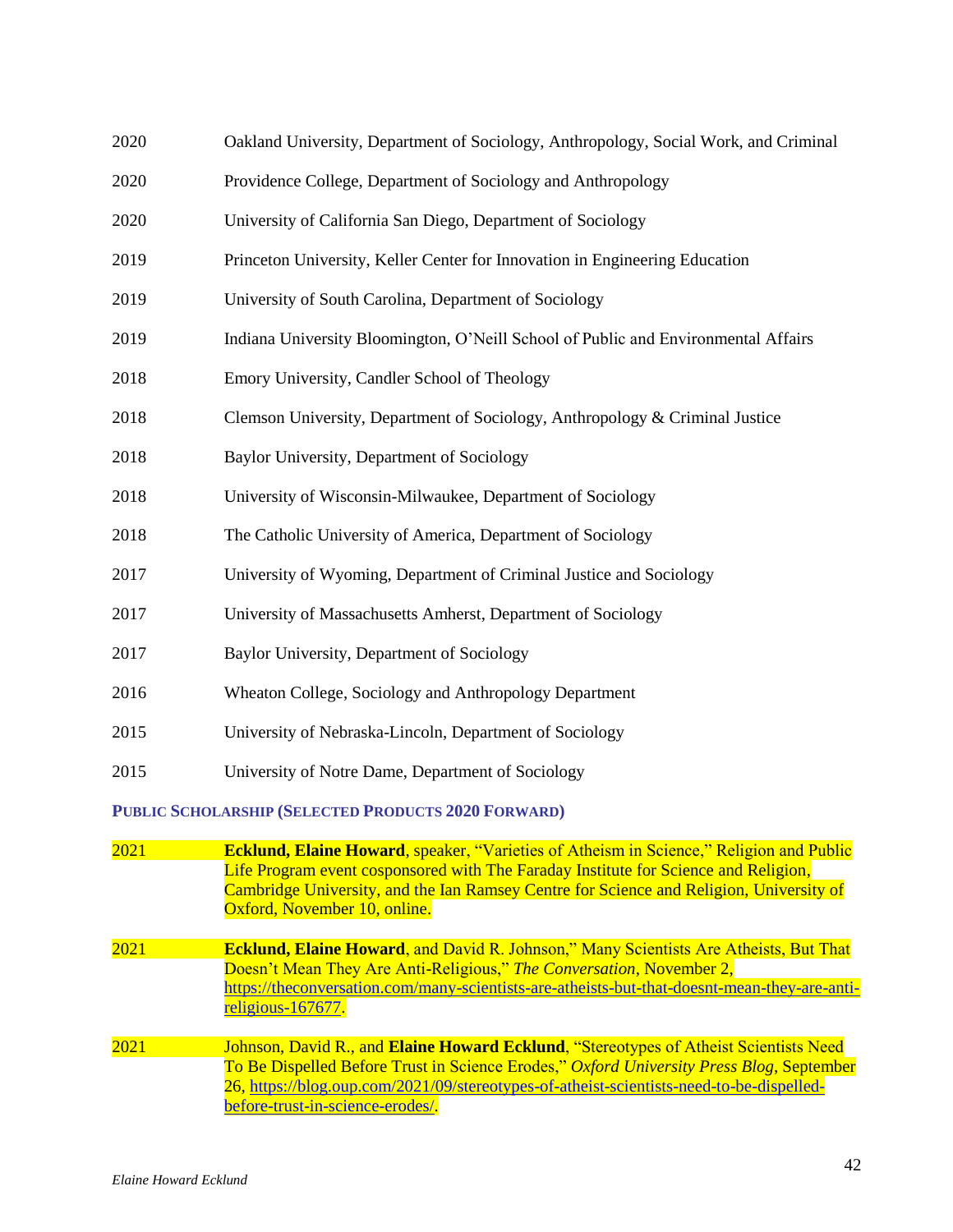2020 Oakland University, Department of Sociology, Anthropology, Social Work, and Criminal

2020 Providence College, Department of Sociology and Anthropology

2020 University of California San Diego, Department of Sociology

2019 Princeton University, Keller Center for Innovation in Engineering Education

2019 University of South Carolina, Department of Sociology

2019 Indiana University Bloomington, O'Neill School of Public and Environmental Affairs

2018 Emory University, Candler School of Theology

2018 Clemson University, Department of Sociology, Anthropology & Criminal Justice

2018 Baylor University, Department of Sociology

2018 University of Wisconsin-Milwaukee, Department of Sociology

2018 The Catholic University of America, Department of Sociology

2017 University of Wyoming, Department of Criminal Justice and Sociology

2017 University of Massachusetts Amherst, Department of Sociology

2017 Baylor University, Department of Sociology

2016 Wheaton College, Sociology and Anthropology Department

2015 University of Nebraska-Lincoln, Department of Sociology

2015 University of Notre Dame, Department of Sociology

### PUBLIC SCHOLARSHIP (SELECTED PRODUCTS 2020 FORWARD)

2021 **Ecklund, Elaine Howard**, speaker, "Varieties of Atheism in Science," Religion and Public Life Program event cosponsored with The Faraday Institute for Science and Religion, Cambridge University, and the Ian Ramsey Centre for Science and Religion, University of Oxford, November 10, online.

2021 **Ecklund, Elaine Howard**, and David R. Johnson," Many Scientists Are Atheists, But That Doesn't Mean They Are Anti-Religious," *The Conversation*, November 2, https://theconversation.com/many-scientists-are-atheists-but-that-doesnt-mean-they-are-anti-religious-167677.

2021 Johnson, David R., and **Elaine Howard Ecklund**, "Stereotypes of Atheist Scientists Need To Be Dispelled Before Trust in Science Erodes," *Oxford University Press Blog*, September 26, https://blog.oup.com/2021/09/stereotypes-of-atheist-scientists-need-to-be-dispelled-before-trust-in-science-erodes/.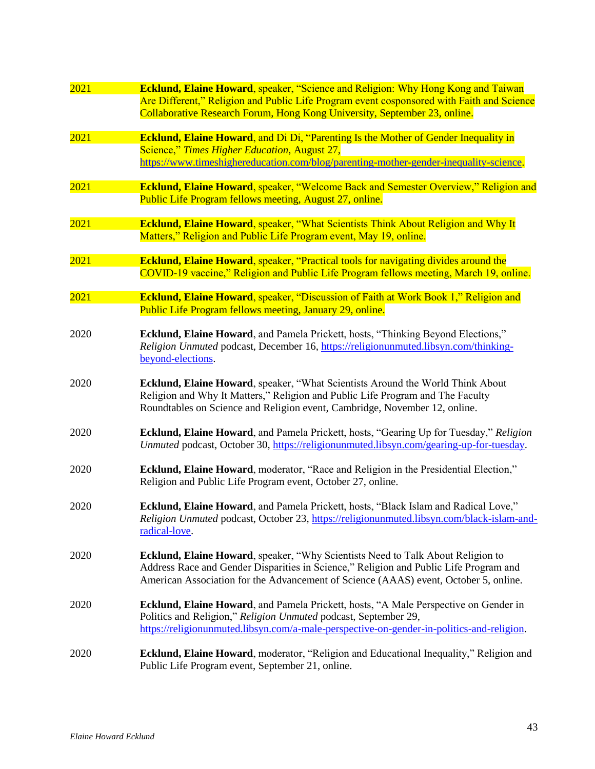2021 **Ecklund, Elaine Howard**, speaker, "Science and Religion: Why Hong Kong and Taiwan Are Different," Religion and Public Life Program event cosponsored with Faith and Science Collaborative Research Forum, Hong Kong University, September 23, online.

2021 **Ecklund, Elaine Howard**, and Di Di, "Parenting Is the Mother of Gender Inequality in Science," *Times Higher Education*, August 27, https://www.timeshighereducation.com/blog/parenting-mother-gender-inequality-science.

2021 **Ecklund, Elaine Howard**, speaker, "Welcome Back and Semester Overview," Religion and Public Life Program fellows meeting, August 27, online.

2021 **Ecklund, Elaine Howard**, speaker, "What Scientists Think About Religion and Why It Matters," Religion and Public Life Program event, May 19, online.

2021 **Ecklund, Elaine Howard**, speaker, "Practical tools for navigating divides around the COVID-19 vaccine," Religion and Public Life Program fellows meeting, March 19, online.

2021 **Ecklund, Elaine Howard**, speaker, "Discussion of Faith at Work Book 1," Religion and Public Life Program fellows meeting, January 29, online.

2020 **Ecklund, Elaine Howard**, and Pamela Prickett, hosts, "Thinking Beyond Elections," *Religion Unmuted* podcast, December 16, https://religionunmuted.libsyn.com/thinking-beyond-elections.

2020 **Ecklund, Elaine Howard**, speaker, "What Scientists Around the World Think About Religion and Why It Matters," Religion and Public Life Program and The Faculty Roundtables on Science and Religion event, Cambridge, November 12, online.

2020 **Ecklund, Elaine Howard**, and Pamela Prickett, hosts, "Gearing Up for Tuesday," *Religion Unmuted* podcast, October 30, https://religionunmuted.libsyn.com/gearing-up-for-tuesday.

2020 **Ecklund, Elaine Howard**, moderator, "Race and Religion in the Presidential Election," Religion and Public Life Program event, October 27, online.

2020 **Ecklund, Elaine Howard**, and Pamela Prickett, hosts, "Black Islam and Radical Love," *Religion Unmuted* podcast, October 23, https://religionunmuted.libsyn.com/black-islam-and-radical-love.

2020 **Ecklund, Elaine Howard**, speaker, "Why Scientists Need to Talk About Religion to Address Race and Gender Disparities in Science," Religion and Public Life Program and American Association for the Advancement of Science (AAAS) event, October 5, online.

2020 **Ecklund, Elaine Howard**, and Pamela Prickett, hosts, "A Male Perspective on Gender in Politics and Religion," *Religion Unmuted* podcast, September 29, https://religionunmuted.libsyn.com/a-male-perspective-on-gender-in-politics-and-religion.

2020 **Ecklund, Elaine Howard**, moderator, "Religion and Educational Inequality," Religion and Public Life Program event, September 21, online.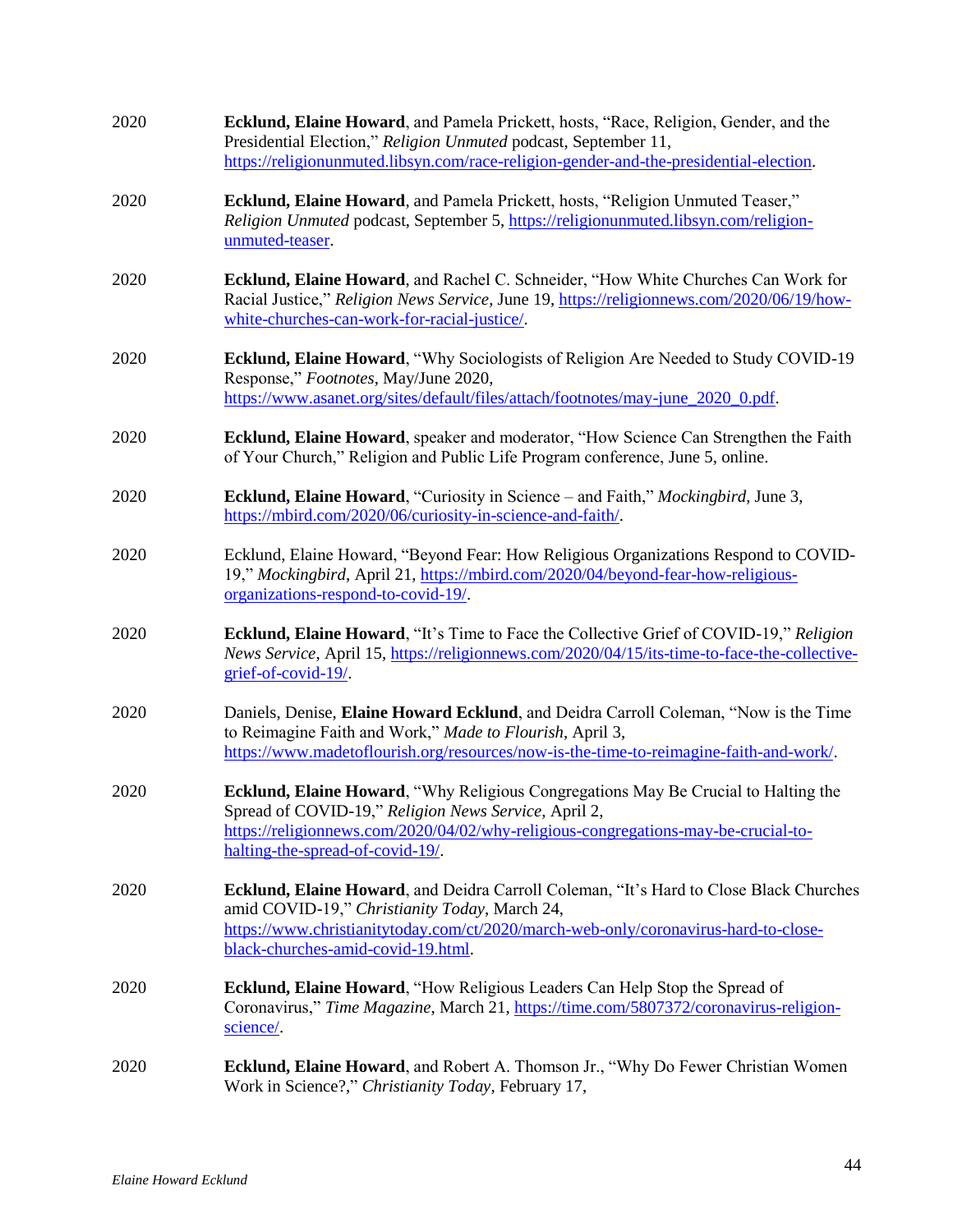2020 **Ecklund, Elaine Howard**, and Pamela Prickett, hosts, "Race, Religion, Gender, and the Presidential Election," *Religion Unmuted* podcast, September 11, https://religionunmuted.libsyn.com/race-religion-gender-and-the-presidential-election.

2020 **Ecklund, Elaine Howard**, and Pamela Prickett, hosts, "Religion Unmuted Teaser," *Religion Unmuted* podcast, September 5, https://religionunmuted.libsyn.com/religion-unmuted-teaser.

2020 **Ecklund, Elaine Howard**, and Rachel C. Schneider, "How White Churches Can Work for Racial Justice," *Religion News Service*, June 19, https://religionnews.com/2020/06/19/how-white-churches-can-work-for-racial-justice/.

2020 **Ecklund, Elaine Howard**, "Why Sociologists of Religion Are Needed to Study COVID-19 Response," *Footnotes*, May/June 2020, https://www.asanet.org/sites/default/files/attach/footnotes/may-june_2020_0.pdf.

2020 **Ecklund, Elaine Howard**, speaker and moderator, "How Science Can Strengthen the Faith of Your Church," Religion and Public Life Program conference, June 5, online.

2020 **Ecklund, Elaine Howard**, "Curiosity in Science – and Faith," *Mockingbird*, June 3, https://mbird.com/2020/06/curiosity-in-science-and-faith/.

2020 Ecklund, Elaine Howard, "Beyond Fear: How Religious Organizations Respond to COVID-19," *Mockingbird*, April 21, https://mbird.com/2020/04/beyond-fear-how-religious-organizations-respond-to-covid-19/.

2020 **Ecklund, Elaine Howard**, "It's Time to Face the Collective Grief of COVID-19," *Religion News Service*, April 15, https://religionnews.com/2020/04/15/its-time-to-face-the-collective-grief-of-covid-19/.

2020 Daniels, Denise, **Elaine Howard Ecklund**, and Deidra Carroll Coleman, "Now is the Time to Reimagine Faith and Work," *Made to Flourish*, April 3, https://www.madetoflourish.org/resources/now-is-the-time-to-reimagine-faith-and-work/.

2020 **Ecklund, Elaine Howard**, "Why Religious Congregations May Be Crucial to Halting the Spread of COVID-19," *Religion News Service*, April 2, https://religionnews.com/2020/04/02/why-religious-congregations-may-be-crucial-to-halting-the-spread-of-covid-19/.

2020 **Ecklund, Elaine Howard**, and Deidra Carroll Coleman, "It's Hard to Close Black Churches amid COVID-19," *Christianity Today*, March 24, https://www.christianitytoday.com/ct/2020/march-web-only/coronavirus-hard-to-close-black-churches-amid-covid-19.html.

2020 **Ecklund, Elaine Howard**, "How Religious Leaders Can Help Stop the Spread of Coronavirus," *Time Magazine*, March 21, https://time.com/5807372/coronavirus-religion-science/.

2020 **Ecklund, Elaine Howard**, and Robert A. Thomson Jr., "Why Do Fewer Christian Women Work in Science?," *Christianity Today*, February 17,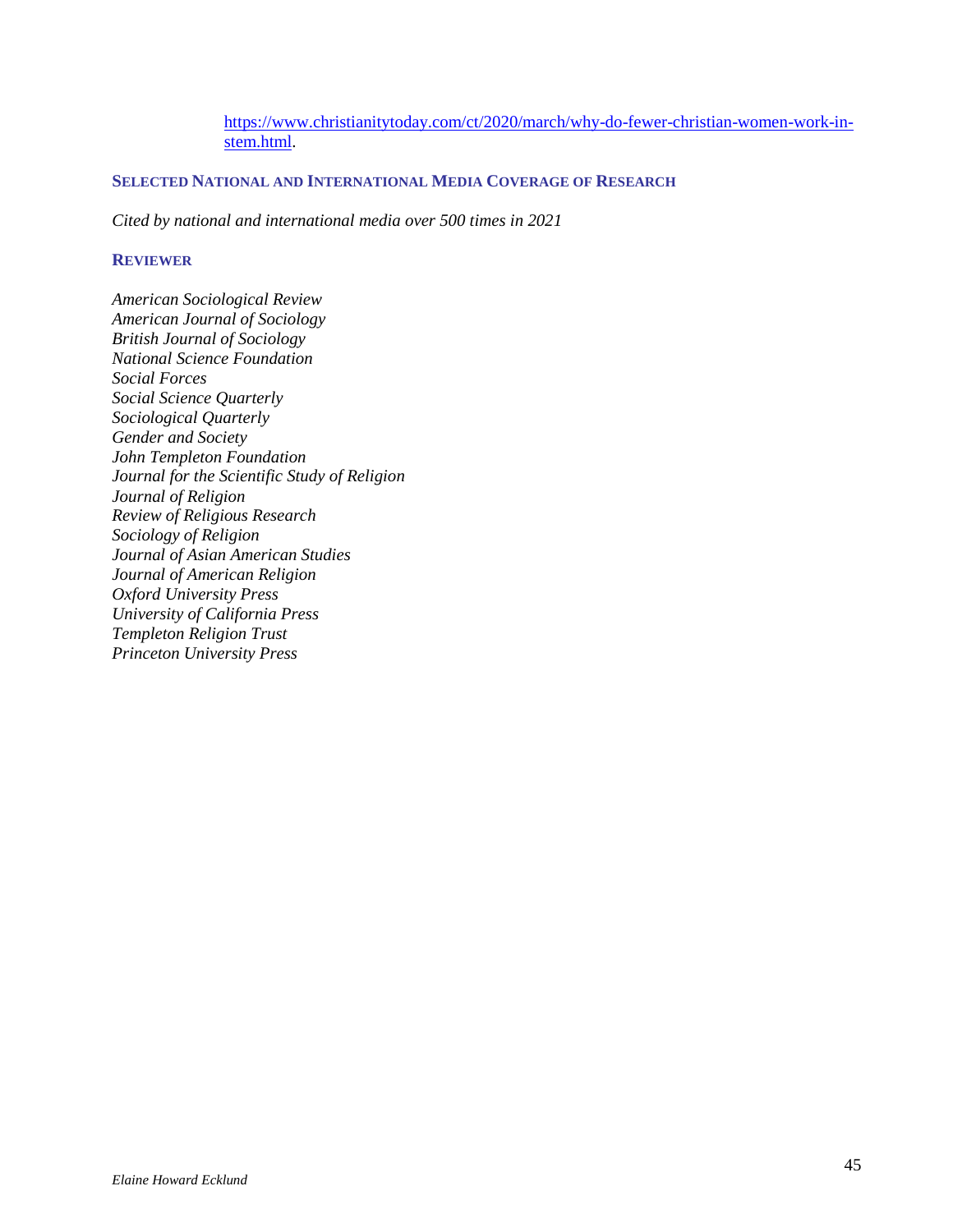https://www.christianitytoday.com/ct/2020/march/why-do-fewer-christian-women-work-in-stem.html.

### SELECTED NATIONAL AND INTERNATIONAL MEDIA COVERAGE OF RESEARCH

*Cited by national and international media over 500 times in 2021*

### REVIEWER

*American Sociological Review*
*American Journal of Sociology*
*British Journal of Sociology*
*National Science Foundation*
*Social Forces*
*Social Science Quarterly*
*Sociological Quarterly*
*Gender and Society*
*John Templeton Foundation*
*Journal for the Scientific Study of Religion*
*Journal of Religion*
*Review of Religious Research*
*Sociology of Religion*
*Journal of Asian American Studies*
*Journal of American Religion*
*Oxford University Press*
*University of California Press*
*Templeton Religion Trust*
*Princeton University Press*